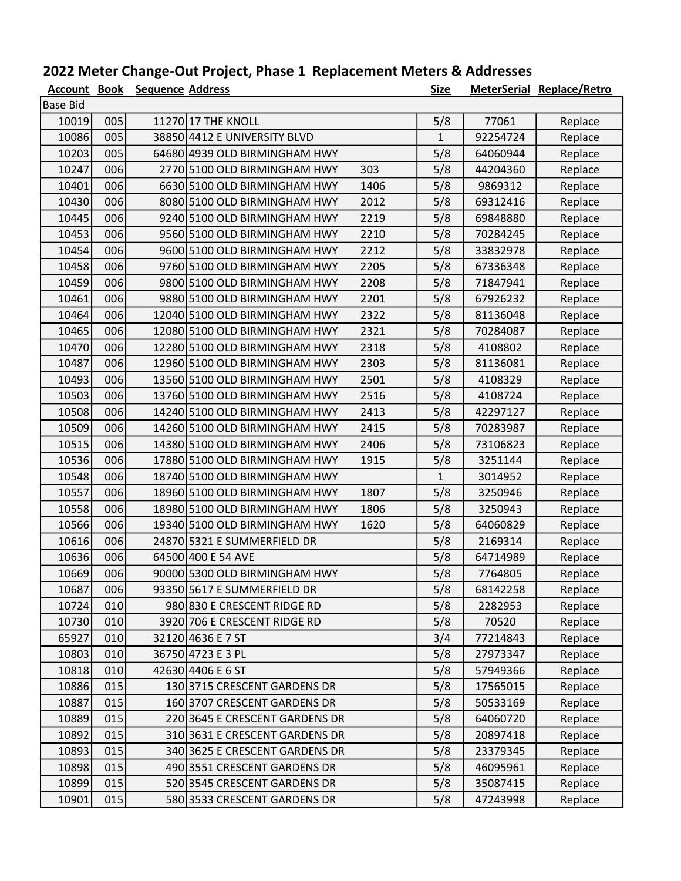# 2022 Meter Change-Out Project, Phase 1 Replacement Meters & Addresses

| Account | Book | Sequence | Address | | Size | MeterSerial | Replace/Retro |
|---|---|---|---|---|---|---|---|
| Base Bid | | | | | | | |
| 10019 | 005 | 11270 | 17 THE KNOLL | | 5/8 | 77061 | Replace |
| 10086 | 005 | 38850 | 4412 E UNIVERSITY BLVD | | 1 | 92254724 | Replace |
| 10203 | 005 | 64680 | 4939 OLD BIRMINGHAM HWY | | 5/8 | 64060944 | Replace |
| 10247 | 006 | 2770 | 5100 OLD BIRMINGHAM HWY | 303 | 5/8 | 44204360 | Replace |
| 10401 | 006 | 6630 | 5100 OLD BIRMINGHAM HWY | 1406 | 5/8 | 9869312 | Replace |
| 10430 | 006 | 8080 | 5100 OLD BIRMINGHAM HWY | 2012 | 5/8 | 69312416 | Replace |
| 10445 | 006 | 9240 | 5100 OLD BIRMINGHAM HWY | 2219 | 5/8 | 69848880 | Replace |
| 10453 | 006 | 9560 | 5100 OLD BIRMINGHAM HWY | 2210 | 5/8 | 70284245 | Replace |
| 10454 | 006 | 9600 | 5100 OLD BIRMINGHAM HWY | 2212 | 5/8 | 33832978 | Replace |
| 10458 | 006 | 9760 | 5100 OLD BIRMINGHAM HWY | 2205 | 5/8 | 67336348 | Replace |
| 10459 | 006 | 9800 | 5100 OLD BIRMINGHAM HWY | 2208 | 5/8 | 71847941 | Replace |
| 10461 | 006 | 9880 | 5100 OLD BIRMINGHAM HWY | 2201 | 5/8 | 67926232 | Replace |
| 10464 | 006 | 12040 | 5100 OLD BIRMINGHAM HWY | 2322 | 5/8 | 81136048 | Replace |
| 10465 | 006 | 12080 | 5100 OLD BIRMINGHAM HWY | 2321 | 5/8 | 70284087 | Replace |
| 10470 | 006 | 12280 | 5100 OLD BIRMINGHAM HWY | 2318 | 5/8 | 4108802 | Replace |
| 10487 | 006 | 12960 | 5100 OLD BIRMINGHAM HWY | 2303 | 5/8 | 81136081 | Replace |
| 10493 | 006 | 13560 | 5100 OLD BIRMINGHAM HWY | 2501 | 5/8 | 4108329 | Replace |
| 10503 | 006 | 13760 | 5100 OLD BIRMINGHAM HWY | 2516 | 5/8 | 4108724 | Replace |
| 10508 | 006 | 14240 | 5100 OLD BIRMINGHAM HWY | 2413 | 5/8 | 42297127 | Replace |
| 10509 | 006 | 14260 | 5100 OLD BIRMINGHAM HWY | 2415 | 5/8 | 70283987 | Replace |
| 10515 | 006 | 14380 | 5100 OLD BIRMINGHAM HWY | 2406 | 5/8 | 73106823 | Replace |
| 10536 | 006 | 17880 | 5100 OLD BIRMINGHAM HWY | 1915 | 5/8 | 3251144 | Replace |
| 10548 | 006 | 18740 | 5100 OLD BIRMINGHAM HWY | | 1 | 3014952 | Replace |
| 10557 | 006 | 18960 | 5100 OLD BIRMINGHAM HWY | 1807 | 5/8 | 3250946 | Replace |
| 10558 | 006 | 18980 | 5100 OLD BIRMINGHAM HWY | 1806 | 5/8 | 3250943 | Replace |
| 10566 | 006 | 19340 | 5100 OLD BIRMINGHAM HWY | 1620 | 5/8 | 64060829 | Replace |
| 10616 | 006 | 24870 | 5321 E SUMMERFIELD DR | | 5/8 | 2169314 | Replace |
| 10636 | 006 | 64500 | 400 E 54 AVE | | 5/8 | 64714989 | Replace |
| 10669 | 006 | 90000 | 5300 OLD BIRMINGHAM HWY | | 5/8 | 7764805 | Replace |
| 10687 | 006 | 93350 | 5617 E SUMMERFIELD DR | | 5/8 | 68142258 | Replace |
| 10724 | 010 | 980 | 830 E CRESCENT RIDGE RD | | 5/8 | 2282953 | Replace |
| 10730 | 010 | 3920 | 706 E CRESCENT RIDGE RD | | 5/8 | 70520 | Replace |
| 65927 | 010 | 32120 | 4636 E 7 ST | | 3/4 | 77214843 | Replace |
| 10803 | 010 | 36750 | 4723 E 3 PL | | 5/8 | 27973347 | Replace |
| 10818 | 010 | 42630 | 4406 E 6 ST | | 5/8 | 57949366 | Replace |
| 10886 | 015 | 130 | 3715 CRESCENT GARDENS DR | | 5/8 | 17565015 | Replace |
| 10887 | 015 | 160 | 3707 CRESCENT GARDENS DR | | 5/8 | 50533169 | Replace |
| 10889 | 015 | 220 | 3645 E CRESCENT GARDENS DR | | 5/8 | 64060720 | Replace |
| 10892 | 015 | 310 | 3631 E CRESCENT GARDENS DR | | 5/8 | 20897418 | Replace |
| 10893 | 015 | 340 | 3625 E CRESCENT GARDENS DR | | 5/8 | 23379345 | Replace |
| 10898 | 015 | 490 | 3551 CRESCENT GARDENS DR | | 5/8 | 46095961 | Replace |
| 10899 | 015 | 520 | 3545 CRESCENT GARDENS DR | | 5/8 | 35087415 | Replace |
| 10901 | 015 | 580 | 3533 CRESCENT GARDENS DR | | 5/8 | 47243998 | Replace |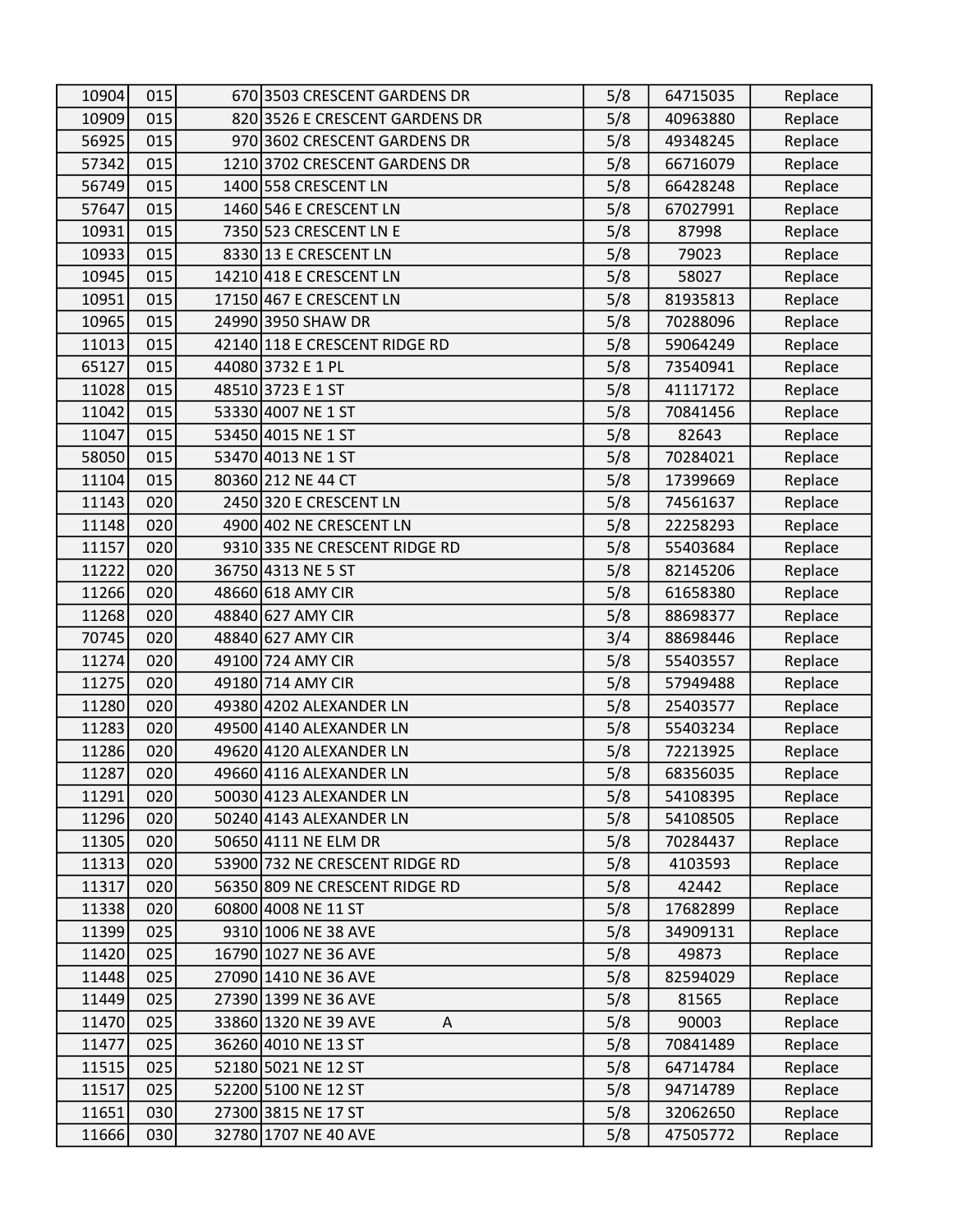| | | | | | | |
|---|---|---|---|---|---|---|
| 10904 | 015 | 670 | 3503 CRESCENT GARDENS DR | 5/8 | 64715035 | Replace |
| 10909 | 015 | 820 | 3526 E CRESCENT GARDENS DR | 5/8 | 40963880 | Replace |
| 56925 | 015 | 970 | 3602 CRESCENT GARDENS DR | 5/8 | 49348245 | Replace |
| 57342 | 015 | 1210 | 3702 CRESCENT GARDENS DR | 5/8 | 66716079 | Replace |
| 56749 | 015 | 1400 | 558 CRESCENT LN | 5/8 | 66428248 | Replace |
| 57647 | 015 | 1460 | 546 E CRESCENT LN | 5/8 | 67027991 | Replace |
| 10931 | 015 | 7350 | 523 CRESCENT LN E | 5/8 | 87998 | Replace |
| 10933 | 015 | 8330 | 13 E CRESCENT LN | 5/8 | 79023 | Replace |
| 10945 | 015 | 14210 | 418 E CRESCENT LN | 5/8 | 58027 | Replace |
| 10951 | 015 | 17150 | 467 E CRESCENT LN | 5/8 | 81935813 | Replace |
| 10965 | 015 | 24990 | 3950 SHAW DR | 5/8 | 70288096 | Replace |
| 11013 | 015 | 42140 | 118 E CRESCENT RIDGE RD | 5/8 | 59064249 | Replace |
| 65127 | 015 | 44080 | 3732 E 1 PL | 5/8 | 73540941 | Replace |
| 11028 | 015 | 48510 | 3723 E 1 ST | 5/8 | 41117172 | Replace |
| 11042 | 015 | 53330 | 4007 NE 1 ST | 5/8 | 70841456 | Replace |
| 11047 | 015 | 53450 | 4015 NE 1 ST | 5/8 | 82643 | Replace |
| 58050 | 015 | 53470 | 4013 NE 1 ST | 5/8 | 70284021 | Replace |
| 11104 | 015 | 80360 | 212 NE 44 CT | 5/8 | 17399669 | Replace |
| 11143 | 020 | 2450 | 320 E CRESCENT LN | 5/8 | 74561637 | Replace |
| 11148 | 020 | 4900 | 402 NE CRESCENT LN | 5/8 | 22258293 | Replace |
| 11157 | 020 | 9310 | 335 NE CRESCENT RIDGE RD | 5/8 | 55403684 | Replace |
| 11222 | 020 | 36750 | 4313 NE 5 ST | 5/8 | 82145206 | Replace |
| 11266 | 020 | 48660 | 618 AMY CIR | 5/8 | 61658380 | Replace |
| 11268 | 020 | 48840 | 627 AMY CIR | 5/8 | 88698377 | Replace |
| 70745 | 020 | 48840 | 627 AMY CIR | 3/4 | 88698446 | Replace |
| 11274 | 020 | 49100 | 724 AMY CIR | 5/8 | 55403557 | Replace |
| 11275 | 020 | 49180 | 714 AMY CIR | 5/8 | 57949488 | Replace |
| 11280 | 020 | 49380 | 4202 ALEXANDER LN | 5/8 | 25403577 | Replace |
| 11283 | 020 | 49500 | 4140 ALEXANDER LN | 5/8 | 55403234 | Replace |
| 11286 | 020 | 49620 | 4120 ALEXANDER LN | 5/8 | 72213925 | Replace |
| 11287 | 020 | 49660 | 4116 ALEXANDER LN | 5/8 | 68356035 | Replace |
| 11291 | 020 | 50030 | 4123 ALEXANDER LN | 5/8 | 54108395 | Replace |
| 11296 | 020 | 50240 | 4143 ALEXANDER LN | 5/8 | 54108505 | Replace |
| 11305 | 020 | 50650 | 4111 NE ELM DR | 5/8 | 70284437 | Replace |
| 11313 | 020 | 53900 | 732 NE CRESCENT RIDGE RD | 5/8 | 4103593 | Replace |
| 11317 | 020 | 56350 | 809 NE CRESCENT RIDGE RD | 5/8 | 42442 | Replace |
| 11338 | 020 | 60800 | 4008 NE 11 ST | 5/8 | 17682899 | Replace |
| 11399 | 025 | 9310 | 1006 NE 38 AVE | 5/8 | 34909131 | Replace |
| 11420 | 025 | 16790 | 1027 NE 36 AVE | 5/8 | 49873 | Replace |
| 11448 | 025 | 27090 | 1410 NE 36 AVE | 5/8 | 82594029 | Replace |
| 11449 | 025 | 27390 | 1399 NE 36 AVE | 5/8 | 81565 | Replace |
| 11470 | 025 | 33860 | 1320 NE 39 AVE A | 5/8 | 90003 | Replace |
| 11477 | 025 | 36260 | 4010 NE 13 ST | 5/8 | 70841489 | Replace |
| 11515 | 025 | 52180 | 5021 NE 12 ST | 5/8 | 64714784 | Replace |
| 11517 | 025 | 52200 | 5100 NE 12 ST | 5/8 | 94714789 | Replace |
| 11651 | 030 | 27300 | 3815 NE 17 ST | 5/8 | 32062650 | Replace |
| 11666 | 030 | 32780 | 1707 NE 40 AVE | 5/8 | 47505772 | Replace |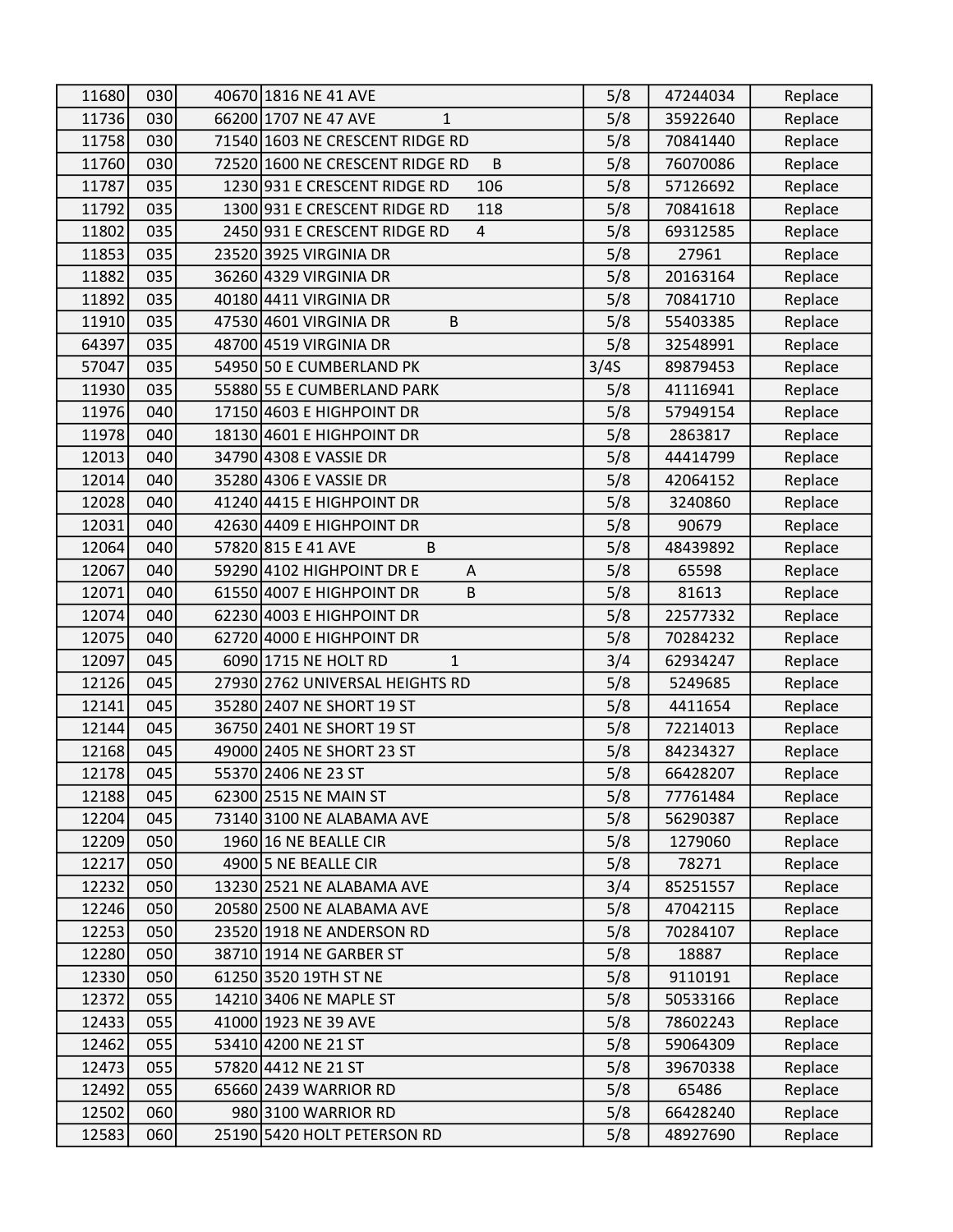| | | | | | | |
|---|---|---|---|---|---|---|
| 11680 | 030 | 40670 | 1816 NE 41 AVE | 5/8 | 47244034 | Replace |
| 11736 | 030 | 66200 | 1707 NE 47 AVE 1 | 5/8 | 35922640 | Replace |
| 11758 | 030 | 71540 | 1603 NE CRESCENT RIDGE RD | 5/8 | 70841440 | Replace |
| 11760 | 030 | 72520 | 1600 NE CRESCENT RIDGE RD B | 5/8 | 76070086 | Replace |
| 11787 | 035 | 1230 | 931 E CRESCENT RIDGE RD 106 | 5/8 | 57126692 | Replace |
| 11792 | 035 | 1300 | 931 E CRESCENT RIDGE RD 118 | 5/8 | 70841618 | Replace |
| 11802 | 035 | 2450 | 931 E CRESCENT RIDGE RD 4 | 5/8 | 69312585 | Replace |
| 11853 | 035 | 23520 | 3925 VIRGINIA DR | 5/8 | 27961 | Replace |
| 11882 | 035 | 36260 | 4329 VIRGINIA DR | 5/8 | 20163164 | Replace |
| 11892 | 035 | 40180 | 4411 VIRGINIA DR | 5/8 | 70841710 | Replace |
| 11910 | 035 | 47530 | 4601 VIRGINIA DR B | 5/8 | 55403385 | Replace |
| 64397 | 035 | 48700 | 4519 VIRGINIA DR | 5/8 | 32548991 | Replace |
| 57047 | 035 | 54950 | 50 E CUMBERLAND PK | 3/4S | 89879453 | Replace |
| 11930 | 035 | 55880 | 55 E CUMBERLAND PARK | 5/8 | 41116941 | Replace |
| 11976 | 040 | 17150 | 4603 E HIGHPOINT DR | 5/8 | 57949154 | Replace |
| 11978 | 040 | 18130 | 4601 E HIGHPOINT DR | 5/8 | 2863817 | Replace |
| 12013 | 040 | 34790 | 4308 E VASSIE DR | 5/8 | 44414799 | Replace |
| 12014 | 040 | 35280 | 4306 E VASSIE DR | 5/8 | 42064152 | Replace |
| 12028 | 040 | 41240 | 4415 E HIGHPOINT DR | 5/8 | 3240860 | Replace |
| 12031 | 040 | 42630 | 4409 E HIGHPOINT DR | 5/8 | 90679 | Replace |
| 12064 | 040 | 57820 | 815 E 41 AVE B | 5/8 | 48439892 | Replace |
| 12067 | 040 | 59290 | 4102 HIGHPOINT DR E A | 5/8 | 65598 | Replace |
| 12071 | 040 | 61550 | 4007 E HIGHPOINT DR B | 5/8 | 81613 | Replace |
| 12074 | 040 | 62230 | 4003 E HIGHPOINT DR | 5/8 | 22577332 | Replace |
| 12075 | 040 | 62720 | 4000 E HIGHPOINT DR | 5/8 | 70284232 | Replace |
| 12097 | 045 | 6090 | 1715 NE HOLT RD 1 | 3/4 | 62934247 | Replace |
| 12126 | 045 | 27930 | 2762 UNIVERSAL HEIGHTS RD | 5/8 | 5249685 | Replace |
| 12141 | 045 | 35280 | 2407 NE SHORT 19 ST | 5/8 | 4411654 | Replace |
| 12144 | 045 | 36750 | 2401 NE SHORT 19 ST | 5/8 | 72214013 | Replace |
| 12168 | 045 | 49000 | 2405 NE SHORT 23 ST | 5/8 | 84234327 | Replace |
| 12178 | 045 | 55370 | 2406 NE 23 ST | 5/8 | 66428207 | Replace |
| 12188 | 045 | 62300 | 2515 NE MAIN ST | 5/8 | 77761484 | Replace |
| 12204 | 045 | 73140 | 3100 NE ALABAMA AVE | 5/8 | 56290387 | Replace |
| 12209 | 050 | 1960 | 16 NE BEALLE CIR | 5/8 | 1279060 | Replace |
| 12217 | 050 | 4900 | 5 NE BEALLE CIR | 5/8 | 78271 | Replace |
| 12232 | 050 | 13230 | 2521 NE ALABAMA AVE | 3/4 | 85251557 | Replace |
| 12246 | 050 | 20580 | 2500 NE ALABAMA AVE | 5/8 | 47042115 | Replace |
| 12253 | 050 | 23520 | 1918 NE ANDERSON RD | 5/8 | 70284107 | Replace |
| 12280 | 050 | 38710 | 1914 NE GARBER ST | 5/8 | 18887 | Replace |
| 12330 | 050 | 61250 | 3520 19TH ST NE | 5/8 | 9110191 | Replace |
| 12372 | 055 | 14210 | 3406 NE MAPLE ST | 5/8 | 50533166 | Replace |
| 12433 | 055 | 41000 | 1923 NE 39 AVE | 5/8 | 78602243 | Replace |
| 12462 | 055 | 53410 | 4200 NE 21 ST | 5/8 | 59064309 | Replace |
| 12473 | 055 | 57820 | 4412 NE 21 ST | 5/8 | 39670338 | Replace |
| 12492 | 055 | 65660 | 2439 WARRIOR RD | 5/8 | 65486 | Replace |
| 12502 | 060 | 980 | 3100 WARRIOR RD | 5/8 | 66428240 | Replace |
| 12583 | 060 | 25190 | 5420 HOLT PETERSON RD | 5/8 | 48927690 | Replace |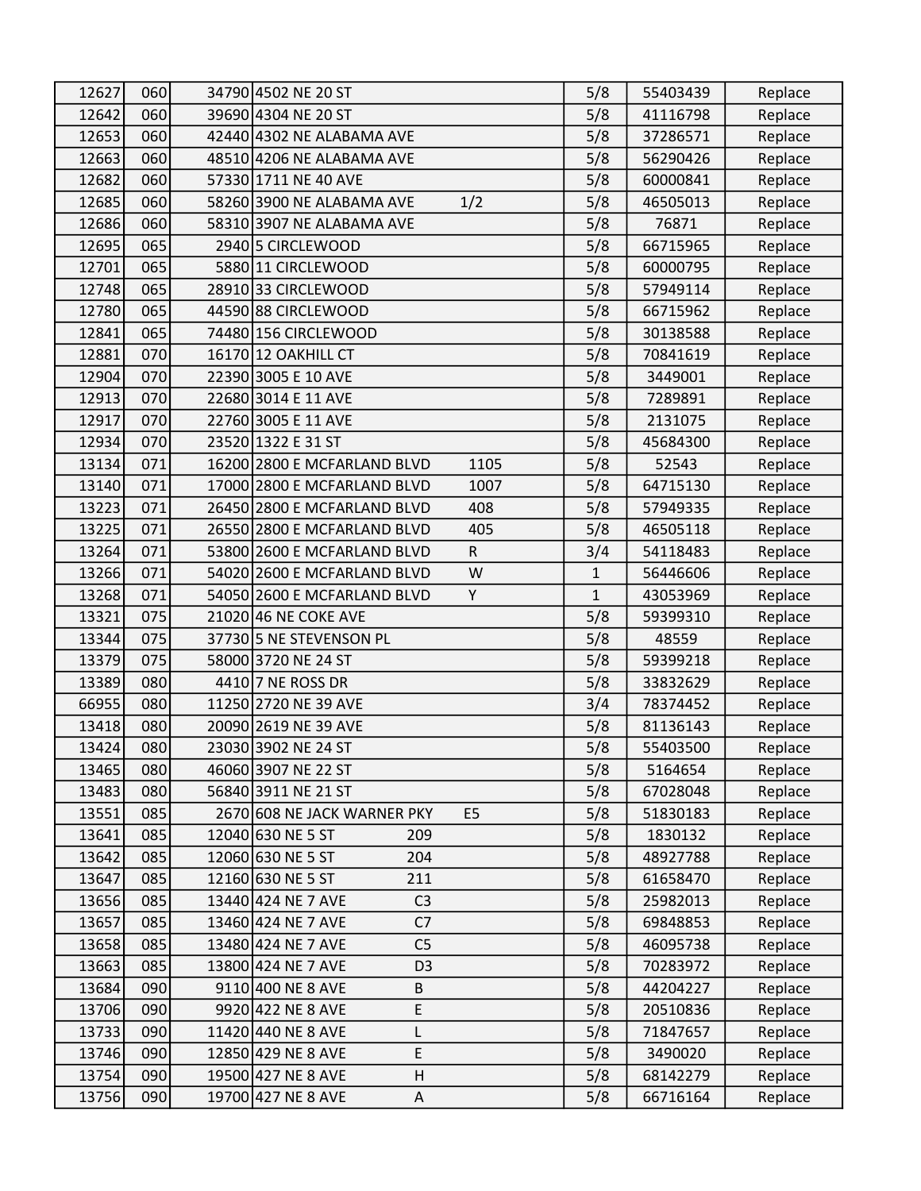| | | | | | | |
|---|---|---|---|---|---|---|
| 12627 | 060 | 34790 | 4502 NE 20 ST | 5/8 | 55403439 | Replace |
| 12642 | 060 | 39690 | 4304 NE 20 ST | 5/8 | 41116798 | Replace |
| 12653 | 060 | 42440 | 4302 NE ALABAMA AVE | 5/8 | 37286571 | Replace |
| 12663 | 060 | 48510 | 4206 NE ALABAMA AVE | 5/8 | 56290426 | Replace |
| 12682 | 060 | 57330 | 1711 NE 40 AVE | 5/8 | 60000841 | Replace |
| 12685 | 060 | 58260 | 3900 NE ALABAMA AVE 1/2 | 5/8 | 46505013 | Replace |
| 12686 | 060 | 58310 | 3907 NE ALABAMA AVE | 5/8 | 76871 | Replace |
| 12695 | 065 | 2940 | 5 CIRCLEWOOD | 5/8 | 66715965 | Replace |
| 12701 | 065 | 5880 | 11 CIRCLEWOOD | 5/8 | 60000795 | Replace |
| 12748 | 065 | 28910 | 33 CIRCLEWOOD | 5/8 | 57949114 | Replace |
| 12780 | 065 | 44590 | 88 CIRCLEWOOD | 5/8 | 66715962 | Replace |
| 12841 | 065 | 74480 | 156 CIRCLEWOOD | 5/8 | 30138588 | Replace |
| 12881 | 070 | 16170 | 12 OAKHILL CT | 5/8 | 70841619 | Replace |
| 12904 | 070 | 22390 | 3005 E 10 AVE | 5/8 | 3449001 | Replace |
| 12913 | 070 | 22680 | 3014 E 11 AVE | 5/8 | 7289891 | Replace |
| 12917 | 070 | 22760 | 3005 E 11 AVE | 5/8 | 2131075 | Replace |
| 12934 | 070 | 23520 | 1322 E 31 ST | 5/8 | 45684300 | Replace |
| 13134 | 071 | 16200 | 2800 E MCFARLAND BLVD 1105 | 5/8 | 52543 | Replace |
| 13140 | 071 | 17000 | 2800 E MCFARLAND BLVD 1007 | 5/8 | 64715130 | Replace |
| 13223 | 071 | 26450 | 2800 E MCFARLAND BLVD 408 | 5/8 | 57949335 | Replace |
| 13225 | 071 | 26550 | 2800 E MCFARLAND BLVD 405 | 5/8 | 46505118 | Replace |
| 13264 | 071 | 53800 | 2600 E MCFARLAND BLVD R | 3/4 | 54118483 | Replace |
| 13266 | 071 | 54020 | 2600 E MCFARLAND BLVD W | 1 | 56446606 | Replace |
| 13268 | 071 | 54050 | 2600 E MCFARLAND BLVD Y | 1 | 43053969 | Replace |
| 13321 | 075 | 21020 | 46 NE COKE AVE | 5/8 | 59399310 | Replace |
| 13344 | 075 | 37730 | 5 NE STEVENSON PL | 5/8 | 48559 | Replace |
| 13379 | 075 | 58000 | 3720 NE 24 ST | 5/8 | 59399218 | Replace |
| 13389 | 080 | 4410 | 7 NE ROSS DR | 5/8 | 33832629 | Replace |
| 66955 | 080 | 11250 | 2720 NE 39 AVE | 3/4 | 78374452 | Replace |
| 13418 | 080 | 20090 | 2619 NE 39 AVE | 5/8 | 81136143 | Replace |
| 13424 | 080 | 23030 | 3902 NE 24 ST | 5/8 | 55403500 | Replace |
| 13465 | 080 | 46060 | 3907 NE 22 ST | 5/8 | 5164654 | Replace |
| 13483 | 080 | 56840 | 3911 NE 21 ST | 5/8 | 67028048 | Replace |
| 13551 | 085 | 2670 | 608 NE JACK WARNER PKY E5 | 5/8 | 51830183 | Replace |
| 13641 | 085 | 12040 | 630 NE 5 ST 209 | 5/8 | 1830132 | Replace |
| 13642 | 085 | 12060 | 630 NE 5 ST 204 | 5/8 | 48927788 | Replace |
| 13647 | 085 | 12160 | 630 NE 5 ST 211 | 5/8 | 61658470 | Replace |
| 13656 | 085 | 13440 | 424 NE 7 AVE C3 | 5/8 | 25982013 | Replace |
| 13657 | 085 | 13460 | 424 NE 7 AVE C7 | 5/8 | 69848853 | Replace |
| 13658 | 085 | 13480 | 424 NE 7 AVE C5 | 5/8 | 46095738 | Replace |
| 13663 | 085 | 13800 | 424 NE 7 AVE D3 | 5/8 | 70283972 | Replace |
| 13684 | 090 | 9110 | 400 NE 8 AVE B | 5/8 | 44204227 | Replace |
| 13706 | 090 | 9920 | 422 NE 8 AVE E | 5/8 | 20510836 | Replace |
| 13733 | 090 | 11420 | 440 NE 8 AVE L | 5/8 | 71847657 | Replace |
| 13746 | 090 | 12850 | 429 NE 8 AVE E | 5/8 | 3490020 | Replace |
| 13754 | 090 | 19500 | 427 NE 8 AVE H | 5/8 | 68142279 | Replace |
| 13756 | 090 | 19700 | 427 NE 8 AVE A | 5/8 | 66716164 | Replace |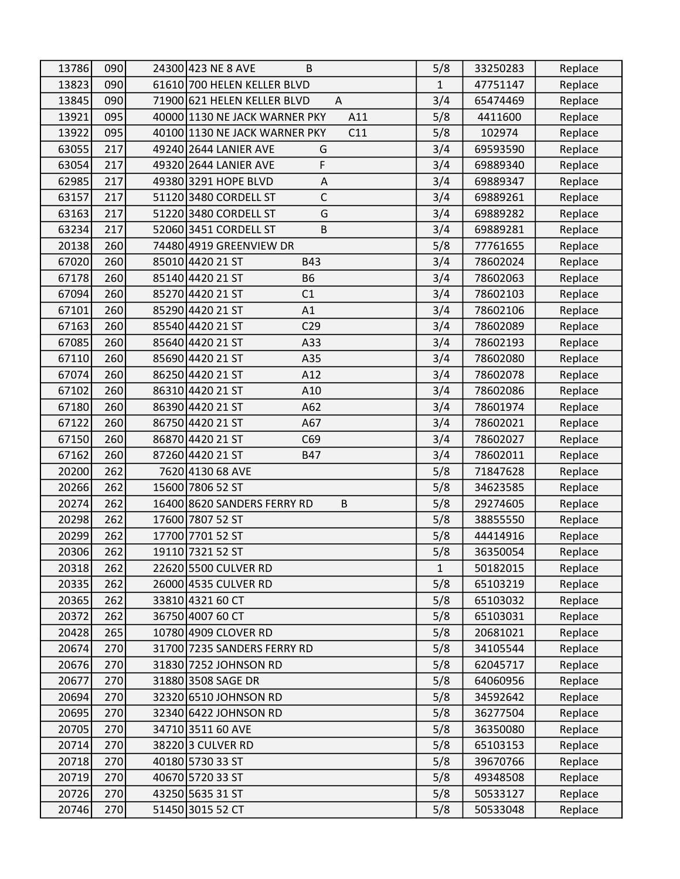| | | | | | | |
|---|---|---|---|---|---|---|
| 13786 | 090 | 24300 | 423 NE 8 AVE B | 5/8 | 33250283 | Replace |
| 13823 | 090 | 61610 | 700 HELEN KELLER BLVD | 1 | 47751147 | Replace |
| 13845 | 090 | 71900 | 621 HELEN KELLER BLVD A | 3/4 | 65474469 | Replace |
| 13921 | 095 | 40000 | 1130 NE JACK WARNER PKY A11 | 5/8 | 4411600 | Replace |
| 13922 | 095 | 40100 | 1130 NE JACK WARNER PKY C11 | 5/8 | 102974 | Replace |
| 63055 | 217 | 49240 | 2644 LANIER AVE G | 3/4 | 69593590 | Replace |
| 63054 | 217 | 49320 | 2644 LANIER AVE F | 3/4 | 69889340 | Replace |
| 62985 | 217 | 49380 | 3291 HOPE BLVD A | 3/4 | 69889347 | Replace |
| 63157 | 217 | 51120 | 3480 CORDELL ST C | 3/4 | 69889261 | Replace |
| 63163 | 217 | 51220 | 3480 CORDELL ST G | 3/4 | 69889282 | Replace |
| 63234 | 217 | 52060 | 3451 CORDELL ST B | 3/4 | 69889281 | Replace |
| 20138 | 260 | 74480 | 4919 GREENVIEW DR | 5/8 | 77761655 | Replace |
| 67020 | 260 | 85010 | 4420 21 ST B43 | 3/4 | 78602024 | Replace |
| 67178 | 260 | 85140 | 4420 21 ST B6 | 3/4 | 78602063 | Replace |
| 67094 | 260 | 85270 | 4420 21 ST C1 | 3/4 | 78602103 | Replace |
| 67101 | 260 | 85290 | 4420 21 ST A1 | 3/4 | 78602106 | Replace |
| 67163 | 260 | 85540 | 4420 21 ST C29 | 3/4 | 78602089 | Replace |
| 67085 | 260 | 85640 | 4420 21 ST A33 | 3/4 | 78602193 | Replace |
| 67110 | 260 | 85690 | 4420 21 ST A35 | 3/4 | 78602080 | Replace |
| 67074 | 260 | 86250 | 4420 21 ST A12 | 3/4 | 78602078 | Replace |
| 67102 | 260 | 86310 | 4420 21 ST A10 | 3/4 | 78602086 | Replace |
| 67180 | 260 | 86390 | 4420 21 ST A62 | 3/4 | 78601974 | Replace |
| 67122 | 260 | 86750 | 4420 21 ST A67 | 3/4 | 78602021 | Replace |
| 67150 | 260 | 86870 | 4420 21 ST C69 | 3/4 | 78602027 | Replace |
| 67162 | 260 | 87260 | 4420 21 ST B47 | 3/4 | 78602011 | Replace |
| 20200 | 262 | 7620 | 4130 68 AVE | 5/8 | 71847628 | Replace |
| 20266 | 262 | 15600 | 7806 52 ST | 5/8 | 34623585 | Replace |
| 20274 | 262 | 16400 | 8620 SANDERS FERRY RD B | 5/8 | 29274605 | Replace |
| 20298 | 262 | 17600 | 7807 52 ST | 5/8 | 38855550 | Replace |
| 20299 | 262 | 17700 | 7701 52 ST | 5/8 | 44414916 | Replace |
| 20306 | 262 | 19110 | 7321 52 ST | 5/8 | 36350054 | Replace |
| 20318 | 262 | 22620 | 5500 CULVER RD | 1 | 50182015 | Replace |
| 20335 | 262 | 26000 | 4535 CULVER RD | 5/8 | 65103219 | Replace |
| 20365 | 262 | 33810 | 4321 60 CT | 5/8 | 65103032 | Replace |
| 20372 | 262 | 36750 | 4007 60 CT | 5/8 | 65103031 | Replace |
| 20428 | 265 | 10780 | 4909 CLOVER RD | 5/8 | 20681021 | Replace |
| 20674 | 270 | 31700 | 7235 SANDERS FERRY RD | 5/8 | 34105544 | Replace |
| 20676 | 270 | 31830 | 7252 JOHNSON RD | 5/8 | 62045717 | Replace |
| 20677 | 270 | 31880 | 3508 SAGE DR | 5/8 | 64060956 | Replace |
| 20694 | 270 | 32320 | 6510 JOHNSON RD | 5/8 | 34592642 | Replace |
| 20695 | 270 | 32340 | 6422 JOHNSON RD | 5/8 | 36277504 | Replace |
| 20705 | 270 | 34710 | 3511 60 AVE | 5/8 | 36350080 | Replace |
| 20714 | 270 | 38220 | 3 CULVER RD | 5/8 | 65103153 | Replace |
| 20718 | 270 | 40180 | 5730 33 ST | 5/8 | 39670766 | Replace |
| 20719 | 270 | 40670 | 5720 33 ST | 5/8 | 49348508 | Replace |
| 20726 | 270 | 43250 | 5635 31 ST | 5/8 | 50533127 | Replace |
| 20746 | 270 | 51450 | 3015 52 CT | 5/8 | 50533048 | Replace |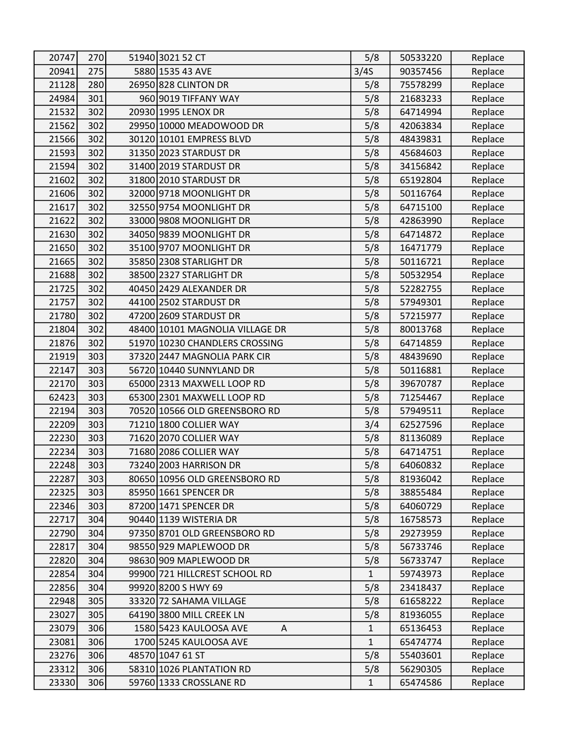| | | | | | | |
|---|---|---|---|---|---|---|
| 20747 | 270 | 51940 | 3021 52 CT | 5/8 | 50533220 | Replace |
| 20941 | 275 | 5880 | 1535 43 AVE | 3/4S | 90357456 | Replace |
| 21128 | 280 | 26950 | 828 CLINTON DR | 5/8 | 75578299 | Replace |
| 24984 | 301 | 960 | 9019 TIFFANY WAY | 5/8 | 21683233 | Replace |
| 21532 | 302 | 20930 | 1995 LENOX DR | 5/8 | 64714994 | Replace |
| 21562 | 302 | 29950 | 10000 MEADOWOOD DR | 5/8 | 42063834 | Replace |
| 21566 | 302 | 30120 | 10101 EMPRESS BLVD | 5/8 | 48439831 | Replace |
| 21593 | 302 | 31350 | 2023 STARDUST DR | 5/8 | 45684603 | Replace |
| 21594 | 302 | 31400 | 2019 STARDUST DR | 5/8 | 34156842 | Replace |
| 21602 | 302 | 31800 | 2010 STARDUST DR | 5/8 | 65192804 | Replace |
| 21606 | 302 | 32000 | 9718 MOONLIGHT DR | 5/8 | 50116764 | Replace |
| 21617 | 302 | 32550 | 9754 MOONLIGHT DR | 5/8 | 64715100 | Replace |
| 21622 | 302 | 33000 | 9808 MOONLIGHT DR | 5/8 | 42863990 | Replace |
| 21630 | 302 | 34050 | 9839 MOONLIGHT DR | 5/8 | 64714872 | Replace |
| 21650 | 302 | 35100 | 9707 MOONLIGHT DR | 5/8 | 16471779 | Replace |
| 21665 | 302 | 35850 | 2308 STARLIGHT DR | 5/8 | 50116721 | Replace |
| 21688 | 302 | 38500 | 2327 STARLIGHT DR | 5/8 | 50532954 | Replace |
| 21725 | 302 | 40450 | 2429 ALEXANDER DR | 5/8 | 52282755 | Replace |
| 21757 | 302 | 44100 | 2502 STARDUST DR | 5/8 | 57949301 | Replace |
| 21780 | 302 | 47200 | 2609 STARDUST DR | 5/8 | 57215977 | Replace |
| 21804 | 302 | 48400 | 10101 MAGNOLIA VILLAGE DR | 5/8 | 80013768 | Replace |
| 21876 | 302 | 51970 | 10230 CHANDLERS CROSSING | 5/8 | 64714859 | Replace |
| 21919 | 303 | 37320 | 2447 MAGNOLIA PARK CIR | 5/8 | 48439690 | Replace |
| 22147 | 303 | 56720 | 10440 SUNNYLAND DR | 5/8 | 50116881 | Replace |
| 22170 | 303 | 65000 | 2313 MAXWELL LOOP RD | 5/8 | 39670787 | Replace |
| 62423 | 303 | 65300 | 2301 MAXWELL LOOP RD | 5/8 | 71254467 | Replace |
| 22194 | 303 | 70520 | 10566 OLD GREENSBORO RD | 5/8 | 57949511 | Replace |
| 22209 | 303 | 71210 | 1800 COLLIER WAY | 3/4 | 62527596 | Replace |
| 22230 | 303 | 71620 | 2070 COLLIER WAY | 5/8 | 81136089 | Replace |
| 22234 | 303 | 71680 | 2086 COLLIER WAY | 5/8 | 64714751 | Replace |
| 22248 | 303 | 73240 | 2003 HARRISON DR | 5/8 | 64060832 | Replace |
| 22287 | 303 | 80650 | 10956 OLD GREENSBORO RD | 5/8 | 81936042 | Replace |
| 22325 | 303 | 85950 | 1661 SPENCER DR | 5/8 | 38855484 | Replace |
| 22346 | 303 | 87200 | 1471 SPENCER DR | 5/8 | 64060729 | Replace |
| 22717 | 304 | 90440 | 1139 WISTERIA DR | 5/8 | 16758573 | Replace |
| 22790 | 304 | 97350 | 8701 OLD GREENSBORO RD | 5/8 | 29273959 | Replace |
| 22817 | 304 | 98550 | 929 MAPLEWOOD DR | 5/8 | 56733746 | Replace |
| 22820 | 304 | 98630 | 909 MAPLEWOOD DR | 5/8 | 56733747 | Replace |
| 22854 | 304 | 99900 | 721 HILLCREST SCHOOL RD | 1 | 59743973 | Replace |
| 22856 | 304 | 99920 | 8200 S HWY 69 | 5/8 | 23418437 | Replace |
| 22948 | 305 | 33320 | 72 SAHAMA VILLAGE | 5/8 | 61658222 | Replace |
| 23027 | 305 | 64190 | 3800 MILL CREEK LN | 5/8 | 81936055 | Replace |
| 23079 | 306 | 1580 | 5423 KAULOOSA AVE A | 1 | 65136453 | Replace |
| 23081 | 306 | 1700 | 5245 KAULOOSA AVE | 1 | 65474774 | Replace |
| 23276 | 306 | 48570 | 1047 61 ST | 5/8 | 55403601 | Replace |
| 23312 | 306 | 58310 | 1026 PLANTATION RD | 5/8 | 56290305 | Replace |
| 23330 | 306 | 59760 | 1333 CROSSLANE RD | 1 | 65474586 | Replace |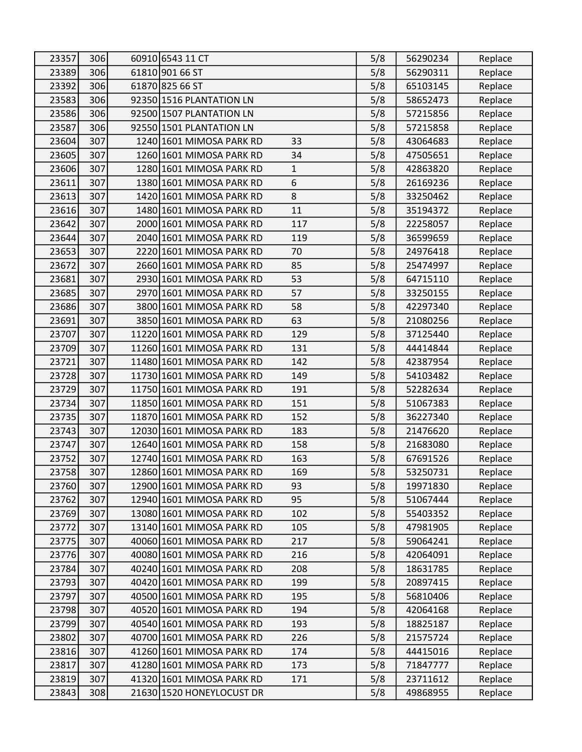| | | | | | | | |
|---|---|---|---|---|---|---|---|
| 23357 | 306 | 60910 | 6543 11 CT | | 5/8 | 56290234 | Replace |
| 23389 | 306 | 61810 | 901 66 ST | | 5/8 | 56290311 | Replace |
| 23392 | 306 | 61870 | 825 66 ST | | 5/8 | 65103145 | Replace |
| 23583 | 306 | 92350 | 1516 PLANTATION LN | | 5/8 | 58652473 | Replace |
| 23586 | 306 | 92500 | 1507 PLANTATION LN | | 5/8 | 57215856 | Replace |
| 23587 | 306 | 92550 | 1501 PLANTATION LN | | 5/8 | 57215858 | Replace |
| 23604 | 307 | 1240 | 1601 MIMOSA PARK RD | 33 | 5/8 | 43064683 | Replace |
| 23605 | 307 | 1260 | 1601 MIMOSA PARK RD | 34 | 5/8 | 47505651 | Replace |
| 23606 | 307 | 1280 | 1601 MIMOSA PARK RD | 1 | 5/8 | 42863820 | Replace |
| 23611 | 307 | 1380 | 1601 MIMOSA PARK RD | 6 | 5/8 | 26169236 | Replace |
| 23613 | 307 | 1420 | 1601 MIMOSA PARK RD | 8 | 5/8 | 33250462 | Replace |
| 23616 | 307 | 1480 | 1601 MIMOSA PARK RD | 11 | 5/8 | 35194372 | Replace |
| 23642 | 307 | 2000 | 1601 MIMOSA PARK RD | 117 | 5/8 | 22258057 | Replace |
| 23644 | 307 | 2040 | 1601 MIMOSA PARK RD | 119 | 5/8 | 36599659 | Replace |
| 23653 | 307 | 2220 | 1601 MIMOSA PARK RD | 70 | 5/8 | 24976418 | Replace |
| 23672 | 307 | 2660 | 1601 MIMOSA PARK RD | 85 | 5/8 | 25474997 | Replace |
| 23681 | 307 | 2930 | 1601 MIMOSA PARK RD | 53 | 5/8 | 64715110 | Replace |
| 23685 | 307 | 2970 | 1601 MIMOSA PARK RD | 57 | 5/8 | 33250155 | Replace |
| 23686 | 307 | 3800 | 1601 MIMOSA PARK RD | 58 | 5/8 | 42297340 | Replace |
| 23691 | 307 | 3850 | 1601 MIMOSA PARK RD | 63 | 5/8 | 21080256 | Replace |
| 23707 | 307 | 11220 | 1601 MIMOSA PARK RD | 129 | 5/8 | 37125440 | Replace |
| 23709 | 307 | 11260 | 1601 MIMOSA PARK RD | 131 | 5/8 | 44414844 | Replace |
| 23721 | 307 | 11480 | 1601 MIMOSA PARK RD | 142 | 5/8 | 42387954 | Replace |
| 23728 | 307 | 11730 | 1601 MIMOSA PARK RD | 149 | 5/8 | 54103482 | Replace |
| 23729 | 307 | 11750 | 1601 MIMOSA PARK RD | 191 | 5/8 | 52282634 | Replace |
| 23734 | 307 | 11850 | 1601 MIMOSA PARK RD | 151 | 5/8 | 51067383 | Replace |
| 23735 | 307 | 11870 | 1601 MIMOSA PARK RD | 152 | 5/8 | 36227340 | Replace |
| 23743 | 307 | 12030 | 1601 MIMOSA PARK RD | 183 | 5/8 | 21476620 | Replace |
| 23747 | 307 | 12640 | 1601 MIMOSA PARK RD | 158 | 5/8 | 21683080 | Replace |
| 23752 | 307 | 12740 | 1601 MIMOSA PARK RD | 163 | 5/8 | 67691526 | Replace |
| 23758 | 307 | 12860 | 1601 MIMOSA PARK RD | 169 | 5/8 | 53250731 | Replace |
| 23760 | 307 | 12900 | 1601 MIMOSA PARK RD | 93 | 5/8 | 19971830 | Replace |
| 23762 | 307 | 12940 | 1601 MIMOSA PARK RD | 95 | 5/8 | 51067444 | Replace |
| 23769 | 307 | 13080 | 1601 MIMOSA PARK RD | 102 | 5/8 | 55403352 | Replace |
| 23772 | 307 | 13140 | 1601 MIMOSA PARK RD | 105 | 5/8 | 47981905 | Replace |
| 23775 | 307 | 40060 | 1601 MIMOSA PARK RD | 217 | 5/8 | 59064241 | Replace |
| 23776 | 307 | 40080 | 1601 MIMOSA PARK RD | 216 | 5/8 | 42064091 | Replace |
| 23784 | 307 | 40240 | 1601 MIMOSA PARK RD | 208 | 5/8 | 18631785 | Replace |
| 23793 | 307 | 40420 | 1601 MIMOSA PARK RD | 199 | 5/8 | 20897415 | Replace |
| 23797 | 307 | 40500 | 1601 MIMOSA PARK RD | 195 | 5/8 | 56810406 | Replace |
| 23798 | 307 | 40520 | 1601 MIMOSA PARK RD | 194 | 5/8 | 42064168 | Replace |
| 23799 | 307 | 40540 | 1601 MIMOSA PARK RD | 193 | 5/8 | 18825187 | Replace |
| 23802 | 307 | 40700 | 1601 MIMOSA PARK RD | 226 | 5/8 | 21575724 | Replace |
| 23816 | 307 | 41260 | 1601 MIMOSA PARK RD | 174 | 5/8 | 44415016 | Replace |
| 23817 | 307 | 41280 | 1601 MIMOSA PARK RD | 173 | 5/8 | 71847777 | Replace |
| 23819 | 307 | 41320 | 1601 MIMOSA PARK RD | 171 | 5/8 | 23711612 | Replace |
| 23843 | 308 | 21630 | 1520 HONEYLOCUST DR | | 5/8 | 49868955 | Replace |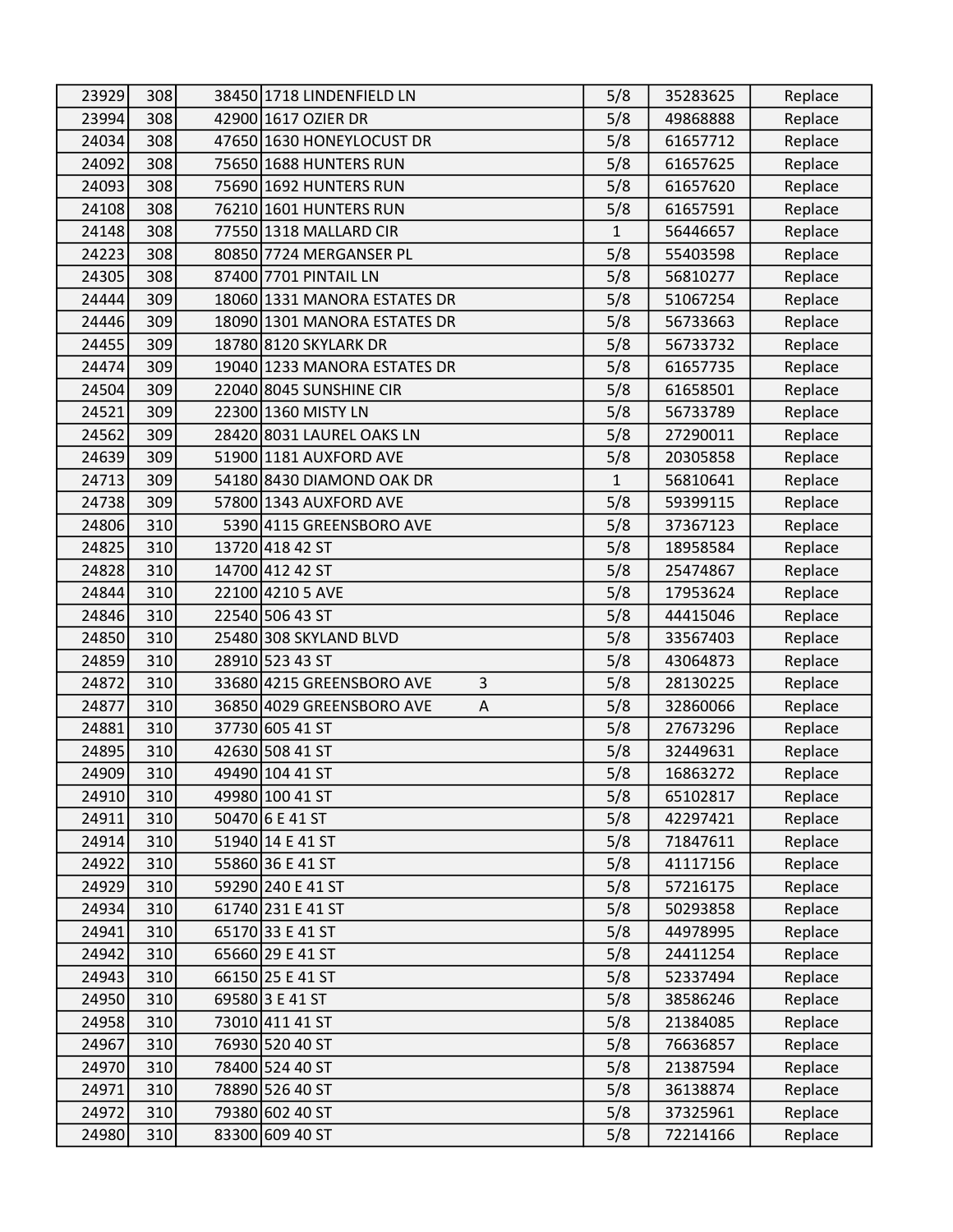| | | | | | | |
|---|---|---|---|---|---|---|
| 23929 | 308 | 38450 | 1718 LINDENFIELD LN | 5/8 | 35283625 | Replace |
| 23994 | 308 | 42900 | 1617 OZIER DR | 5/8 | 49868888 | Replace |
| 24034 | 308 | 47650 | 1630 HONEYLOCUST DR | 5/8 | 61657712 | Replace |
| 24092 | 308 | 75650 | 1688 HUNTERS RUN | 5/8 | 61657625 | Replace |
| 24093 | 308 | 75690 | 1692 HUNTERS RUN | 5/8 | 61657620 | Replace |
| 24108 | 308 | 76210 | 1601 HUNTERS RUN | 5/8 | 61657591 | Replace |
| 24148 | 308 | 77550 | 1318 MALLARD CIR | 1 | 56446657 | Replace |
| 24223 | 308 | 80850 | 7724 MERGANSER PL | 5/8 | 55403598 | Replace |
| 24305 | 308 | 87400 | 7701 PINTAIL LN | 5/8 | 56810277 | Replace |
| 24444 | 309 | 18060 | 1331 MANORA ESTATES DR | 5/8 | 51067254 | Replace |
| 24446 | 309 | 18090 | 1301 MANORA ESTATES DR | 5/8 | 56733663 | Replace |
| 24455 | 309 | 18780 | 8120 SKYLARK DR | 5/8 | 56733732 | Replace |
| 24474 | 309 | 19040 | 1233 MANORA ESTATES DR | 5/8 | 61657735 | Replace |
| 24504 | 309 | 22040 | 8045 SUNSHINE CIR | 5/8 | 61658501 | Replace |
| 24521 | 309 | 22300 | 1360 MISTY LN | 5/8 | 56733789 | Replace |
| 24562 | 309 | 28420 | 8031 LAUREL OAKS LN | 5/8 | 27290011 | Replace |
| 24639 | 309 | 51900 | 1181 AUXFORD AVE | 5/8 | 20305858 | Replace |
| 24713 | 309 | 54180 | 8430 DIAMOND OAK DR | 1 | 56810641 | Replace |
| 24738 | 309 | 57800 | 1343 AUXFORD AVE | 5/8 | 59399115 | Replace |
| 24806 | 310 | 5390 | 4115 GREENSBORO AVE | 5/8 | 37367123 | Replace |
| 24825 | 310 | 13720 | 418 42 ST | 5/8 | 18958584 | Replace |
| 24828 | 310 | 14700 | 412 42 ST | 5/8 | 25474867 | Replace |
| 24844 | 310 | 22100 | 4210 5 AVE | 5/8 | 17953624 | Replace |
| 24846 | 310 | 22540 | 506 43 ST | 5/8 | 44415046 | Replace |
| 24850 | 310 | 25480 | 308 SKYLAND BLVD | 5/8 | 33567403 | Replace |
| 24859 | 310 | 28910 | 523 43 ST | 5/8 | 43064873 | Replace |
| 24872 | 310 | 33680 | 4215 GREENSBORO AVE 3 | 5/8 | 28130225 | Replace |
| 24877 | 310 | 36850 | 4029 GREENSBORO AVE A | 5/8 | 32860066 | Replace |
| 24881 | 310 | 37730 | 605 41 ST | 5/8 | 27673296 | Replace |
| 24895 | 310 | 42630 | 508 41 ST | 5/8 | 32449631 | Replace |
| 24909 | 310 | 49490 | 104 41 ST | 5/8 | 16863272 | Replace |
| 24910 | 310 | 49980 | 100 41 ST | 5/8 | 65102817 | Replace |
| 24911 | 310 | 50470 | 6 E 41 ST | 5/8 | 42297421 | Replace |
| 24914 | 310 | 51940 | 14 E 41 ST | 5/8 | 71847611 | Replace |
| 24922 | 310 | 55860 | 36 E 41 ST | 5/8 | 41117156 | Replace |
| 24929 | 310 | 59290 | 240 E 41 ST | 5/8 | 57216175 | Replace |
| 24934 | 310 | 61740 | 231 E 41 ST | 5/8 | 50293858 | Replace |
| 24941 | 310 | 65170 | 33 E 41 ST | 5/8 | 44978995 | Replace |
| 24942 | 310 | 65660 | 29 E 41 ST | 5/8 | 24411254 | Replace |
| 24943 | 310 | 66150 | 25 E 41 ST | 5/8 | 52337494 | Replace |
| 24950 | 310 | 69580 | 3 E 41 ST | 5/8 | 38586246 | Replace |
| 24958 | 310 | 73010 | 411 41 ST | 5/8 | 21384085 | Replace |
| 24967 | 310 | 76930 | 520 40 ST | 5/8 | 76636857 | Replace |
| 24970 | 310 | 78400 | 524 40 ST | 5/8 | 21387594 | Replace |
| 24971 | 310 | 78890 | 526 40 ST | 5/8 | 36138874 | Replace |
| 24972 | 310 | 79380 | 602 40 ST | 5/8 | 37325961 | Replace |
| 24980 | 310 | 83300 | 609 40 ST | 5/8 | 72214166 | Replace |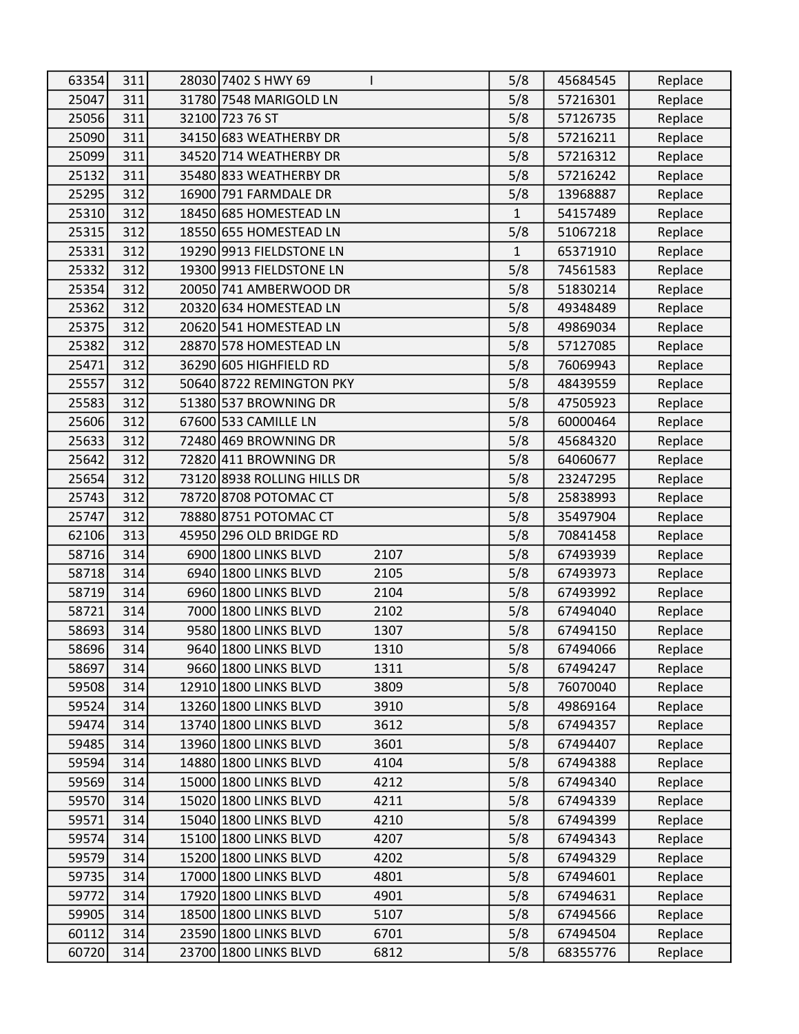| | | | | | | | |
|---|---|---|---|---|---|---|---|
| 63354 | 311 | 28030 | 7402 S HWY 69 | I | 5/8 | 45684545 | Replace |
| 25047 | 311 | 31780 | 7548 MARIGOLD LN | | 5/8 | 57216301 | Replace |
| 25056 | 311 | 32100 | 723 76 ST | | 5/8 | 57126735 | Replace |
| 25090 | 311 | 34150 | 683 WEATHERBY DR | | 5/8 | 57216211 | Replace |
| 25099 | 311 | 34520 | 714 WEATHERBY DR | | 5/8 | 57216312 | Replace |
| 25132 | 311 | 35480 | 833 WEATHERBY DR | | 5/8 | 57216242 | Replace |
| 25295 | 312 | 16900 | 791 FARMDALE DR | | 5/8 | 13968887 | Replace |
| 25310 | 312 | 18450 | 685 HOMESTEAD LN | | 1 | 54157489 | Replace |
| 25315 | 312 | 18550 | 655 HOMESTEAD LN | | 5/8 | 51067218 | Replace |
| 25331 | 312 | 19290 | 9913 FIELDSTONE LN | | 1 | 65371910 | Replace |
| 25332 | 312 | 19300 | 9913 FIELDSTONE LN | | 5/8 | 74561583 | Replace |
| 25354 | 312 | 20050 | 741 AMBERWOOD DR | | 5/8 | 51830214 | Replace |
| 25362 | 312 | 20320 | 634 HOMESTEAD LN | | 5/8 | 49348489 | Replace |
| 25375 | 312 | 20620 | 541 HOMESTEAD LN | | 5/8 | 49869034 | Replace |
| 25382 | 312 | 28870 | 578 HOMESTEAD LN | | 5/8 | 57127085 | Replace |
| 25471 | 312 | 36290 | 605 HIGHFIELD RD | | 5/8 | 76069943 | Replace |
| 25557 | 312 | 50640 | 8722 REMINGTON PKY | | 5/8 | 48439559 | Replace |
| 25583 | 312 | 51380 | 537 BROWNING DR | | 5/8 | 47505923 | Replace |
| 25606 | 312 | 67600 | 533 CAMILLE LN | | 5/8 | 60000464 | Replace |
| 25633 | 312 | 72480 | 469 BROWNING DR | | 5/8 | 45684320 | Replace |
| 25642 | 312 | 72820 | 411 BROWNING DR | | 5/8 | 64060677 | Replace |
| 25654 | 312 | 73120 | 8938 ROLLING HILLS DR | | 5/8 | 23247295 | Replace |
| 25743 | 312 | 78720 | 8708 POTOMAC CT | | 5/8 | 25838993 | Replace |
| 25747 | 312 | 78880 | 8751 POTOMAC CT | | 5/8 | 35497904 | Replace |
| 62106 | 313 | 45950 | 296 OLD BRIDGE RD | | 5/8 | 70841458 | Replace |
| 58716 | 314 | 6900 | 1800 LINKS BLVD | 2107 | 5/8 | 67493939 | Replace |
| 58718 | 314 | 6940 | 1800 LINKS BLVD | 2105 | 5/8 | 67493973 | Replace |
| 58719 | 314 | 6960 | 1800 LINKS BLVD | 2104 | 5/8 | 67493992 | Replace |
| 58721 | 314 | 7000 | 1800 LINKS BLVD | 2102 | 5/8 | 67494040 | Replace |
| 58693 | 314 | 9580 | 1800 LINKS BLVD | 1307 | 5/8 | 67494150 | Replace |
| 58696 | 314 | 9640 | 1800 LINKS BLVD | 1310 | 5/8 | 67494066 | Replace |
| 58697 | 314 | 9660 | 1800 LINKS BLVD | 1311 | 5/8 | 67494247 | Replace |
| 59508 | 314 | 12910 | 1800 LINKS BLVD | 3809 | 5/8 | 76070040 | Replace |
| 59524 | 314 | 13260 | 1800 LINKS BLVD | 3910 | 5/8 | 49869164 | Replace |
| 59474 | 314 | 13740 | 1800 LINKS BLVD | 3612 | 5/8 | 67494357 | Replace |
| 59485 | 314 | 13960 | 1800 LINKS BLVD | 3601 | 5/8 | 67494407 | Replace |
| 59594 | 314 | 14880 | 1800 LINKS BLVD | 4104 | 5/8 | 67494388 | Replace |
| 59569 | 314 | 15000 | 1800 LINKS BLVD | 4212 | 5/8 | 67494340 | Replace |
| 59570 | 314 | 15020 | 1800 LINKS BLVD | 4211 | 5/8 | 67494339 | Replace |
| 59571 | 314 | 15040 | 1800 LINKS BLVD | 4210 | 5/8 | 67494399 | Replace |
| 59574 | 314 | 15100 | 1800 LINKS BLVD | 4207 | 5/8 | 67494343 | Replace |
| 59579 | 314 | 15200 | 1800 LINKS BLVD | 4202 | 5/8 | 67494329 | Replace |
| 59735 | 314 | 17000 | 1800 LINKS BLVD | 4801 | 5/8 | 67494601 | Replace |
| 59772 | 314 | 17920 | 1800 LINKS BLVD | 4901 | 5/8 | 67494631 | Replace |
| 59905 | 314 | 18500 | 1800 LINKS BLVD | 5107 | 5/8 | 67494566 | Replace |
| 60112 | 314 | 23590 | 1800 LINKS BLVD | 6701 | 5/8 | 67494504 | Replace |
| 60720 | 314 | 23700 | 1800 LINKS BLVD | 6812 | 5/8 | 68355776 | Replace |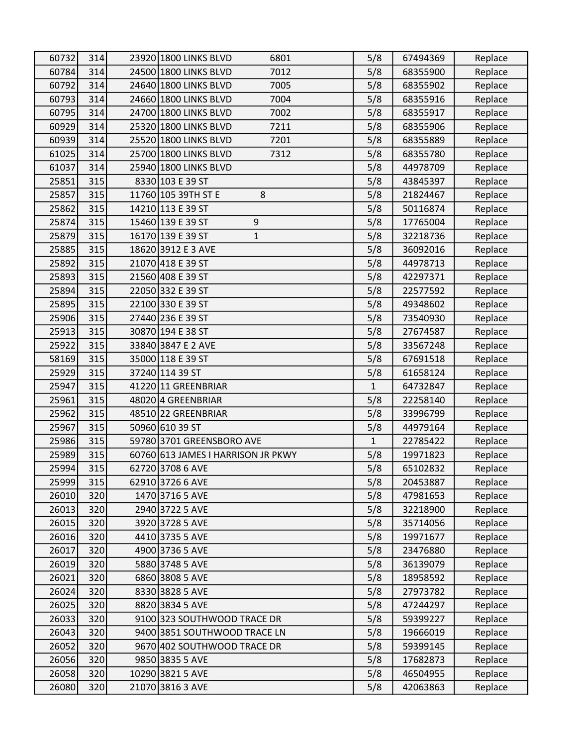| | | | | | | |
|---|---|---|---|---|---|---|
| 60732 | 314 | 23920 | 1800 LINKS BLVD 6801 | 5/8 | 67494369 | Replace |
| 60784 | 314 | 24500 | 1800 LINKS BLVD 7012 | 5/8 | 68355900 | Replace |
| 60792 | 314 | 24640 | 1800 LINKS BLVD 7005 | 5/8 | 68355902 | Replace |
| 60793 | 314 | 24660 | 1800 LINKS BLVD 7004 | 5/8 | 68355916 | Replace |
| 60795 | 314 | 24700 | 1800 LINKS BLVD 7002 | 5/8 | 68355917 | Replace |
| 60929 | 314 | 25320 | 1800 LINKS BLVD 7211 | 5/8 | 68355906 | Replace |
| 60939 | 314 | 25520 | 1800 LINKS BLVD 7201 | 5/8 | 68355889 | Replace |
| 61025 | 314 | 25700 | 1800 LINKS BLVD 7312 | 5/8 | 68355780 | Replace |
| 61037 | 314 | 25940 | 1800 LINKS BLVD | 5/8 | 44978709 | Replace |
| 25851 | 315 | 8330 | 103 E 39 ST | 5/8 | 43845397 | Replace |
| 25857 | 315 | 11760 | 105 39TH ST E 8 | 5/8 | 21824467 | Replace |
| 25862 | 315 | 14210 | 113 E 39 ST | 5/8 | 50116874 | Replace |
| 25874 | 315 | 15460 | 139 E 39 ST 9 | 5/8 | 17765004 | Replace |
| 25879 | 315 | 16170 | 139 E 39 ST 1 | 5/8 | 32218736 | Replace |
| 25885 | 315 | 18620 | 3912 E 3 AVE | 5/8 | 36092016 | Replace |
| 25892 | 315 | 21070 | 418 E 39 ST | 5/8 | 44978713 | Replace |
| 25893 | 315 | 21560 | 408 E 39 ST | 5/8 | 42297371 | Replace |
| 25894 | 315 | 22050 | 332 E 39 ST | 5/8 | 22577592 | Replace |
| 25895 | 315 | 22100 | 330 E 39 ST | 5/8 | 49348602 | Replace |
| 25906 | 315 | 27440 | 236 E 39 ST | 5/8 | 73540930 | Replace |
| 25913 | 315 | 30870 | 194 E 38 ST | 5/8 | 27674587 | Replace |
| 25922 | 315 | 33840 | 3847 E 2 AVE | 5/8 | 33567248 | Replace |
| 58169 | 315 | 35000 | 118 E 39 ST | 5/8 | 67691518 | Replace |
| 25929 | 315 | 37240 | 114 39 ST | 5/8 | 61658124 | Replace |
| 25947 | 315 | 41220 | 11 GREENBRIAR | 1 | 64732847 | Replace |
| 25961 | 315 | 48020 | 4 GREENBRIAR | 5/8 | 22258140 | Replace |
| 25962 | 315 | 48510 | 22 GREENBRIAR | 5/8 | 33996799 | Replace |
| 25967 | 315 | 50960 | 610 39 ST | 5/8 | 44979164 | Replace |
| 25986 | 315 | 59780 | 3701 GREENSBORO AVE | 1 | 22785422 | Replace |
| 25989 | 315 | 60760 | 613 JAMES I HARRISON JR PKWY | 5/8 | 19971823 | Replace |
| 25994 | 315 | 62720 | 3708 6 AVE | 5/8 | 65102832 | Replace |
| 25999 | 315 | 62910 | 3726 6 AVE | 5/8 | 20453887 | Replace |
| 26010 | 320 | 1470 | 3716 5 AVE | 5/8 | 47981653 | Replace |
| 26013 | 320 | 2940 | 3722 5 AVE | 5/8 | 32218900 | Replace |
| 26015 | 320 | 3920 | 3728 5 AVE | 5/8 | 35714056 | Replace |
| 26016 | 320 | 4410 | 3735 5 AVE | 5/8 | 19971677 | Replace |
| 26017 | 320 | 4900 | 3736 5 AVE | 5/8 | 23476880 | Replace |
| 26019 | 320 | 5880 | 3748 5 AVE | 5/8 | 36139079 | Replace |
| 26021 | 320 | 6860 | 3808 5 AVE | 5/8 | 18958592 | Replace |
| 26024 | 320 | 8330 | 3828 5 AVE | 5/8 | 27973782 | Replace |
| 26025 | 320 | 8820 | 3834 5 AVE | 5/8 | 47244297 | Replace |
| 26033 | 320 | 9100 | 323 SOUTHWOOD TRACE DR | 5/8 | 59399227 | Replace |
| 26043 | 320 | 9400 | 3851 SOUTHWOOD TRACE LN | 5/8 | 19666019 | Replace |
| 26052 | 320 | 9670 | 402 SOUTHWOOD TRACE DR | 5/8 | 59399145 | Replace |
| 26056 | 320 | 9850 | 3835 5 AVE | 5/8 | 17682873 | Replace |
| 26058 | 320 | 10290 | 3821 5 AVE | 5/8 | 46504955 | Replace |
| 26080 | 320 | 21070 | 3816 3 AVE | 5/8 | 42063863 | Replace |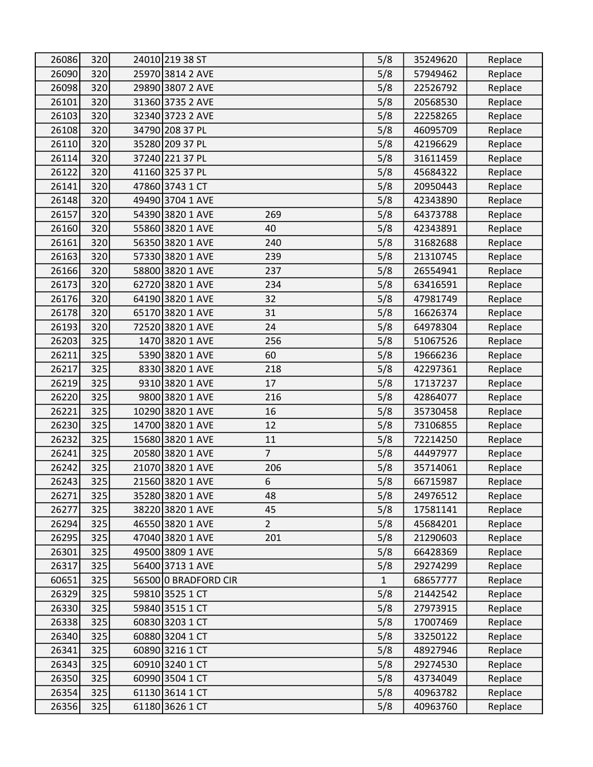| | | | | | | | |
|---|---|---|---|---|---|---|---|
| 26086 | 320 | 24010 | 219 38 ST | | 5/8 | 35249620 | Replace |
| 26090 | 320 | 25970 | 3814 2 AVE | | 5/8 | 57949462 | Replace |
| 26098 | 320 | 29890 | 3807 2 AVE | | 5/8 | 22526792 | Replace |
| 26101 | 320 | 31360 | 3735 2 AVE | | 5/8 | 20568530 | Replace |
| 26103 | 320 | 32340 | 3723 2 AVE | | 5/8 | 22258265 | Replace |
| 26108 | 320 | 34790 | 208 37 PL | | 5/8 | 46095709 | Replace |
| 26110 | 320 | 35280 | 209 37 PL | | 5/8 | 42196629 | Replace |
| 26114 | 320 | 37240 | 221 37 PL | | 5/8 | 31611459 | Replace |
| 26122 | 320 | 41160 | 325 37 PL | | 5/8 | 45684322 | Replace |
| 26141 | 320 | 47860 | 3743 1 CT | | 5/8 | 20950443 | Replace |
| 26148 | 320 | 49490 | 3704 1 AVE | | 5/8 | 42343890 | Replace |
| 26157 | 320 | 54390 | 3820 1 AVE | 269 | 5/8 | 64373788 | Replace |
| 26160 | 320 | 55860 | 3820 1 AVE | 40 | 5/8 | 42343891 | Replace |
| 26161 | 320 | 56350 | 3820 1 AVE | 240 | 5/8 | 31682688 | Replace |
| 26163 | 320 | 57330 | 3820 1 AVE | 239 | 5/8 | 21310745 | Replace |
| 26166 | 320 | 58800 | 3820 1 AVE | 237 | 5/8 | 26554941 | Replace |
| 26173 | 320 | 62720 | 3820 1 AVE | 234 | 5/8 | 63416591 | Replace |
| 26176 | 320 | 64190 | 3820 1 AVE | 32 | 5/8 | 47981749 | Replace |
| 26178 | 320 | 65170 | 3820 1 AVE | 31 | 5/8 | 16626374 | Replace |
| 26193 | 320 | 72520 | 3820 1 AVE | 24 | 5/8 | 64978304 | Replace |
| 26203 | 325 | 1470 | 3820 1 AVE | 256 | 5/8 | 51067526 | Replace |
| 26211 | 325 | 5390 | 3820 1 AVE | 60 | 5/8 | 19666236 | Replace |
| 26217 | 325 | 8330 | 3820 1 AVE | 218 | 5/8 | 42297361 | Replace |
| 26219 | 325 | 9310 | 3820 1 AVE | 17 | 5/8 | 17137237 | Replace |
| 26220 | 325 | 9800 | 3820 1 AVE | 216 | 5/8 | 42864077 | Replace |
| 26221 | 325 | 10290 | 3820 1 AVE | 16 | 5/8 | 35730458 | Replace |
| 26230 | 325 | 14700 | 3820 1 AVE | 12 | 5/8 | 73106855 | Replace |
| 26232 | 325 | 15680 | 3820 1 AVE | 11 | 5/8 | 72214250 | Replace |
| 26241 | 325 | 20580 | 3820 1 AVE | 7 | 5/8 | 44497977 | Replace |
| 26242 | 325 | 21070 | 3820 1 AVE | 206 | 5/8 | 35714061 | Replace |
| 26243 | 325 | 21560 | 3820 1 AVE | 6 | 5/8 | 66715987 | Replace |
| 26271 | 325 | 35280 | 3820 1 AVE | 48 | 5/8 | 24976512 | Replace |
| 26277 | 325 | 38220 | 3820 1 AVE | 45 | 5/8 | 17581141 | Replace |
| 26294 | 325 | 46550 | 3820 1 AVE | 2 | 5/8 | 45684201 | Replace |
| 26295 | 325 | 47040 | 3820 1 AVE | 201 | 5/8 | 21290603 | Replace |
| 26301 | 325 | 49500 | 3809 1 AVE | | 5/8 | 66428369 | Replace |
| 26317 | 325 | 56400 | 3713 1 AVE | | 5/8 | 29274299 | Replace |
| 60651 | 325 | 56500 | 0 BRADFORD CIR | | 1 | 68657777 | Replace |
| 26329 | 325 | 59810 | 3525 1 CT | | 5/8 | 21442542 | Replace |
| 26330 | 325 | 59840 | 3515 1 CT | | 5/8 | 27973915 | Replace |
| 26338 | 325 | 60830 | 3203 1 CT | | 5/8 | 17007469 | Replace |
| 26340 | 325 | 60880 | 3204 1 CT | | 5/8 | 33250122 | Replace |
| 26341 | 325 | 60890 | 3216 1 CT | | 5/8 | 48927946 | Replace |
| 26343 | 325 | 60910 | 3240 1 CT | | 5/8 | 29274530 | Replace |
| 26350 | 325 | 60990 | 3504 1 CT | | 5/8 | 43734049 | Replace |
| 26354 | 325 | 61130 | 3614 1 CT | | 5/8 | 40963782 | Replace |
| 26356 | 325 | 61180 | 3626 1 CT | | 5/8 | 40963760 | Replace |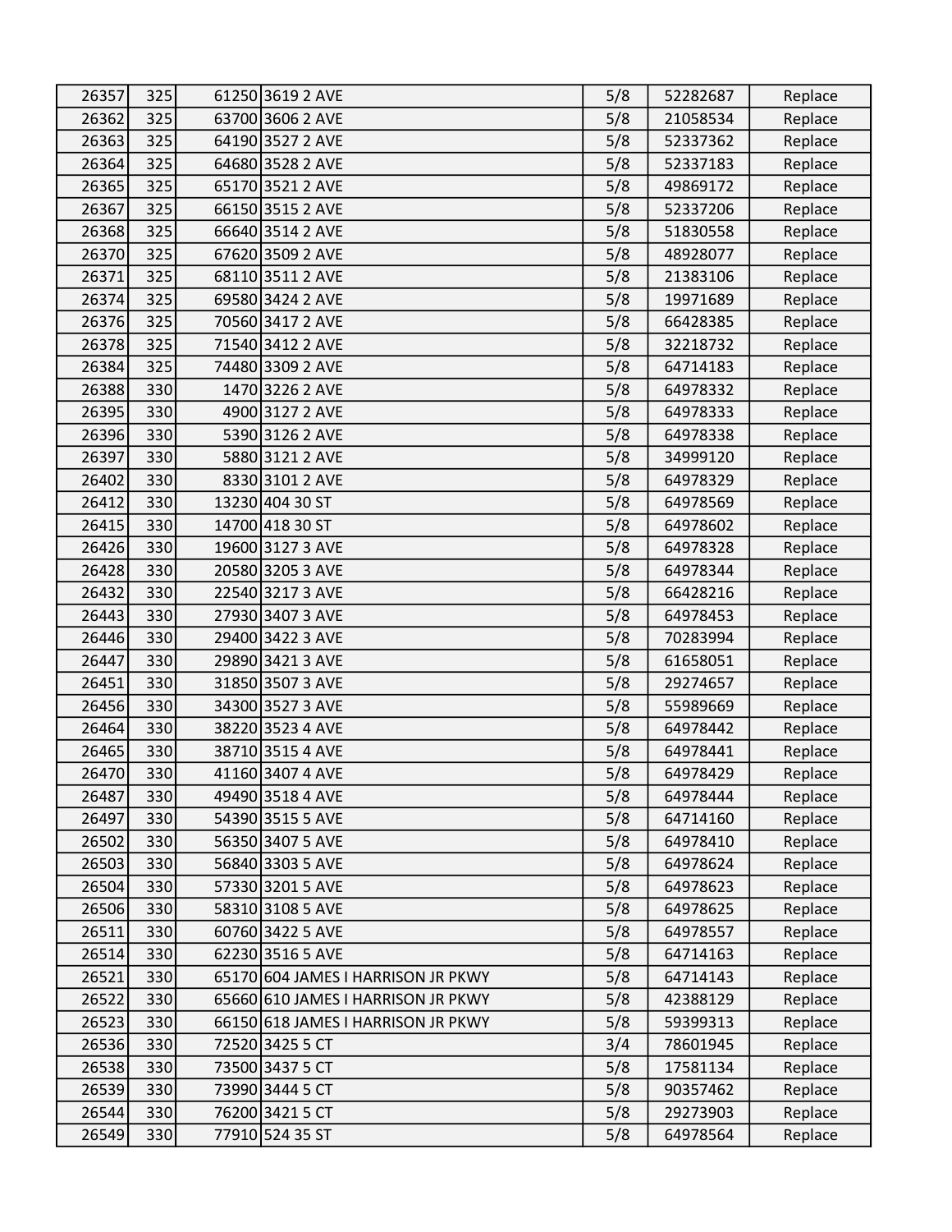| | | | | | | |
|---|---|---|---|---|---|---|
| 26357 | 325 | 61250 | 3619 2 AVE | 5/8 | 52282687 | Replace |
| 26362 | 325 | 63700 | 3606 2 AVE | 5/8 | 21058534 | Replace |
| 26363 | 325 | 64190 | 3527 2 AVE | 5/8 | 52337362 | Replace |
| 26364 | 325 | 64680 | 3528 2 AVE | 5/8 | 52337183 | Replace |
| 26365 | 325 | 65170 | 3521 2 AVE | 5/8 | 49869172 | Replace |
| 26367 | 325 | 66150 | 3515 2 AVE | 5/8 | 52337206 | Replace |
| 26368 | 325 | 66640 | 3514 2 AVE | 5/8 | 51830558 | Replace |
| 26370 | 325 | 67620 | 3509 2 AVE | 5/8 | 48928077 | Replace |
| 26371 | 325 | 68110 | 3511 2 AVE | 5/8 | 21383106 | Replace |
| 26374 | 325 | 69580 | 3424 2 AVE | 5/8 | 19971689 | Replace |
| 26376 | 325 | 70560 | 3417 2 AVE | 5/8 | 66428385 | Replace |
| 26378 | 325 | 71540 | 3412 2 AVE | 5/8 | 32218732 | Replace |
| 26384 | 325 | 74480 | 3309 2 AVE | 5/8 | 64714183 | Replace |
| 26388 | 330 | 1470 | 3226 2 AVE | 5/8 | 64978332 | Replace |
| 26395 | 330 | 4900 | 3127 2 AVE | 5/8 | 64978333 | Replace |
| 26396 | 330 | 5390 | 3126 2 AVE | 5/8 | 64978338 | Replace |
| 26397 | 330 | 5880 | 3121 2 AVE | 5/8 | 34999120 | Replace |
| 26402 | 330 | 8330 | 3101 2 AVE | 5/8 | 64978329 | Replace |
| 26412 | 330 | 13230 | 404 30 ST | 5/8 | 64978569 | Replace |
| 26415 | 330 | 14700 | 418 30 ST | 5/8 | 64978602 | Replace |
| 26426 | 330 | 19600 | 3127 3 AVE | 5/8 | 64978328 | Replace |
| 26428 | 330 | 20580 | 3205 3 AVE | 5/8 | 64978344 | Replace |
| 26432 | 330 | 22540 | 3217 3 AVE | 5/8 | 66428216 | Replace |
| 26443 | 330 | 27930 | 3407 3 AVE | 5/8 | 64978453 | Replace |
| 26446 | 330 | 29400 | 3422 3 AVE | 5/8 | 70283994 | Replace |
| 26447 | 330 | 29890 | 3421 3 AVE | 5/8 | 61658051 | Replace |
| 26451 | 330 | 31850 | 3507 3 AVE | 5/8 | 29274657 | Replace |
| 26456 | 330 | 34300 | 3527 3 AVE | 5/8 | 55989669 | Replace |
| 26464 | 330 | 38220 | 3523 4 AVE | 5/8 | 64978442 | Replace |
| 26465 | 330 | 38710 | 3515 4 AVE | 5/8 | 64978441 | Replace |
| 26470 | 330 | 41160 | 3407 4 AVE | 5/8 | 64978429 | Replace |
| 26487 | 330 | 49490 | 3518 4 AVE | 5/8 | 64978444 | Replace |
| 26497 | 330 | 54390 | 3515 5 AVE | 5/8 | 64714160 | Replace |
| 26502 | 330 | 56350 | 3407 5 AVE | 5/8 | 64978410 | Replace |
| 26503 | 330 | 56840 | 3303 5 AVE | 5/8 | 64978624 | Replace |
| 26504 | 330 | 57330 | 3201 5 AVE | 5/8 | 64978623 | Replace |
| 26506 | 330 | 58310 | 3108 5 AVE | 5/8 | 64978625 | Replace |
| 26511 | 330 | 60760 | 3422 5 AVE | 5/8 | 64978557 | Replace |
| 26514 | 330 | 62230 | 3516 5 AVE | 5/8 | 64714163 | Replace |
| 26521 | 330 | 65170 | 604 JAMES I HARRISON JR PKWY | 5/8 | 64714143 | Replace |
| 26522 | 330 | 65660 | 610 JAMES I HARRISON JR PKWY | 5/8 | 42388129 | Replace |
| 26523 | 330 | 66150 | 618 JAMES I HARRISON JR PKWY | 5/8 | 59399313 | Replace |
| 26536 | 330 | 72520 | 3425 5 CT | 3/4 | 78601945 | Replace |
| 26538 | 330 | 73500 | 3437 5 CT | 5/8 | 17581134 | Replace |
| 26539 | 330 | 73990 | 3444 5 CT | 5/8 | 90357462 | Replace |
| 26544 | 330 | 76200 | 3421 5 CT | 5/8 | 29273903 | Replace |
| 26549 | 330 | 77910 | 524 35 ST | 5/8 | 64978564 | Replace |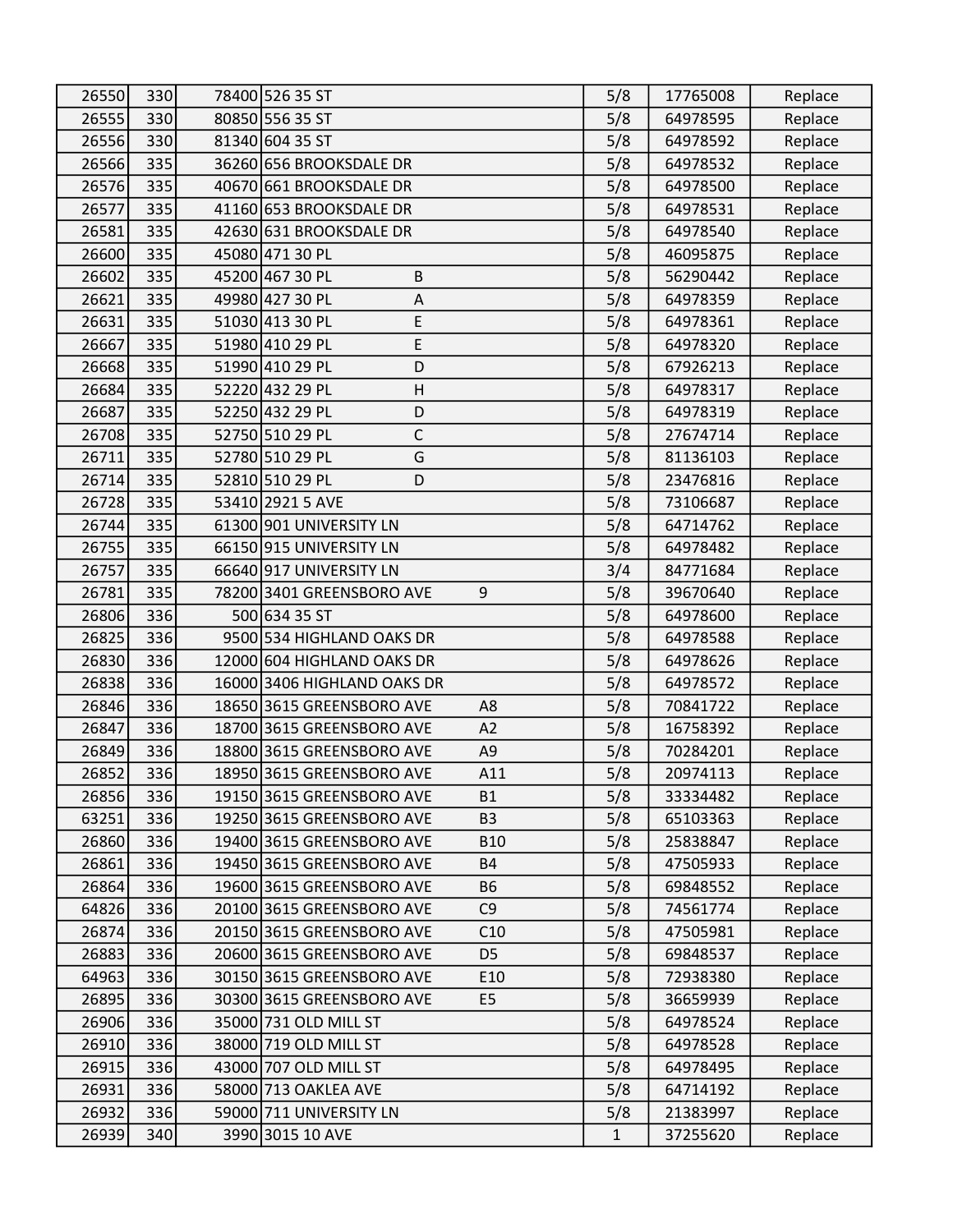| | | | | | | | |
|---|---|---|---|---|---|---|---|
| 26550 | 330 | 78400 | 526 35 ST | | 5/8 | 17765008 | Replace |
| 26555 | 330 | 80850 | 556 35 ST | | 5/8 | 64978595 | Replace |
| 26556 | 330 | 81340 | 604 35 ST | | 5/8 | 64978592 | Replace |
| 26566 | 335 | 36260 | 656 BROOKSDALE DR | | 5/8 | 64978532 | Replace |
| 26576 | 335 | 40670 | 661 BROOKSDALE DR | | 5/8 | 64978500 | Replace |
| 26577 | 335 | 41160 | 653 BROOKSDALE DR | | 5/8 | 64978531 | Replace |
| 26581 | 335 | 42630 | 631 BROOKSDALE DR | | 5/8 | 64978540 | Replace |
| 26600 | 335 | 45080 | 471 30 PL | | 5/8 | 46095875 | Replace |
| 26602 | 335 | 45200 | 467 30 PL | B | 5/8 | 56290442 | Replace |
| 26621 | 335 | 49980 | 427 30 PL | A | 5/8 | 64978359 | Replace |
| 26631 | 335 | 51030 | 413 30 PL | E | 5/8 | 64978361 | Replace |
| 26667 | 335 | 51980 | 410 29 PL | E | 5/8 | 64978320 | Replace |
| 26668 | 335 | 51990 | 410 29 PL | D | 5/8 | 67926213 | Replace |
| 26684 | 335 | 52220 | 432 29 PL | H | 5/8 | 64978317 | Replace |
| 26687 | 335 | 52250 | 432 29 PL | D | 5/8 | 64978319 | Replace |
| 26708 | 335 | 52750 | 510 29 PL | C | 5/8 | 27674714 | Replace |
| 26711 | 335 | 52780 | 510 29 PL | G | 5/8 | 81136103 | Replace |
| 26714 | 335 | 52810 | 510 29 PL | D | 5/8 | 23476816 | Replace |
| 26728 | 335 | 53410 | 2921 5 AVE | | 5/8 | 73106687 | Replace |
| 26744 | 335 | 61300 | 901 UNIVERSITY LN | | 5/8 | 64714762 | Replace |
| 26755 | 335 | 66150 | 915 UNIVERSITY LN | | 5/8 | 64978482 | Replace |
| 26757 | 335 | 66640 | 917 UNIVERSITY LN | | 3/4 | 84771684 | Replace |
| 26781 | 335 | 78200 | 3401 GREENSBORO AVE | 9 | 5/8 | 39670640 | Replace |
| 26806 | 336 | 500 | 634 35 ST | | 5/8 | 64978600 | Replace |
| 26825 | 336 | 9500 | 534 HIGHLAND OAKS DR | | 5/8 | 64978588 | Replace |
| 26830 | 336 | 12000 | 604 HIGHLAND OAKS DR | | 5/8 | 64978626 | Replace |
| 26838 | 336 | 16000 | 3406 HIGHLAND OAKS DR | | 5/8 | 64978572 | Replace |
| 26846 | 336 | 18650 | 3615 GREENSBORO AVE | A8 | 5/8 | 70841722 | Replace |
| 26847 | 336 | 18700 | 3615 GREENSBORO AVE | A2 | 5/8 | 16758392 | Replace |
| 26849 | 336 | 18800 | 3615 GREENSBORO AVE | A9 | 5/8 | 70284201 | Replace |
| 26852 | 336 | 18950 | 3615 GREENSBORO AVE | A11 | 5/8 | 20974113 | Replace |
| 26856 | 336 | 19150 | 3615 GREENSBORO AVE | B1 | 5/8 | 33334482 | Replace |
| 63251 | 336 | 19250 | 3615 GREENSBORO AVE | B3 | 5/8 | 65103363 | Replace |
| 26860 | 336 | 19400 | 3615 GREENSBORO AVE | B10 | 5/8 | 25838847 | Replace |
| 26861 | 336 | 19450 | 3615 GREENSBORO AVE | B4 | 5/8 | 47505933 | Replace |
| 26864 | 336 | 19600 | 3615 GREENSBORO AVE | B6 | 5/8 | 69848552 | Replace |
| 64826 | 336 | 20100 | 3615 GREENSBORO AVE | C9 | 5/8 | 74561774 | Replace |
| 26874 | 336 | 20150 | 3615 GREENSBORO AVE | C10 | 5/8 | 47505981 | Replace |
| 26883 | 336 | 20600 | 3615 GREENSBORO AVE | D5 | 5/8 | 69848537 | Replace |
| 64963 | 336 | 30150 | 3615 GREENSBORO AVE | E10 | 5/8 | 72938380 | Replace |
| 26895 | 336 | 30300 | 3615 GREENSBORO AVE | E5 | 5/8 | 36659939 | Replace |
| 26906 | 336 | 35000 | 731 OLD MILL ST | | 5/8 | 64978524 | Replace |
| 26910 | 336 | 38000 | 719 OLD MILL ST | | 5/8 | 64978528 | Replace |
| 26915 | 336 | 43000 | 707 OLD MILL ST | | 5/8 | 64978495 | Replace |
| 26931 | 336 | 58000 | 713 OAKLEA AVE | | 5/8 | 64714192 | Replace |
| 26932 | 336 | 59000 | 711 UNIVERSITY LN | | 5/8 | 21383997 | Replace |
| 26939 | 340 | 3990 | 3015 10 AVE | | 1 | 37255620 | Replace |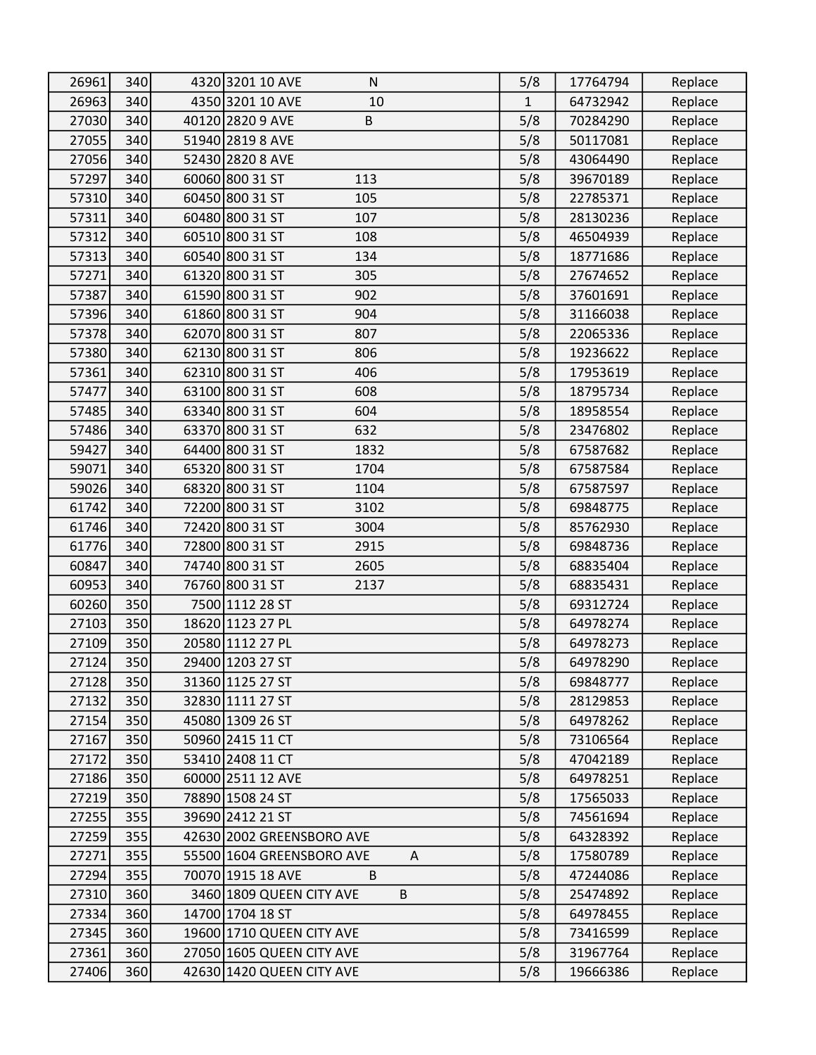| | | | | | | |
|---|---|---|---|---|---|---|
| 26961 | 340 | 4320 | 3201 10 AVE N | 5/8 | 17764794 | Replace |
| 26963 | 340 | 4350 | 3201 10 AVE 10 | 1 | 64732942 | Replace |
| 27030 | 340 | 40120 | 2820 9 AVE B | 5/8 | 70284290 | Replace |
| 27055 | 340 | 51940 | 2819 8 AVE | 5/8 | 50117081 | Replace |
| 27056 | 340 | 52430 | 2820 8 AVE | 5/8 | 43064490 | Replace |
| 57297 | 340 | 60060 | 800 31 ST 113 | 5/8 | 39670189 | Replace |
| 57310 | 340 | 60450 | 800 31 ST 105 | 5/8 | 22785371 | Replace |
| 57311 | 340 | 60480 | 800 31 ST 107 | 5/8 | 28130236 | Replace |
| 57312 | 340 | 60510 | 800 31 ST 108 | 5/8 | 46504939 | Replace |
| 57313 | 340 | 60540 | 800 31 ST 134 | 5/8 | 18771686 | Replace |
| 57271 | 340 | 61320 | 800 31 ST 305 | 5/8 | 27674652 | Replace |
| 57387 | 340 | 61590 | 800 31 ST 902 | 5/8 | 37601691 | Replace |
| 57396 | 340 | 61860 | 800 31 ST 904 | 5/8 | 31166038 | Replace |
| 57378 | 340 | 62070 | 800 31 ST 807 | 5/8 | 22065336 | Replace |
| 57380 | 340 | 62130 | 800 31 ST 806 | 5/8 | 19236622 | Replace |
| 57361 | 340 | 62310 | 800 31 ST 406 | 5/8 | 17953619 | Replace |
| 57477 | 340 | 63100 | 800 31 ST 608 | 5/8 | 18795734 | Replace |
| 57485 | 340 | 63340 | 800 31 ST 604 | 5/8 | 18958554 | Replace |
| 57486 | 340 | 63370 | 800 31 ST 632 | 5/8 | 23476802 | Replace |
| 59427 | 340 | 64400 | 800 31 ST 1832 | 5/8 | 67587682 | Replace |
| 59071 | 340 | 65320 | 800 31 ST 1704 | 5/8 | 67587584 | Replace |
| 59026 | 340 | 68320 | 800 31 ST 1104 | 5/8 | 67587597 | Replace |
| 61742 | 340 | 72200 | 800 31 ST 3102 | 5/8 | 69848775 | Replace |
| 61746 | 340 | 72420 | 800 31 ST 3004 | 5/8 | 85762930 | Replace |
| 61776 | 340 | 72800 | 800 31 ST 2915 | 5/8 | 69848736 | Replace |
| 60847 | 340 | 74740 | 800 31 ST 2605 | 5/8 | 68835404 | Replace |
| 60953 | 340 | 76760 | 800 31 ST 2137 | 5/8 | 68835431 | Replace |
| 60260 | 350 | 7500 | 1112 28 ST | 5/8 | 69312724 | Replace |
| 27103 | 350 | 18620 | 1123 27 PL | 5/8 | 64978274 | Replace |
| 27109 | 350 | 20580 | 1112 27 PL | 5/8 | 64978273 | Replace |
| 27124 | 350 | 29400 | 1203 27 ST | 5/8 | 64978290 | Replace |
| 27128 | 350 | 31360 | 1125 27 ST | 5/8 | 69848777 | Replace |
| 27132 | 350 | 32830 | 1111 27 ST | 5/8 | 28129853 | Replace |
| 27154 | 350 | 45080 | 1309 26 ST | 5/8 | 64978262 | Replace |
| 27167 | 350 | 50960 | 2415 11 CT | 5/8 | 73106564 | Replace |
| 27172 | 350 | 53410 | 2408 11 CT | 5/8 | 47042189 | Replace |
| 27186 | 350 | 60000 | 2511 12 AVE | 5/8 | 64978251 | Replace |
| 27219 | 350 | 78890 | 1508 24 ST | 5/8 | 17565033 | Replace |
| 27255 | 355 | 39690 | 2412 21 ST | 5/8 | 74561694 | Replace |
| 27259 | 355 | 42630 | 2002 GREENSBORO AVE | 5/8 | 64328392 | Replace |
| 27271 | 355 | 55500 | 1604 GREENSBORO AVE A | 5/8 | 17580789 | Replace |
| 27294 | 355 | 70070 | 1915 18 AVE B | 5/8 | 47244086 | Replace |
| 27310 | 360 | 3460 | 1809 QUEEN CITY AVE B | 5/8 | 25474892 | Replace |
| 27334 | 360 | 14700 | 1704 18 ST | 5/8 | 64978455 | Replace |
| 27345 | 360 | 19600 | 1710 QUEEN CITY AVE | 5/8 | 73416599 | Replace |
| 27361 | 360 | 27050 | 1605 QUEEN CITY AVE | 5/8 | 31967764 | Replace |
| 27406 | 360 | 42630 | 1420 QUEEN CITY AVE | 5/8 | 19666386 | Replace |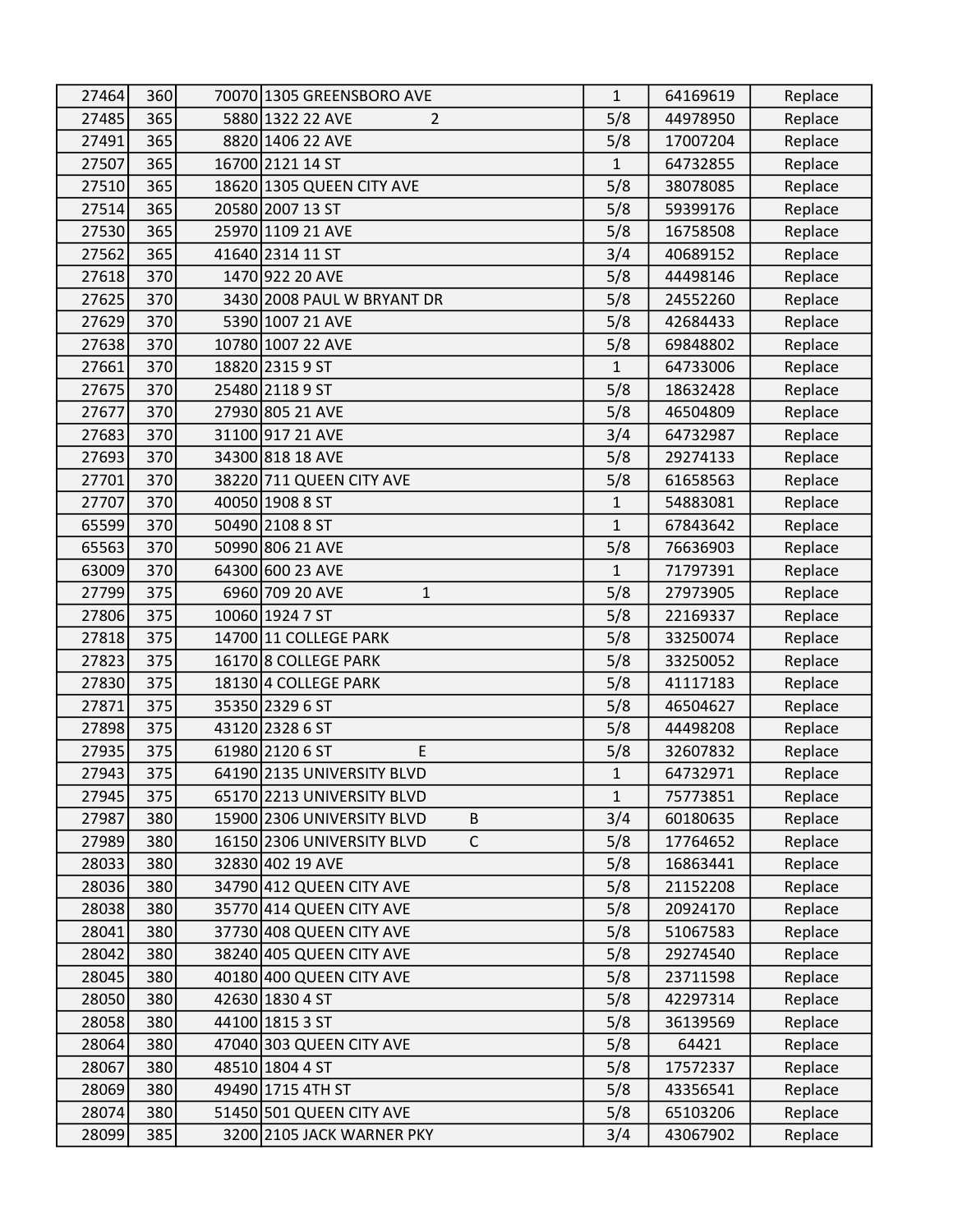| | | | | | | |
|---|---|---|---|---|---|---|
| 27464 | 360 | 70070 | 1305 GREENSBORO AVE | 1 | 64169619 | Replace |
| 27485 | 365 | 5880 | 1322 22 AVE 2 | 5/8 | 44978950 | Replace |
| 27491 | 365 | 8820 | 1406 22 AVE | 5/8 | 17007204 | Replace |
| 27507 | 365 | 16700 | 2121 14 ST | 1 | 64732855 | Replace |
| 27510 | 365 | 18620 | 1305 QUEEN CITY AVE | 5/8 | 38078085 | Replace |
| 27514 | 365 | 20580 | 2007 13 ST | 5/8 | 59399176 | Replace |
| 27530 | 365 | 25970 | 1109 21 AVE | 5/8 | 16758508 | Replace |
| 27562 | 365 | 41640 | 2314 11 ST | 3/4 | 40689152 | Replace |
| 27618 | 370 | 1470 | 922 20 AVE | 5/8 | 44498146 | Replace |
| 27625 | 370 | 3430 | 2008 PAUL W BRYANT DR | 5/8 | 24552260 | Replace |
| 27629 | 370 | 5390 | 1007 21 AVE | 5/8 | 42684433 | Replace |
| 27638 | 370 | 10780 | 1007 22 AVE | 5/8 | 69848802 | Replace |
| 27661 | 370 | 18820 | 2315 9 ST | 1 | 64733006 | Replace |
| 27675 | 370 | 25480 | 2118 9 ST | 5/8 | 18632428 | Replace |
| 27677 | 370 | 27930 | 805 21 AVE | 5/8 | 46504809 | Replace |
| 27683 | 370 | 31100 | 917 21 AVE | 3/4 | 64732987 | Replace |
| 27693 | 370 | 34300 | 818 18 AVE | 5/8 | 29274133 | Replace |
| 27701 | 370 | 38220 | 711 QUEEN CITY AVE | 5/8 | 61658563 | Replace |
| 27707 | 370 | 40050 | 1908 8 ST | 1 | 54883081 | Replace |
| 65599 | 370 | 50490 | 2108 8 ST | 1 | 67843642 | Replace |
| 65563 | 370 | 50990 | 806 21 AVE | 5/8 | 76636903 | Replace |
| 63009 | 370 | 64300 | 600 23 AVE | 1 | 71797391 | Replace |
| 27799 | 375 | 6960 | 709 20 AVE 1 | 5/8 | 27973905 | Replace |
| 27806 | 375 | 10060 | 1924 7 ST | 5/8 | 22169337 | Replace |
| 27818 | 375 | 14700 | 11 COLLEGE PARK | 5/8 | 33250074 | Replace |
| 27823 | 375 | 16170 | 8 COLLEGE PARK | 5/8 | 33250052 | Replace |
| 27830 | 375 | 18130 | 4 COLLEGE PARK | 5/8 | 41117183 | Replace |
| 27871 | 375 | 35350 | 2329 6 ST | 5/8 | 46504627 | Replace |
| 27898 | 375 | 43120 | 2328 6 ST | 5/8 | 44498208 | Replace |
| 27935 | 375 | 61980 | 2120 6 ST E | 5/8 | 32607832 | Replace |
| 27943 | 375 | 64190 | 2135 UNIVERSITY BLVD | 1 | 64732971 | Replace |
| 27945 | 375 | 65170 | 2213 UNIVERSITY BLVD | 1 | 75773851 | Replace |
| 27987 | 380 | 15900 | 2306 UNIVERSITY BLVD B | 3/4 | 60180635 | Replace |
| 27989 | 380 | 16150 | 2306 UNIVERSITY BLVD C | 5/8 | 17764652 | Replace |
| 28033 | 380 | 32830 | 402 19 AVE | 5/8 | 16863441 | Replace |
| 28036 | 380 | 34790 | 412 QUEEN CITY AVE | 5/8 | 21152208 | Replace |
| 28038 | 380 | 35770 | 414 QUEEN CITY AVE | 5/8 | 20924170 | Replace |
| 28041 | 380 | 37730 | 408 QUEEN CITY AVE | 5/8 | 51067583 | Replace |
| 28042 | 380 | 38240 | 405 QUEEN CITY AVE | 5/8 | 29274540 | Replace |
| 28045 | 380 | 40180 | 400 QUEEN CITY AVE | 5/8 | 23711598 | Replace |
| 28050 | 380 | 42630 | 1830 4 ST | 5/8 | 42297314 | Replace |
| 28058 | 380 | 44100 | 1815 3 ST | 5/8 | 36139569 | Replace |
| 28064 | 380 | 47040 | 303 QUEEN CITY AVE | 5/8 | 64421 | Replace |
| 28067 | 380 | 48510 | 1804 4 ST | 5/8 | 17572337 | Replace |
| 28069 | 380 | 49490 | 1715 4TH ST | 5/8 | 43356541 | Replace |
| 28074 | 380 | 51450 | 501 QUEEN CITY AVE | 5/8 | 65103206 | Replace |
| 28099 | 385 | 3200 | 2105 JACK WARNER PKY | 3/4 | 43067902 | Replace |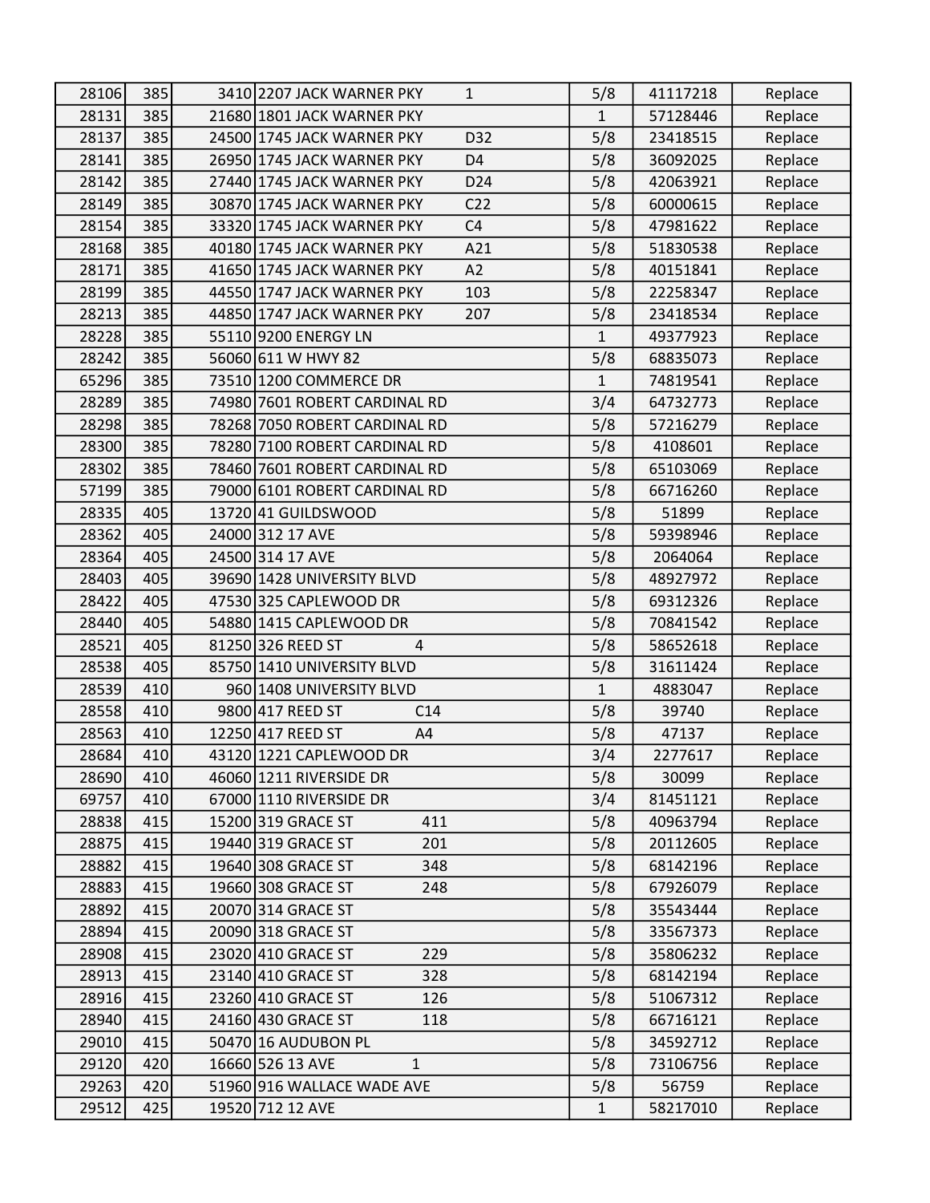| | | | | | | | |
|---|---|---|---|---|---|---|---|
| 28106 | 385 | 3410 | 2207 JACK WARNER PKY | 1 | 5/8 | 41117218 | Replace |
| 28131 | 385 | 21680 | 1801 JACK WARNER PKY | | 1 | 57128446 | Replace |
| 28137 | 385 | 24500 | 1745 JACK WARNER PKY | D32 | 5/8 | 23418515 | Replace |
| 28141 | 385 | 26950 | 1745 JACK WARNER PKY | D4 | 5/8 | 36092025 | Replace |
| 28142 | 385 | 27440 | 1745 JACK WARNER PKY | D24 | 5/8 | 42063921 | Replace |
| 28149 | 385 | 30870 | 1745 JACK WARNER PKY | C22 | 5/8 | 60000615 | Replace |
| 28154 | 385 | 33320 | 1745 JACK WARNER PKY | C4 | 5/8 | 47981622 | Replace |
| 28168 | 385 | 40180 | 1745 JACK WARNER PKY | A21 | 5/8 | 51830538 | Replace |
| 28171 | 385 | 41650 | 1745 JACK WARNER PKY | A2 | 5/8 | 40151841 | Replace |
| 28199 | 385 | 44550 | 1747 JACK WARNER PKY | 103 | 5/8 | 22258347 | Replace |
| 28213 | 385 | 44850 | 1747 JACK WARNER PKY | 207 | 5/8 | 23418534 | Replace |
| 28228 | 385 | 55110 | 9200 ENERGY LN | | 1 | 49377923 | Replace |
| 28242 | 385 | 56060 | 611 W HWY 82 | | 5/8 | 68835073 | Replace |
| 65296 | 385 | 73510 | 1200 COMMERCE DR | | 1 | 74819541 | Replace |
| 28289 | 385 | 74980 | 7601 ROBERT CARDINAL RD | | 3/4 | 64732773 | Replace |
| 28298 | 385 | 78268 | 7050 ROBERT CARDINAL RD | | 5/8 | 57216279 | Replace |
| 28300 | 385 | 78280 | 7100 ROBERT CARDINAL RD | | 5/8 | 4108601 | Replace |
| 28302 | 385 | 78460 | 7601 ROBERT CARDINAL RD | | 5/8 | 65103069 | Replace |
| 57199 | 385 | 79000 | 6101 ROBERT CARDINAL RD | | 5/8 | 66716260 | Replace |
| 28335 | 405 | 13720 | 41 GUILDSWOOD | | 5/8 | 51899 | Replace |
| 28362 | 405 | 24000 | 312 17 AVE | | 5/8 | 59398946 | Replace |
| 28364 | 405 | 24500 | 314 17 AVE | | 5/8 | 2064064 | Replace |
| 28403 | 405 | 39690 | 1428 UNIVERSITY BLVD | | 5/8 | 48927972 | Replace |
| 28422 | 405 | 47530 | 325 CAPLEWOOD DR | | 5/8 | 69312326 | Replace |
| 28440 | 405 | 54880 | 1415 CAPLEWOOD DR | | 5/8 | 70841542 | Replace |
| 28521 | 405 | 81250 | 326 REED ST | 4 | 5/8 | 58652618 | Replace |
| 28538 | 405 | 85750 | 1410 UNIVERSITY BLVD | | 5/8 | 31611424 | Replace |
| 28539 | 410 | 960 | 1408 UNIVERSITY BLVD | | 1 | 4883047 | Replace |
| 28558 | 410 | 9800 | 417 REED ST | C14 | 5/8 | 39740 | Replace |
| 28563 | 410 | 12250 | 417 REED ST | A4 | 5/8 | 47137 | Replace |
| 28684 | 410 | 43120 | 1221 CAPLEWOOD DR | | 3/4 | 2277617 | Replace |
| 28690 | 410 | 46060 | 1211 RIVERSIDE DR | | 5/8 | 30099 | Replace |
| 69757 | 410 | 67000 | 1110 RIVERSIDE DR | | 3/4 | 81451121 | Replace |
| 28838 | 415 | 15200 | 319 GRACE ST | 411 | 5/8 | 40963794 | Replace |
| 28875 | 415 | 19440 | 319 GRACE ST | 201 | 5/8 | 20112605 | Replace |
| 28882 | 415 | 19640 | 308 GRACE ST | 348 | 5/8 | 68142196 | Replace |
| 28883 | 415 | 19660 | 308 GRACE ST | 248 | 5/8 | 67926079 | Replace |
| 28892 | 415 | 20070 | 314 GRACE ST | | 5/8 | 35543444 | Replace |
| 28894 | 415 | 20090 | 318 GRACE ST | | 5/8 | 33567373 | Replace |
| 28908 | 415 | 23020 | 410 GRACE ST | 229 | 5/8 | 35806232 | Replace |
| 28913 | 415 | 23140 | 410 GRACE ST | 328 | 5/8 | 68142194 | Replace |
| 28916 | 415 | 23260 | 410 GRACE ST | 126 | 5/8 | 51067312 | Replace |
| 28940 | 415 | 24160 | 430 GRACE ST | 118 | 5/8 | 66716121 | Replace |
| 29010 | 415 | 50470 | 16 AUDUBON PL | | 5/8 | 34592712 | Replace |
| 29120 | 420 | 16660 | 526 13 AVE | 1 | 5/8 | 73106756 | Replace |
| 29263 | 420 | 51960 | 916 WALLACE WADE AVE | | 5/8 | 56759 | Replace |
| 29512 | 425 | 19520 | 712 12 AVE | | 1 | 58217010 | Replace |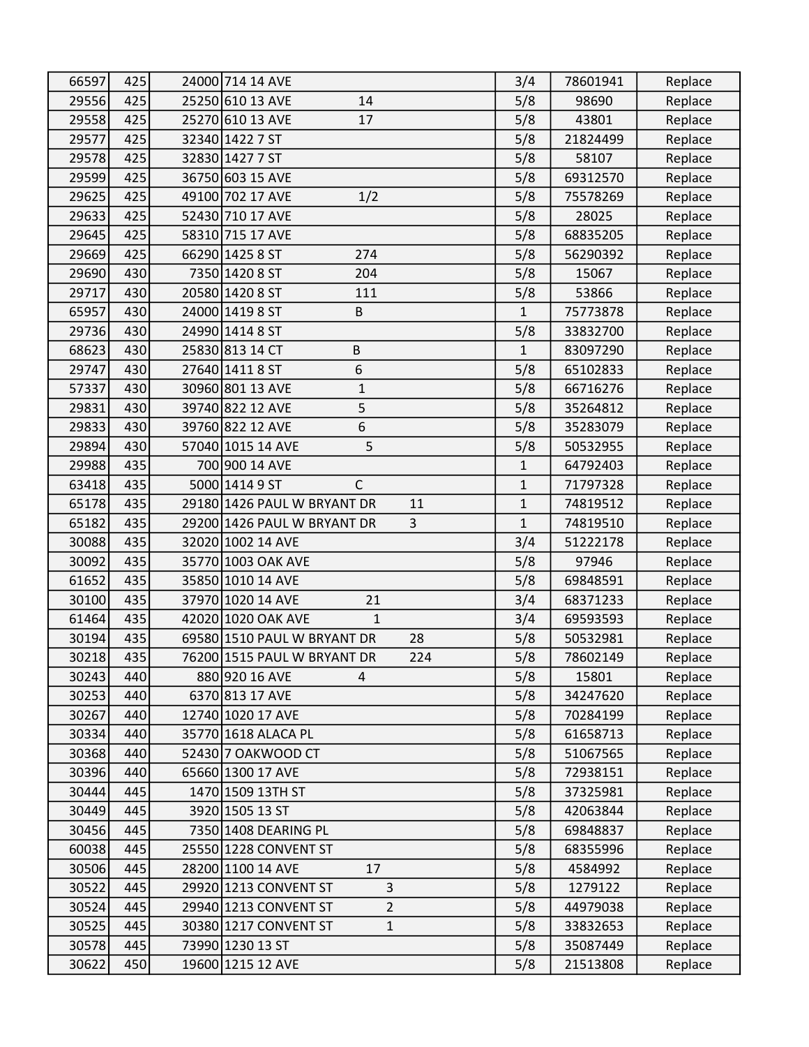| | | | | | | |
|---|---|---|---|---|---|---|
| 66597 | 425 | 24000 | 714 14 AVE | 3/4 | 78601941 | Replace |
| 29556 | 425 | 25250 | 610 13 AVE 14 | 5/8 | 98690 | Replace |
| 29558 | 425 | 25270 | 610 13 AVE 17 | 5/8 | 43801 | Replace |
| 29577 | 425 | 32340 | 1422 7 ST | 5/8 | 21824499 | Replace |
| 29578 | 425 | 32830 | 1427 7 ST | 5/8 | 58107 | Replace |
| 29599 | 425 | 36750 | 603 15 AVE | 5/8 | 69312570 | Replace |
| 29625 | 425 | 49100 | 702 17 AVE 1/2 | 5/8 | 75578269 | Replace |
| 29633 | 425 | 52430 | 710 17 AVE | 5/8 | 28025 | Replace |
| 29645 | 425 | 58310 | 715 17 AVE | 5/8 | 68835205 | Replace |
| 29669 | 425 | 66290 | 1425 8 ST 274 | 5/8 | 56290392 | Replace |
| 29690 | 430 | 7350 | 1420 8 ST 204 | 5/8 | 15067 | Replace |
| 29717 | 430 | 20580 | 1420 8 ST 111 | 5/8 | 53866 | Replace |
| 65957 | 430 | 24000 | 1419 8 ST B | 1 | 75773878 | Replace |
| 29736 | 430 | 24990 | 1414 8 ST | 5/8 | 33832700 | Replace |
| 68623 | 430 | 25830 | 813 14 CT B | 1 | 83097290 | Replace |
| 29747 | 430 | 27640 | 1411 8 ST 6 | 5/8 | 65102833 | Replace |
| 57337 | 430 | 30960 | 801 13 AVE 1 | 5/8 | 66716276 | Replace |
| 29831 | 430 | 39740 | 822 12 AVE 5 | 5/8 | 35264812 | Replace |
| 29833 | 430 | 39760 | 822 12 AVE 6 | 5/8 | 35283079 | Replace |
| 29894 | 430 | 57040 | 1015 14 AVE 5 | 5/8 | 50532955 | Replace |
| 29988 | 435 | 700 | 900 14 AVE | 1 | 64792403 | Replace |
| 63418 | 435 | 5000 | 1414 9 ST C | 1 | 71797328 | Replace |
| 65178 | 435 | 29180 | 1426 PAUL W BRYANT DR 11 | 1 | 74819512 | Replace |
| 65182 | 435 | 29200 | 1426 PAUL W BRYANT DR 3 | 1 | 74819510 | Replace |
| 30088 | 435 | 32020 | 1002 14 AVE | 3/4 | 51222178 | Replace |
| 30092 | 435 | 35770 | 1003 OAK AVE | 5/8 | 97946 | Replace |
| 61652 | 435 | 35850 | 1010 14 AVE | 5/8 | 69848591 | Replace |
| 30100 | 435 | 37970 | 1020 14 AVE 21 | 3/4 | 68371233 | Replace |
| 61464 | 435 | 42020 | 1020 OAK AVE 1 | 3/4 | 69593593 | Replace |
| 30194 | 435 | 69580 | 1510 PAUL W BRYANT DR 28 | 5/8 | 50532981 | Replace |
| 30218 | 435 | 76200 | 1515 PAUL W BRYANT DR 224 | 5/8 | 78602149 | Replace |
| 30243 | 440 | 880 | 920 16 AVE 4 | 5/8 | 15801 | Replace |
| 30253 | 440 | 6370 | 813 17 AVE | 5/8 | 34247620 | Replace |
| 30267 | 440 | 12740 | 1020 17 AVE | 5/8 | 70284199 | Replace |
| 30334 | 440 | 35770 | 1618 ALACA PL | 5/8 | 61658713 | Replace |
| 30368 | 440 | 52430 | 7 OAKWOOD CT | 5/8 | 51067565 | Replace |
| 30396 | 440 | 65660 | 1300 17 AVE | 5/8 | 72938151 | Replace |
| 30444 | 445 | 1470 | 1509 13TH ST | 5/8 | 37325981 | Replace |
| 30449 | 445 | 3920 | 1505 13 ST | 5/8 | 42063844 | Replace |
| 30456 | 445 | 7350 | 1408 DEARING PL | 5/8 | 69848837 | Replace |
| 60038 | 445 | 25550 | 1228 CONVENT ST | 5/8 | 68355996 | Replace |
| 30506 | 445 | 28200 | 1100 14 AVE 17 | 5/8 | 4584992 | Replace |
| 30522 | 445 | 29920 | 1213 CONVENT ST 3 | 5/8 | 1279122 | Replace |
| 30524 | 445 | 29940 | 1213 CONVENT ST 2 | 5/8 | 44979038 | Replace |
| 30525 | 445 | 30380 | 1217 CONVENT ST 1 | 5/8 | 33832653 | Replace |
| 30578 | 445 | 73990 | 1230 13 ST | 5/8 | 35087449 | Replace |
| 30622 | 450 | 19600 | 1215 12 AVE | 5/8 | 21513808 | Replace |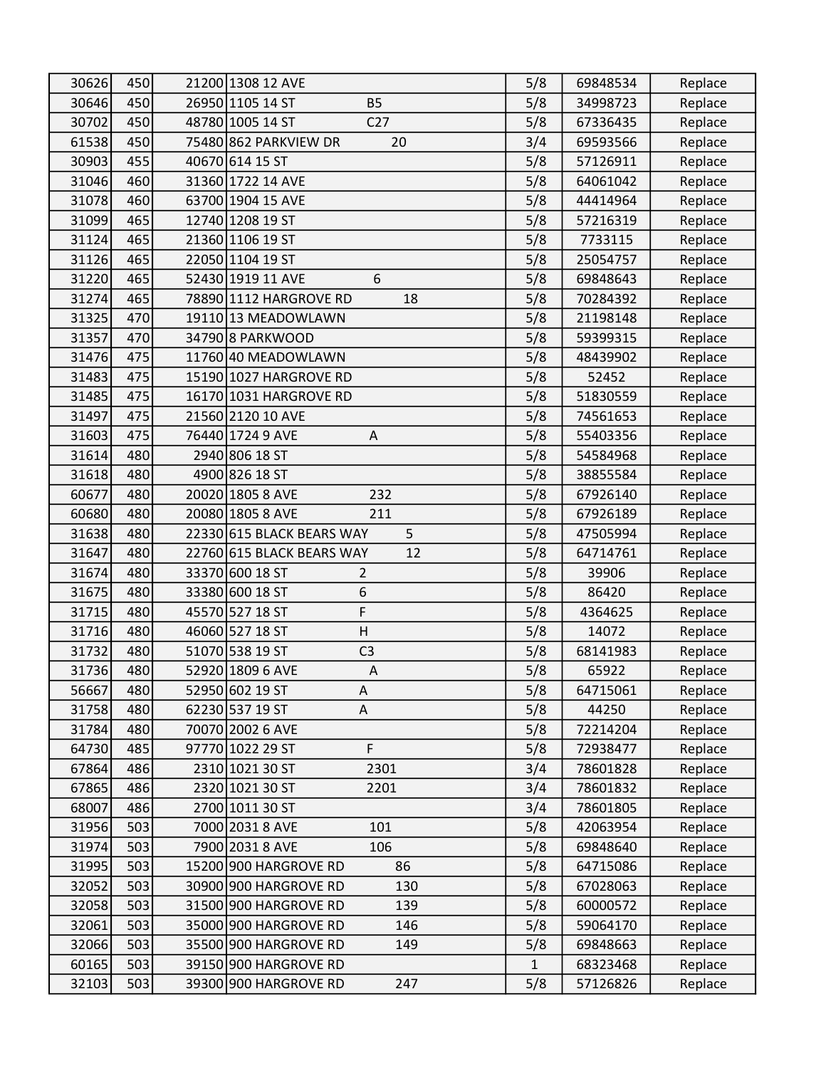| | | | | | | | |
|---|---|---|---|---|---|---|---|
| 30626 | 450 | 21200 | 1308 12 AVE | | 5/8 | 69848534 | Replace |
| 30646 | 450 | 26950 | 1105 14 ST | B5 | 5/8 | 34998723 | Replace |
| 30702 | 450 | 48780 | 1005 14 ST | C27 | 5/8 | 67336435 | Replace |
| 61538 | 450 | 75480 | 862 PARKVIEW DR | 20 | 3/4 | 69593566 | Replace |
| 30903 | 455 | 40670 | 614 15 ST | | 5/8 | 57126911 | Replace |
| 31046 | 460 | 31360 | 1722 14 AVE | | 5/8 | 64061042 | Replace |
| 31078 | 460 | 63700 | 1904 15 AVE | | 5/8 | 44414964 | Replace |
| 31099 | 465 | 12740 | 1208 19 ST | | 5/8 | 57216319 | Replace |
| 31124 | 465 | 21360 | 1106 19 ST | | 5/8 | 7733115 | Replace |
| 31126 | 465 | 22050 | 1104 19 ST | | 5/8 | 25054757 | Replace |
| 31220 | 465 | 52430 | 1919 11 AVE | 6 | 5/8 | 69848643 | Replace |
| 31274 | 465 | 78890 | 1112 HARGROVE RD | 18 | 5/8 | 70284392 | Replace |
| 31325 | 470 | 19110 | 13 MEADOWLAWN | | 5/8 | 21198148 | Replace |
| 31357 | 470 | 34790 | 8 PARKWOOD | | 5/8 | 59399315 | Replace |
| 31476 | 475 | 11760 | 40 MEADOWLAWN | | 5/8 | 48439902 | Replace |
| 31483 | 475 | 15190 | 1027 HARGROVE RD | | 5/8 | 52452 | Replace |
| 31485 | 475 | 16170 | 1031 HARGROVE RD | | 5/8 | 51830559 | Replace |
| 31497 | 475 | 21560 | 2120 10 AVE | | 5/8 | 74561653 | Replace |
| 31603 | 475 | 76440 | 1724 9 AVE | A | 5/8 | 55403356 | Replace |
| 31614 | 480 | 2940 | 806 18 ST | | 5/8 | 54584968 | Replace |
| 31618 | 480 | 4900 | 826 18 ST | | 5/8 | 38855584 | Replace |
| 60677 | 480 | 20020 | 1805 8 AVE | 232 | 5/8 | 67926140 | Replace |
| 60680 | 480 | 20080 | 1805 8 AVE | 211 | 5/8 | 67926189 | Replace |
| 31638 | 480 | 22330 | 615 BLACK BEARS WAY | 5 | 5/8 | 47505994 | Replace |
| 31647 | 480 | 22760 | 615 BLACK BEARS WAY | 12 | 5/8 | 64714761 | Replace |
| 31674 | 480 | 33370 | 600 18 ST | 2 | 5/8 | 39906 | Replace |
| 31675 | 480 | 33380 | 600 18 ST | 6 | 5/8 | 86420 | Replace |
| 31715 | 480 | 45570 | 527 18 ST | F | 5/8 | 4364625 | Replace |
| 31716 | 480 | 46060 | 527 18 ST | H | 5/8 | 14072 | Replace |
| 31732 | 480 | 51070 | 538 19 ST | C3 | 5/8 | 68141983 | Replace |
| 31736 | 480 | 52920 | 1809 6 AVE | A | 5/8 | 65922 | Replace |
| 56667 | 480 | 52950 | 602 19 ST | A | 5/8 | 64715061 | Replace |
| 31758 | 480 | 62230 | 537 19 ST | A | 5/8 | 44250 | Replace |
| 31784 | 480 | 70070 | 2002 6 AVE | | 5/8 | 72214204 | Replace |
| 64730 | 485 | 97770 | 1022 29 ST | F | 5/8 | 72938477 | Replace |
| 67864 | 486 | 2310 | 1021 30 ST | 2301 | 3/4 | 78601828 | Replace |
| 67865 | 486 | 2320 | 1021 30 ST | 2201 | 3/4 | 78601832 | Replace |
| 68007 | 486 | 2700 | 1011 30 ST | | 3/4 | 78601805 | Replace |
| 31956 | 503 | 7000 | 2031 8 AVE | 101 | 5/8 | 42063954 | Replace |
| 31974 | 503 | 7900 | 2031 8 AVE | 106 | 5/8 | 69848640 | Replace |
| 31995 | 503 | 15200 | 900 HARGROVE RD | 86 | 5/8 | 64715086 | Replace |
| 32052 | 503 | 30900 | 900 HARGROVE RD | 130 | 5/8 | 67028063 | Replace |
| 32058 | 503 | 31500 | 900 HARGROVE RD | 139 | 5/8 | 60000572 | Replace |
| 32061 | 503 | 35000 | 900 HARGROVE RD | 146 | 5/8 | 59064170 | Replace |
| 32066 | 503 | 35500 | 900 HARGROVE RD | 149 | 5/8 | 69848663 | Replace |
| 60165 | 503 | 39150 | 900 HARGROVE RD | | 1 | 68323468 | Replace |
| 32103 | 503 | 39300 | 900 HARGROVE RD | 247 | 5/8 | 57126826 | Replace |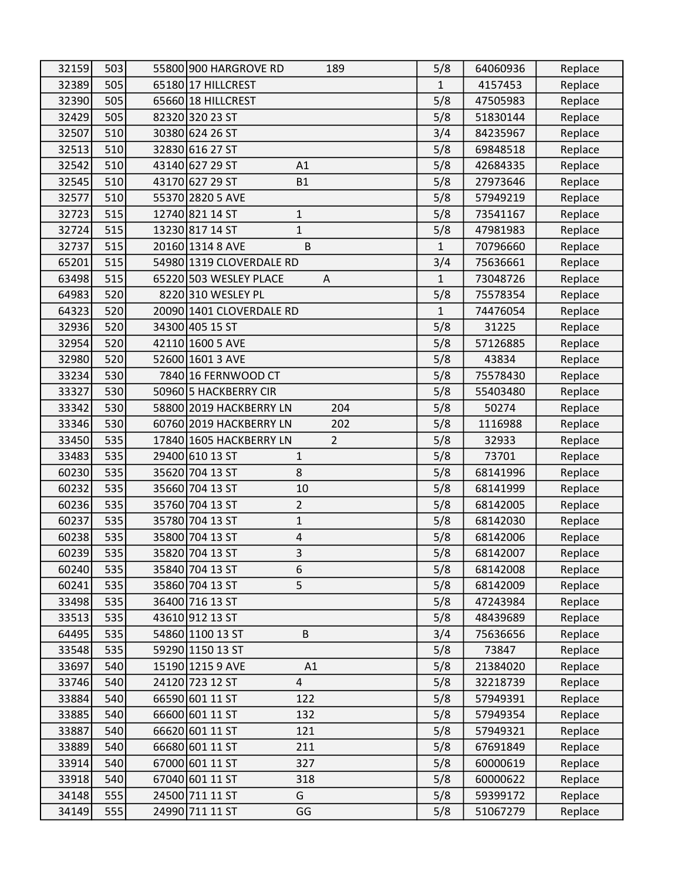| | | | | | | | |
|---|---|---|---|---|---|---|---|
| 32159 | 503 | 55800 | 900 HARGROVE RD | 189 | 5/8 | 64060936 | Replace |
| 32389 | 505 | 65180 | 17 HILLCREST | | 1 | 4157453 | Replace |
| 32390 | 505 | 65660 | 18 HILLCREST | | 5/8 | 47505983 | Replace |
| 32429 | 505 | 82320 | 320 23 ST | | 5/8 | 51830144 | Replace |
| 32507 | 510 | 30380 | 624 26 ST | | 3/4 | 84235967 | Replace |
| 32513 | 510 | 32830 | 616 27 ST | | 5/8 | 69848518 | Replace |
| 32542 | 510 | 43140 | 627 29 ST | A1 | 5/8 | 42684335 | Replace |
| 32545 | 510 | 43170 | 627 29 ST | B1 | 5/8 | 27973646 | Replace |
| 32577 | 510 | 55370 | 2820 5 AVE | | 5/8 | 57949219 | Replace |
| 32723 | 515 | 12740 | 821 14 ST | 1 | 5/8 | 73541167 | Replace |
| 32724 | 515 | 13230 | 817 14 ST | 1 | 5/8 | 47981983 | Replace |
| 32737 | 515 | 20160 | 1314 8 AVE | B | 1 | 70796660 | Replace |
| 65201 | 515 | 54980 | 1319 CLOVERDALE RD | | 3/4 | 75636661 | Replace |
| 63498 | 515 | 65220 | 503 WESLEY PLACE | A | 1 | 73048726 | Replace |
| 64983 | 520 | 8220 | 310 WESLEY PL | | 5/8 | 75578354 | Replace |
| 64323 | 520 | 20090 | 1401 CLOVERDALE RD | | 1 | 74476054 | Replace |
| 32936 | 520 | 34300 | 405 15 ST | | 5/8 | 31225 | Replace |
| 32954 | 520 | 42110 | 1600 5 AVE | | 5/8 | 57126885 | Replace |
| 32980 | 520 | 52600 | 1601 3 AVE | | 5/8 | 43834 | Replace |
| 33234 | 530 | 7840 | 16 FERNWOOD CT | | 5/8 | 75578430 | Replace |
| 33327 | 530 | 50960 | 5 HACKBERRY CIR | | 5/8 | 55403480 | Replace |
| 33342 | 530 | 58800 | 2019 HACKBERRY LN | 204 | 5/8 | 50274 | Replace |
| 33346 | 530 | 60760 | 2019 HACKBERRY LN | 202 | 5/8 | 1116988 | Replace |
| 33450 | 535 | 17840 | 1605 HACKBERRY LN | 2 | 5/8 | 32933 | Replace |
| 33483 | 535 | 29400 | 610 13 ST | 1 | 5/8 | 73701 | Replace |
| 60230 | 535 | 35620 | 704 13 ST | 8 | 5/8 | 68141996 | Replace |
| 60232 | 535 | 35660 | 704 13 ST | 10 | 5/8 | 68141999 | Replace |
| 60236 | 535 | 35760 | 704 13 ST | 2 | 5/8 | 68142005 | Replace |
| 60237 | 535 | 35780 | 704 13 ST | 1 | 5/8 | 68142030 | Replace |
| 60238 | 535 | 35800 | 704 13 ST | 4 | 5/8 | 68142006 | Replace |
| 60239 | 535 | 35820 | 704 13 ST | 3 | 5/8 | 68142007 | Replace |
| 60240 | 535 | 35840 | 704 13 ST | 6 | 5/8 | 68142008 | Replace |
| 60241 | 535 | 35860 | 704 13 ST | 5 | 5/8 | 68142009 | Replace |
| 33498 | 535 | 36400 | 716 13 ST | | 5/8 | 47243984 | Replace |
| 33513 | 535 | 43610 | 912 13 ST | | 5/8 | 48439689 | Replace |
| 64495 | 535 | 54860 | 1100 13 ST | B | 3/4 | 75636656 | Replace |
| 33548 | 535 | 59290 | 1150 13 ST | | 5/8 | 73847 | Replace |
| 33697 | 540 | 15190 | 1215 9 AVE | A1 | 5/8 | 21384020 | Replace |
| 33746 | 540 | 24120 | 723 12 ST | 4 | 5/8 | 32218739 | Replace |
| 33884 | 540 | 66590 | 601 11 ST | 122 | 5/8 | 57949391 | Replace |
| 33885 | 540 | 66600 | 601 11 ST | 132 | 5/8 | 57949354 | Replace |
| 33887 | 540 | 66620 | 601 11 ST | 121 | 5/8 | 57949321 | Replace |
| 33889 | 540 | 66680 | 601 11 ST | 211 | 5/8 | 67691849 | Replace |
| 33914 | 540 | 67000 | 601 11 ST | 327 | 5/8 | 60000619 | Replace |
| 33918 | 540 | 67040 | 601 11 ST | 318 | 5/8 | 60000622 | Replace |
| 34148 | 555 | 24500 | 711 11 ST | G | 5/8 | 59399172 | Replace |
| 34149 | 555 | 24990 | 711 11 ST | GG | 5/8 | 51067279 | Replace |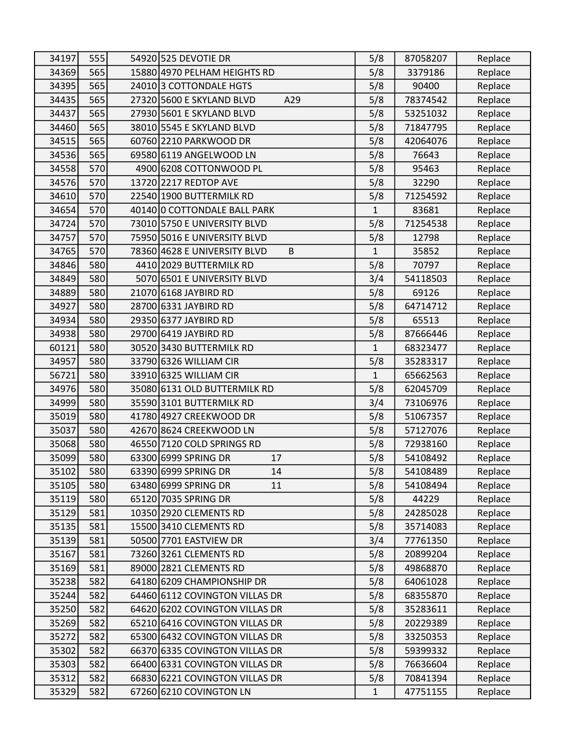| | | | | | | |
|---|---|---|---|---|---|---|
| 34197 | 555 | 54920 | 525 DEVOTIE DR | 5/8 | 87058207 | Replace |
| 34369 | 565 | 15880 | 4970 PELHAM HEIGHTS RD | 5/8 | 3379186 | Replace |
| 34395 | 565 | 24010 | 3 COTTONDALE HGTS | 5/8 | 90400 | Replace |
| 34435 | 565 | 27320 | 5600 E SKYLAND BLVD A29 | 5/8 | 78374542 | Replace |
| 34437 | 565 | 27930 | 5601 E SKYLAND BLVD | 5/8 | 53251032 | Replace |
| 34460 | 565 | 38010 | 5545 E SKYLAND BLVD | 5/8 | 71847795 | Replace |
| 34515 | 565 | 60760 | 2210 PARKWOOD DR | 5/8 | 42064076 | Replace |
| 34536 | 565 | 69580 | 6119 ANGELWOOD LN | 5/8 | 76643 | Replace |
| 34558 | 570 | 4900 | 6208 COTTONWOOD PL | 5/8 | 95463 | Replace |
| 34576 | 570 | 13720 | 2217 REDTOP AVE | 5/8 | 32290 | Replace |
| 34610 | 570 | 22540 | 1900 BUTTERMILK RD | 5/8 | 71254592 | Replace |
| 34654 | 570 | 40140 | 0 COTTONDALE BALL PARK | 1 | 83681 | Replace |
| 34724 | 570 | 73010 | 5750 E UNIVERSITY BLVD | 5/8 | 71254538 | Replace |
| 34757 | 570 | 75950 | 5016 E UNIVERSITY BLVD | 5/8 | 12798 | Replace |
| 34765 | 570 | 78360 | 4628 E UNIVERSITY BLVD B | 1 | 35852 | Replace |
| 34846 | 580 | 4410 | 2029 BUTTERMILK RD | 5/8 | 70797 | Replace |
| 34849 | 580 | 5070 | 6501 E UNIVERSITY BLVD | 3/4 | 54118503 | Replace |
| 34889 | 580 | 21070 | 6168 JAYBIRD RD | 5/8 | 69126 | Replace |
| 34927 | 580 | 28700 | 6331 JAYBIRD RD | 5/8 | 64714712 | Replace |
| 34934 | 580 | 29350 | 6377 JAYBIRD RD | 5/8 | 65513 | Replace |
| 34938 | 580 | 29700 | 6419 JAYBIRD RD | 5/8 | 87666446 | Replace |
| 60121 | 580 | 30520 | 3430 BUTTERMILK RD | 1 | 68323477 | Replace |
| 34957 | 580 | 33790 | 6326 WILLIAM CIR | 5/8 | 35283317 | Replace |
| 56721 | 580 | 33910 | 6325 WILLIAM CIR | 1 | 65662563 | Replace |
| 34976 | 580 | 35080 | 6131 OLD BUTTERMILK RD | 5/8 | 62045709 | Replace |
| 34999 | 580 | 35590 | 3101 BUTTERMILK RD | 3/4 | 73106976 | Replace |
| 35019 | 580 | 41780 | 4927 CREEKWOOD DR | 5/8 | 51067357 | Replace |
| 35037 | 580 | 42670 | 8624 CREEKWOOD LN | 5/8 | 57127076 | Replace |
| 35068 | 580 | 46550 | 7120 COLD SPRINGS RD | 5/8 | 72938160 | Replace |
| 35099 | 580 | 63300 | 6999 SPRING DR 17 | 5/8 | 54108492 | Replace |
| 35102 | 580 | 63390 | 6999 SPRING DR 14 | 5/8 | 54108489 | Replace |
| 35105 | 580 | 63480 | 6999 SPRING DR 11 | 5/8 | 54108494 | Replace |
| 35119 | 580 | 65120 | 7035 SPRING DR | 5/8 | 44229 | Replace |
| 35129 | 581 | 10350 | 2920 CLEMENTS RD | 5/8 | 24285028 | Replace |
| 35135 | 581 | 15500 | 3410 CLEMENTS RD | 5/8 | 35714083 | Replace |
| 35139 | 581 | 50500 | 7701 EASTVIEW DR | 3/4 | 77761350 | Replace |
| 35167 | 581 | 73260 | 3261 CLEMENTS RD | 5/8 | 20899204 | Replace |
| 35169 | 581 | 89000 | 2821 CLEMENTS RD | 5/8 | 49868870 | Replace |
| 35238 | 582 | 64180 | 6209 CHAMPIONSHIP DR | 5/8 | 64061028 | Replace |
| 35244 | 582 | 64460 | 6112 COVINGTON VILLAS DR | 5/8 | 68355870 | Replace |
| 35250 | 582 | 64620 | 6202 COVINGTON VILLAS DR | 5/8 | 35283611 | Replace |
| 35269 | 582 | 65210 | 6416 COVINGTON VILLAS DR | 5/8 | 20229389 | Replace |
| 35272 | 582 | 65300 | 6432 COVINGTON VILLAS DR | 5/8 | 33250353 | Replace |
| 35302 | 582 | 66370 | 6335 COVINGTON VILLAS DR | 5/8 | 59399332 | Replace |
| 35303 | 582 | 66400 | 6331 COVINGTON VILLAS DR | 5/8 | 76636604 | Replace |
| 35312 | 582 | 66830 | 6221 COVINGTON VILLAS DR | 5/8 | 70841394 | Replace |
| 35329 | 582 | 67260 | 6210 COVINGTON LN | 1 | 47751155 | Replace |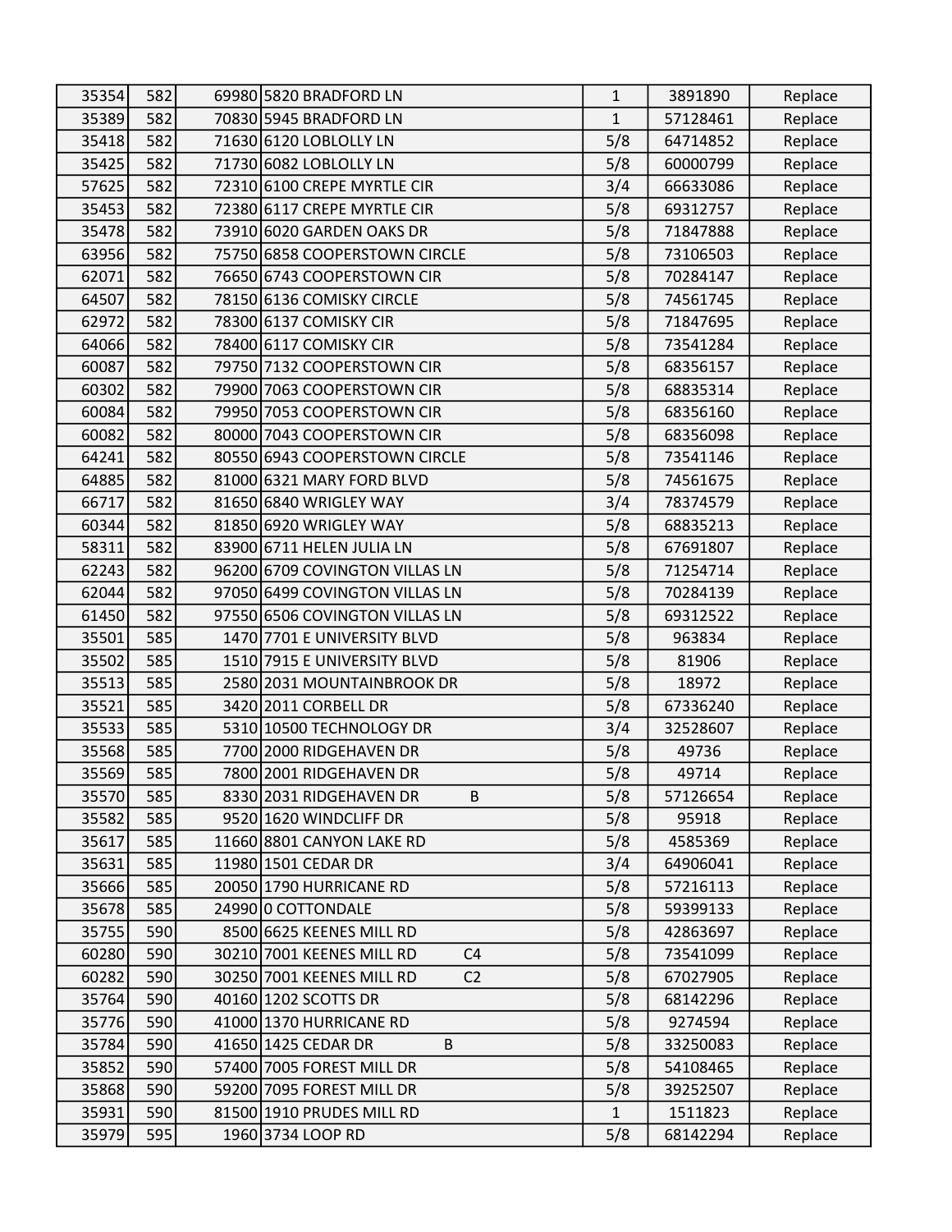| | | | | | | |
|---|---|---|---|---|---|---|
| 35354 | 582 | 69980 | 5820 BRADFORD LN | 1 | 3891890 | Replace |
| 35389 | 582 | 70830 | 5945 BRADFORD LN | 1 | 57128461 | Replace |
| 35418 | 582 | 71630 | 6120 LOBLOLLY LN | 5/8 | 64714852 | Replace |
| 35425 | 582 | 71730 | 6082 LOBLOLLY LN | 5/8 | 60000799 | Replace |
| 57625 | 582 | 72310 | 6100 CREPE MYRTLE CIR | 3/4 | 66633086 | Replace |
| 35453 | 582 | 72380 | 6117 CREPE MYRTLE CIR | 5/8 | 69312757 | Replace |
| 35478 | 582 | 73910 | 6020 GARDEN OAKS DR | 5/8 | 71847888 | Replace |
| 63956 | 582 | 75750 | 6858 COOPERSTOWN CIRCLE | 5/8 | 73106503 | Replace |
| 62071 | 582 | 76650 | 6743 COOPERSTOWN CIR | 5/8 | 70284147 | Replace |
| 64507 | 582 | 78150 | 6136 COMISKY CIRCLE | 5/8 | 74561745 | Replace |
| 62972 | 582 | 78300 | 6137 COMISKY CIR | 5/8 | 71847695 | Replace |
| 64066 | 582 | 78400 | 6117 COMISKY CIR | 5/8 | 73541284 | Replace |
| 60087 | 582 | 79750 | 7132 COOPERSTOWN CIR | 5/8 | 68356157 | Replace |
| 60302 | 582 | 79900 | 7063 COOPERSTOWN CIR | 5/8 | 68835314 | Replace |
| 60084 | 582 | 79950 | 7053 COOPERSTOWN CIR | 5/8 | 68356160 | Replace |
| 60082 | 582 | 80000 | 7043 COOPERSTOWN CIR | 5/8 | 68356098 | Replace |
| 64241 | 582 | 80550 | 6943 COOPERSTOWN CIRCLE | 5/8 | 73541146 | Replace |
| 64885 | 582 | 81000 | 6321 MARY FORD BLVD | 5/8 | 74561675 | Replace |
| 66717 | 582 | 81650 | 6840 WRIGLEY WAY | 3/4 | 78374579 | Replace |
| 60344 | 582 | 81850 | 6920 WRIGLEY WAY | 5/8 | 68835213 | Replace |
| 58311 | 582 | 83900 | 6711 HELEN JULIA LN | 5/8 | 67691807 | Replace |
| 62243 | 582 | 96200 | 6709 COVINGTON VILLAS LN | 5/8 | 71254714 | Replace |
| 62044 | 582 | 97050 | 6499 COVINGTON VILLAS LN | 5/8 | 70284139 | Replace |
| 61450 | 582 | 97550 | 6506 COVINGTON VILLAS LN | 5/8 | 69312522 | Replace |
| 35501 | 585 | 1470 | 7701 E UNIVERSITY BLVD | 5/8 | 963834 | Replace |
| 35502 | 585 | 1510 | 7915 E UNIVERSITY BLVD | 5/8 | 81906 | Replace |
| 35513 | 585 | 2580 | 2031 MOUNTAINBROOK DR | 5/8 | 18972 | Replace |
| 35521 | 585 | 3420 | 2011 CORBELL DR | 5/8 | 67336240 | Replace |
| 35533 | 585 | 5310 | 10500 TECHNOLOGY DR | 3/4 | 32528607 | Replace |
| 35568 | 585 | 7700 | 2000 RIDGEHAVEN DR | 5/8 | 49736 | Replace |
| 35569 | 585 | 7800 | 2001 RIDGEHAVEN DR | 5/8 | 49714 | Replace |
| 35570 | 585 | 8330 | 2031 RIDGEHAVEN DR B | 5/8 | 57126654 | Replace |
| 35582 | 585 | 9520 | 1620 WINDCLIFF DR | 5/8 | 95918 | Replace |
| 35617 | 585 | 11660 | 8801 CANYON LAKE RD | 5/8 | 4585369 | Replace |
| 35631 | 585 | 11980 | 1501 CEDAR DR | 3/4 | 64906041 | Replace |
| 35666 | 585 | 20050 | 1790 HURRICANE RD | 5/8 | 57216113 | Replace |
| 35678 | 585 | 24990 | 0 COTTONDALE | 5/8 | 59399133 | Replace |
| 35755 | 590 | 8500 | 6625 KEENES MILL RD | 5/8 | 42863697 | Replace |
| 60280 | 590 | 30210 | 7001 KEENES MILL RD C4 | 5/8 | 73541099 | Replace |
| 60282 | 590 | 30250 | 7001 KEENES MILL RD C2 | 5/8 | 67027905 | Replace |
| 35764 | 590 | 40160 | 1202 SCOTTS DR | 5/8 | 68142296 | Replace |
| 35776 | 590 | 41000 | 1370 HURRICANE RD | 5/8 | 9274594 | Replace |
| 35784 | 590 | 41650 | 1425 CEDAR DR B | 5/8 | 33250083 | Replace |
| 35852 | 590 | 57400 | 7005 FOREST MILL DR | 5/8 | 54108465 | Replace |
| 35868 | 590 | 59200 | 7095 FOREST MILL DR | 5/8 | 39252507 | Replace |
| 35931 | 590 | 81500 | 1910 PRUDES MILL RD | 1 | 1511823 | Replace |
| 35979 | 595 | 1960 | 3734 LOOP RD | 5/8 | 68142294 | Replace |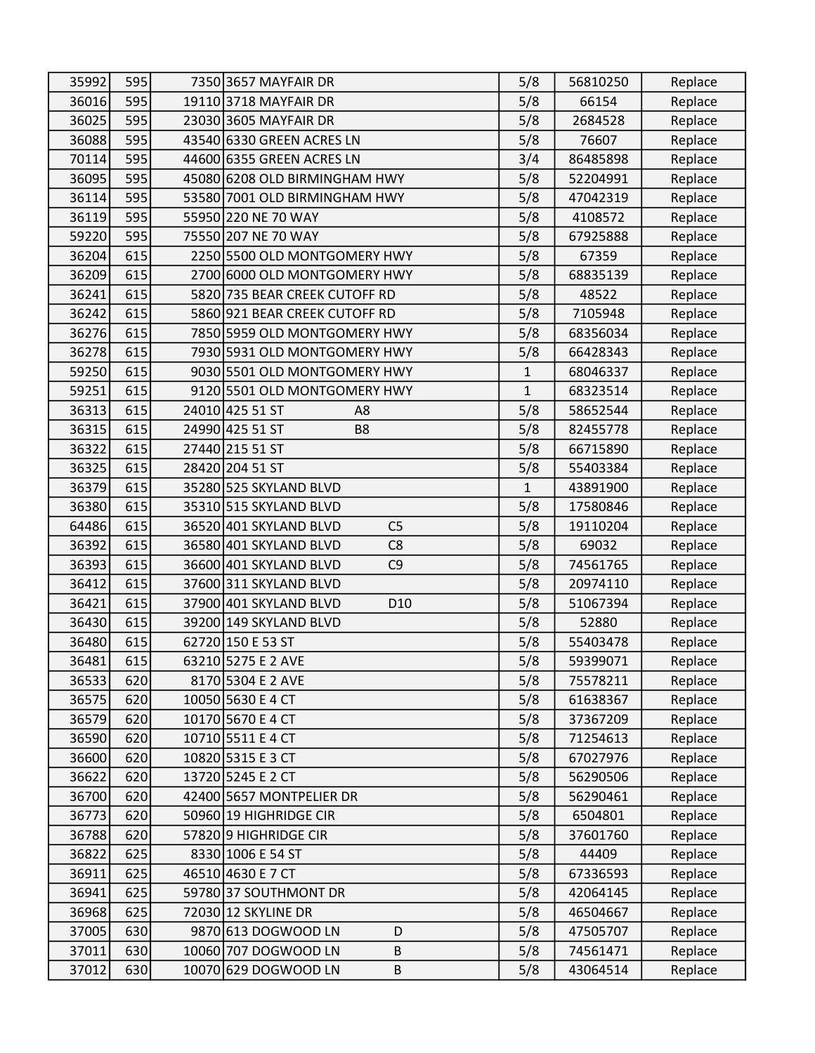| | | | | | | |
|---|---|---|---|---|---|---|
| 35992 | 595 | 7350 | 3657 MAYFAIR DR | 5/8 | 56810250 | Replace |
| 36016 | 595 | 19110 | 3718 MAYFAIR DR | 5/8 | 66154 | Replace |
| 36025 | 595 | 23030 | 3605 MAYFAIR DR | 5/8 | 2684528 | Replace |
| 36088 | 595 | 43540 | 6330 GREEN ACRES LN | 5/8 | 76607 | Replace |
| 70114 | 595 | 44600 | 6355 GREEN ACRES LN | 3/4 | 86485898 | Replace |
| 36095 | 595 | 45080 | 6208 OLD BIRMINGHAM HWY | 5/8 | 52204991 | Replace |
| 36114 | 595 | 53580 | 7001 OLD BIRMINGHAM HWY | 5/8 | 47042319 | Replace |
| 36119 | 595 | 55950 | 220 NE 70 WAY | 5/8 | 4108572 | Replace |
| 59220 | 595 | 75550 | 207 NE 70 WAY | 5/8 | 67925888 | Replace |
| 36204 | 615 | 2250 | 5500 OLD MONTGOMERY HWY | 5/8 | 67359 | Replace |
| 36209 | 615 | 2700 | 6000 OLD MONTGOMERY HWY | 5/8 | 68835139 | Replace |
| 36241 | 615 | 5820 | 735 BEAR CREEK CUTOFF RD | 5/8 | 48522 | Replace |
| 36242 | 615 | 5860 | 921 BEAR CREEK CUTOFF RD | 5/8 | 7105948 | Replace |
| 36276 | 615 | 7850 | 5959 OLD MONTGOMERY HWY | 5/8 | 68356034 | Replace |
| 36278 | 615 | 7930 | 5931 OLD MONTGOMERY HWY | 5/8 | 66428343 | Replace |
| 59250 | 615 | 9030 | 5501 OLD MONTGOMERY HWY | 1 | 68046337 | Replace |
| 59251 | 615 | 9120 | 5501 OLD MONTGOMERY HWY | 1 | 68323514 | Replace |
| 36313 | 615 | 24010 | 425 51 ST A8 | 5/8 | 58652544 | Replace |
| 36315 | 615 | 24990 | 425 51 ST B8 | 5/8 | 82455778 | Replace |
| 36322 | 615 | 27440 | 215 51 ST | 5/8 | 66715890 | Replace |
| 36325 | 615 | 28420 | 204 51 ST | 5/8 | 55403384 | Replace |
| 36379 | 615 | 35280 | 525 SKYLAND BLVD | 1 | 43891900 | Replace |
| 36380 | 615 | 35310 | 515 SKYLAND BLVD | 5/8 | 17580846 | Replace |
| 64486 | 615 | 36520 | 401 SKYLAND BLVD C5 | 5/8 | 19110204 | Replace |
| 36392 | 615 | 36580 | 401 SKYLAND BLVD C8 | 5/8 | 69032 | Replace |
| 36393 | 615 | 36600 | 401 SKYLAND BLVD C9 | 5/8 | 74561765 | Replace |
| 36412 | 615 | 37600 | 311 SKYLAND BLVD | 5/8 | 20974110 | Replace |
| 36421 | 615 | 37900 | 401 SKYLAND BLVD D10 | 5/8 | 51067394 | Replace |
| 36430 | 615 | 39200 | 149 SKYLAND BLVD | 5/8 | 52880 | Replace |
| 36480 | 615 | 62720 | 150 E 53 ST | 5/8 | 55403478 | Replace |
| 36481 | 615 | 63210 | 5275 E 2 AVE | 5/8 | 59399071 | Replace |
| 36533 | 620 | 8170 | 5304 E 2 AVE | 5/8 | 75578211 | Replace |
| 36575 | 620 | 10050 | 5630 E 4 CT | 5/8 | 61638367 | Replace |
| 36579 | 620 | 10170 | 5670 E 4 CT | 5/8 | 37367209 | Replace |
| 36590 | 620 | 10710 | 5511 E 4 CT | 5/8 | 71254613 | Replace |
| 36600 | 620 | 10820 | 5315 E 3 CT | 5/8 | 67027976 | Replace |
| 36622 | 620 | 13720 | 5245 E 2 CT | 5/8 | 56290506 | Replace |
| 36700 | 620 | 42400 | 5657 MONTPELIER DR | 5/8 | 56290461 | Replace |
| 36773 | 620 | 50960 | 19 HIGHRIDGE CIR | 5/8 | 6504801 | Replace |
| 36788 | 620 | 57820 | 9 HIGHRIDGE CIR | 5/8 | 37601760 | Replace |
| 36822 | 625 | 8330 | 1006 E 54 ST | 5/8 | 44409 | Replace |
| 36911 | 625 | 46510 | 4630 E 7 CT | 5/8 | 67336593 | Replace |
| 36941 | 625 | 59780 | 37 SOUTHMONT DR | 5/8 | 42064145 | Replace |
| 36968 | 625 | 72030 | 12 SKYLINE DR | 5/8 | 46504667 | Replace |
| 37005 | 630 | 9870 | 613 DOGWOOD LN D | 5/8 | 47505707 | Replace |
| 37011 | 630 | 10060 | 707 DOGWOOD LN B | 5/8 | 74561471 | Replace |
| 37012 | 630 | 10070 | 629 DOGWOOD LN B | 5/8 | 43064514 | Replace |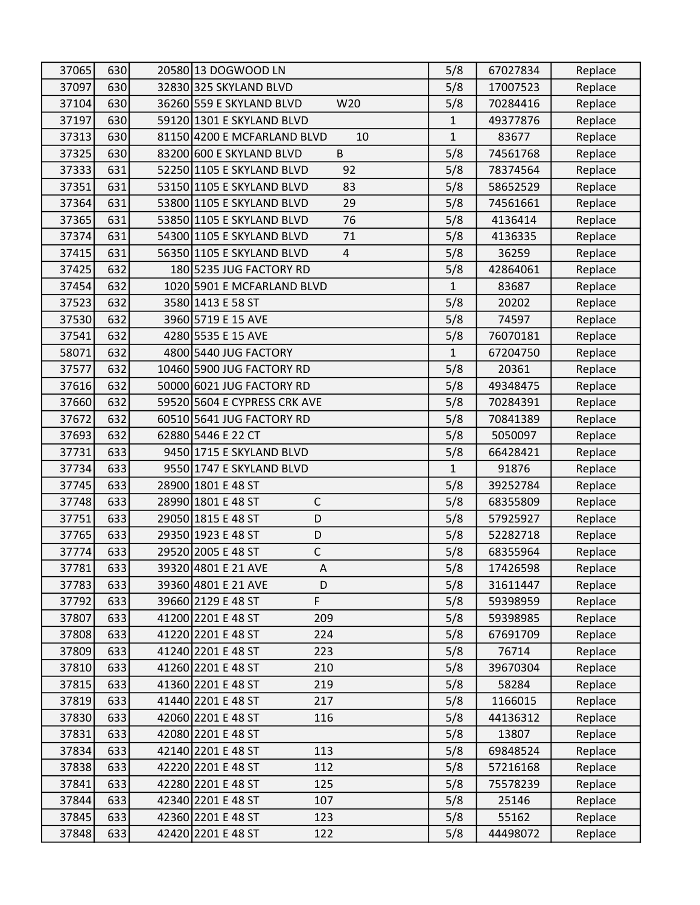| | | | | | | |
|---|---|---|---|---|---|---|
| 37065 | 630 | 20580 | 13 DOGWOOD LN | 5/8 | 67027834 | Replace |
| 37097 | 630 | 32830 | 325 SKYLAND BLVD | 5/8 | 17007523 | Replace |
| 37104 | 630 | 36260 | 559 E SKYLAND BLVD W20 | 5/8 | 70284416 | Replace |
| 37197 | 630 | 59120 | 1301 E SKYLAND BLVD | 1 | 49377876 | Replace |
| 37313 | 630 | 81150 | 4200 E MCFARLAND BLVD 10 | 1 | 83677 | Replace |
| 37325 | 630 | 83200 | 600 E SKYLAND BLVD B | 5/8 | 74561768 | Replace |
| 37333 | 631 | 52250 | 1105 E SKYLAND BLVD 92 | 5/8 | 78374564 | Replace |
| 37351 | 631 | 53150 | 1105 E SKYLAND BLVD 83 | 5/8 | 58652529 | Replace |
| 37364 | 631 | 53800 | 1105 E SKYLAND BLVD 29 | 5/8 | 74561661 | Replace |
| 37365 | 631 | 53850 | 1105 E SKYLAND BLVD 76 | 5/8 | 4136414 | Replace |
| 37374 | 631 | 54300 | 1105 E SKYLAND BLVD 71 | 5/8 | 4136335 | Replace |
| 37415 | 631 | 56350 | 1105 E SKYLAND BLVD 4 | 5/8 | 36259 | Replace |
| 37425 | 632 | 180 | 5235 JUG FACTORY RD | 5/8 | 42864061 | Replace |
| 37454 | 632 | 1020 | 5901 E MCFARLAND BLVD | 1 | 83687 | Replace |
| 37523 | 632 | 3580 | 1413 E 58 ST | 5/8 | 20202 | Replace |
| 37530 | 632 | 3960 | 5719 E 15 AVE | 5/8 | 74597 | Replace |
| 37541 | 632 | 4280 | 5535 E 15 AVE | 5/8 | 76070181 | Replace |
| 58071 | 632 | 4800 | 5440 JUG FACTORY | 1 | 67204750 | Replace |
| 37577 | 632 | 10460 | 5900 JUG FACTORY RD | 5/8 | 20361 | Replace |
| 37616 | 632 | 50000 | 6021 JUG FACTORY RD | 5/8 | 49348475 | Replace |
| 37660 | 632 | 59520 | 5604 E CYPRESS CRK AVE | 5/8 | 70284391 | Replace |
| 37672 | 632 | 60510 | 5641 JUG FACTORY RD | 5/8 | 70841389 | Replace |
| 37693 | 632 | 62880 | 5446 E 22 CT | 5/8 | 5050097 | Replace |
| 37731 | 633 | 9450 | 1715 E SKYLAND BLVD | 5/8 | 66428421 | Replace |
| 37734 | 633 | 9550 | 1747 E SKYLAND BLVD | 1 | 91876 | Replace |
| 37745 | 633 | 28900 | 1801 E 48 ST | 5/8 | 39252784 | Replace |
| 37748 | 633 | 28990 | 1801 E 48 ST C | 5/8 | 68355809 | Replace |
| 37751 | 633 | 29050 | 1815 E 48 ST D | 5/8 | 57925927 | Replace |
| 37765 | 633 | 29350 | 1923 E 48 ST D | 5/8 | 52282718 | Replace |
| 37774 | 633 | 29520 | 2005 E 48 ST C | 5/8 | 68355964 | Replace |
| 37781 | 633 | 39320 | 4801 E 21 AVE A | 5/8 | 17426598 | Replace |
| 37783 | 633 | 39360 | 4801 E 21 AVE D | 5/8 | 31611447 | Replace |
| 37792 | 633 | 39660 | 2129 E 48 ST F | 5/8 | 59398959 | Replace |
| 37807 | 633 | 41200 | 2201 E 48 ST 209 | 5/8 | 59398985 | Replace |
| 37808 | 633 | 41220 | 2201 E 48 ST 224 | 5/8 | 67691709 | Replace |
| 37809 | 633 | 41240 | 2201 E 48 ST 223 | 5/8 | 76714 | Replace |
| 37810 | 633 | 41260 | 2201 E 48 ST 210 | 5/8 | 39670304 | Replace |
| 37815 | 633 | 41360 | 2201 E 48 ST 219 | 5/8 | 58284 | Replace |
| 37819 | 633 | 41440 | 2201 E 48 ST 217 | 5/8 | 1166015 | Replace |
| 37830 | 633 | 42060 | 2201 E 48 ST 116 | 5/8 | 44136312 | Replace |
| 37831 | 633 | 42080 | 2201 E 48 ST | 5/8 | 13807 | Replace |
| 37834 | 633 | 42140 | 2201 E 48 ST 113 | 5/8 | 69848524 | Replace |
| 37838 | 633 | 42220 | 2201 E 48 ST 112 | 5/8 | 57216168 | Replace |
| 37841 | 633 | 42280 | 2201 E 48 ST 125 | 5/8 | 75578239 | Replace |
| 37844 | 633 | 42340 | 2201 E 48 ST 107 | 5/8 | 25146 | Replace |
| 37845 | 633 | 42360 | 2201 E 48 ST 123 | 5/8 | 55162 | Replace |
| 37848 | 633 | 42420 | 2201 E 48 ST 122 | 5/8 | 44498072 | Replace |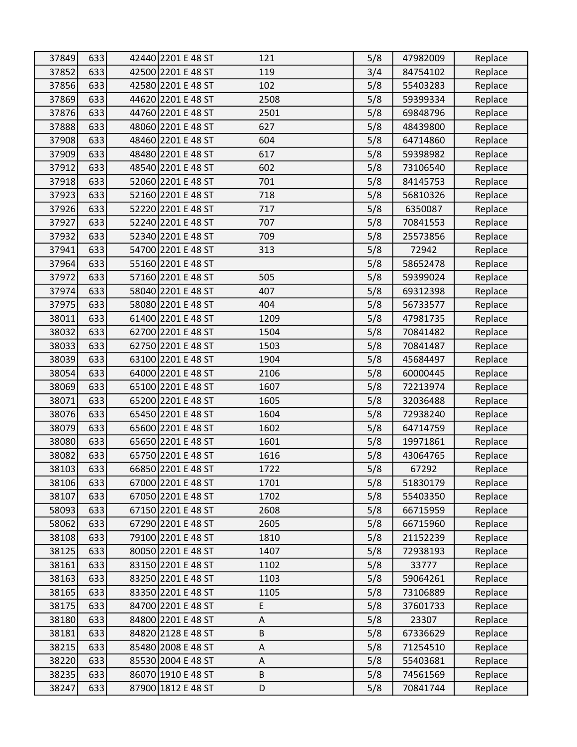| | | | | | | | |
|---|---|---|---|---|---|---|---|
| 37849 | 633 | 42440 | 2201 E 48 ST | 121 | 5/8 | 47982009 | Replace |
| 37852 | 633 | 42500 | 2201 E 48 ST | 119 | 3/4 | 84754102 | Replace |
| 37856 | 633 | 42580 | 2201 E 48 ST | 102 | 5/8 | 55403283 | Replace |
| 37869 | 633 | 44620 | 2201 E 48 ST | 2508 | 5/8 | 59399334 | Replace |
| 37876 | 633 | 44760 | 2201 E 48 ST | 2501 | 5/8 | 69848796 | Replace |
| 37888 | 633 | 48060 | 2201 E 48 ST | 627 | 5/8 | 48439800 | Replace |
| 37908 | 633 | 48460 | 2201 E 48 ST | 604 | 5/8 | 64714860 | Replace |
| 37909 | 633 | 48480 | 2201 E 48 ST | 617 | 5/8 | 59398982 | Replace |
| 37912 | 633 | 48540 | 2201 E 48 ST | 602 | 5/8 | 73106540 | Replace |
| 37918 | 633 | 52060 | 2201 E 48 ST | 701 | 5/8 | 84145753 | Replace |
| 37923 | 633 | 52160 | 2201 E 48 ST | 718 | 5/8 | 56810326 | Replace |
| 37926 | 633 | 52220 | 2201 E 48 ST | 717 | 5/8 | 6350087 | Replace |
| 37927 | 633 | 52240 | 2201 E 48 ST | 707 | 5/8 | 70841553 | Replace |
| 37932 | 633 | 52340 | 2201 E 48 ST | 709 | 5/8 | 25573856 | Replace |
| 37941 | 633 | 54700 | 2201 E 48 ST | 313 | 5/8 | 72942 | Replace |
| 37964 | 633 | 55160 | 2201 E 48 ST | | 5/8 | 58652478 | Replace |
| 37972 | 633 | 57160 | 2201 E 48 ST | 505 | 5/8 | 59399024 | Replace |
| 37974 | 633 | 58040 | 2201 E 48 ST | 407 | 5/8 | 69312398 | Replace |
| 37975 | 633 | 58080 | 2201 E 48 ST | 404 | 5/8 | 56733577 | Replace |
| 38011 | 633 | 61400 | 2201 E 48 ST | 1209 | 5/8 | 47981735 | Replace |
| 38032 | 633 | 62700 | 2201 E 48 ST | 1504 | 5/8 | 70841482 | Replace |
| 38033 | 633 | 62750 | 2201 E 48 ST | 1503 | 5/8 | 70841487 | Replace |
| 38039 | 633 | 63100 | 2201 E 48 ST | 1904 | 5/8 | 45684497 | Replace |
| 38054 | 633 | 64000 | 2201 E 48 ST | 2106 | 5/8 | 60000445 | Replace |
| 38069 | 633 | 65100 | 2201 E 48 ST | 1607 | 5/8 | 72213974 | Replace |
| 38071 | 633 | 65200 | 2201 E 48 ST | 1605 | 5/8 | 32036488 | Replace |
| 38076 | 633 | 65450 | 2201 E 48 ST | 1604 | 5/8 | 72938240 | Replace |
| 38079 | 633 | 65600 | 2201 E 48 ST | 1602 | 5/8 | 64714759 | Replace |
| 38080 | 633 | 65650 | 2201 E 48 ST | 1601 | 5/8 | 19971861 | Replace |
| 38082 | 633 | 65750 | 2201 E 48 ST | 1616 | 5/8 | 43064765 | Replace |
| 38103 | 633 | 66850 | 2201 E 48 ST | 1722 | 5/8 | 67292 | Replace |
| 38106 | 633 | 67000 | 2201 E 48 ST | 1701 | 5/8 | 51830179 | Replace |
| 38107 | 633 | 67050 | 2201 E 48 ST | 1702 | 5/8 | 55403350 | Replace |
| 58093 | 633 | 67150 | 2201 E 48 ST | 2608 | 5/8 | 66715959 | Replace |
| 58062 | 633 | 67290 | 2201 E 48 ST | 2605 | 5/8 | 66715960 | Replace |
| 38108 | 633 | 79100 | 2201 E 48 ST | 1810 | 5/8 | 21152239 | Replace |
| 38125 | 633 | 80050 | 2201 E 48 ST | 1407 | 5/8 | 72938193 | Replace |
| 38161 | 633 | 83150 | 2201 E 48 ST | 1102 | 5/8 | 33777 | Replace |
| 38163 | 633 | 83250 | 2201 E 48 ST | 1103 | 5/8 | 59064261 | Replace |
| 38165 | 633 | 83350 | 2201 E 48 ST | 1105 | 5/8 | 73106889 | Replace |
| 38175 | 633 | 84700 | 2201 E 48 ST | E | 5/8 | 37601733 | Replace |
| 38180 | 633 | 84800 | 2201 E 48 ST | A | 5/8 | 23307 | Replace |
| 38181 | 633 | 84820 | 2128 E 48 ST | B | 5/8 | 67336629 | Replace |
| 38215 | 633 | 85480 | 2008 E 48 ST | A | 5/8 | 71254510 | Replace |
| 38220 | 633 | 85530 | 2004 E 48 ST | A | 5/8 | 55403681 | Replace |
| 38235 | 633 | 86070 | 1910 E 48 ST | B | 5/8 | 74561569 | Replace |
| 38247 | 633 | 87900 | 1812 E 48 ST | D | 5/8 | 70841744 | Replace |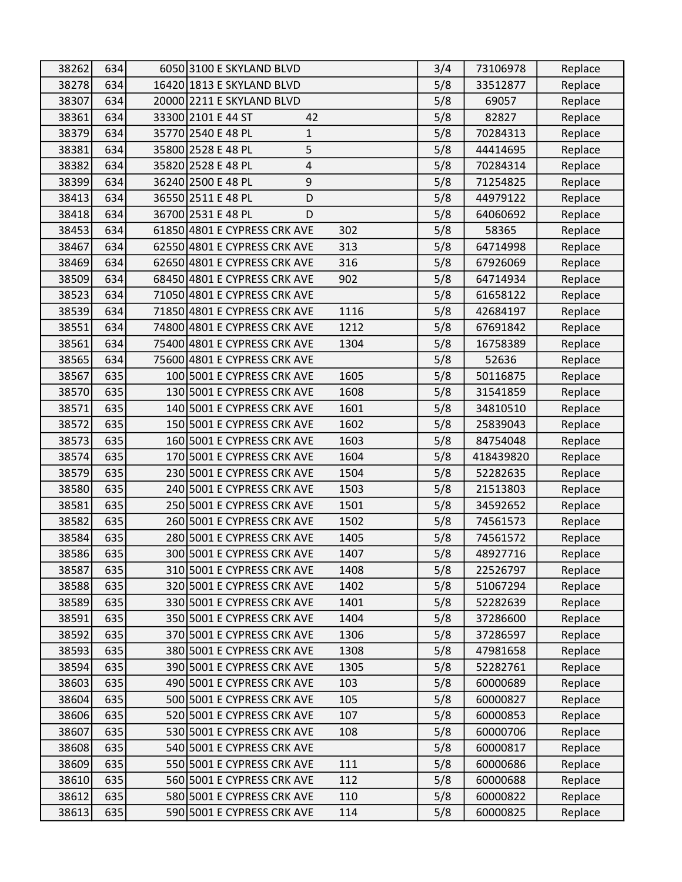| | | | | | | | |
|---|---|---|---|---|---|---|---|
| 38262 | 634 | 6050 | 3100 E SKYLAND BLVD | | 3/4 | 73106978 | Replace |
| 38278 | 634 | 16420 | 1813 E SKYLAND BLVD | | 5/8 | 33512877 | Replace |
| 38307 | 634 | 20000 | 2211 E SKYLAND BLVD | | 5/8 | 69057 | Replace |
| 38361 | 634 | 33300 | 2101 E 44 ST | 42 | 5/8 | 82827 | Replace |
| 38379 | 634 | 35770 | 2540 E 48 PL | 1 | 5/8 | 70284313 | Replace |
| 38381 | 634 | 35800 | 2528 E 48 PL | 5 | 5/8 | 44414695 | Replace |
| 38382 | 634 | 35820 | 2528 E 48 PL | 4 | 5/8 | 70284314 | Replace |
| 38399 | 634 | 36240 | 2500 E 48 PL | 9 | 5/8 | 71254825 | Replace |
| 38413 | 634 | 36550 | 2511 E 48 PL | D | 5/8 | 44979122 | Replace |
| 38418 | 634 | 36700 | 2531 E 48 PL | D | 5/8 | 64060692 | Replace |
| 38453 | 634 | 61850 | 4801 E CYPRESS CRK AVE | 302 | 5/8 | 58365 | Replace |
| 38467 | 634 | 62550 | 4801 E CYPRESS CRK AVE | 313 | 5/8 | 64714998 | Replace |
| 38469 | 634 | 62650 | 4801 E CYPRESS CRK AVE | 316 | 5/8 | 67926069 | Replace |
| 38509 | 634 | 68450 | 4801 E CYPRESS CRK AVE | 902 | 5/8 | 64714934 | Replace |
| 38523 | 634 | 71050 | 4801 E CYPRESS CRK AVE | | 5/8 | 61658122 | Replace |
| 38539 | 634 | 71850 | 4801 E CYPRESS CRK AVE | 1116 | 5/8 | 42684197 | Replace |
| 38551 | 634 | 74800 | 4801 E CYPRESS CRK AVE | 1212 | 5/8 | 67691842 | Replace |
| 38561 | 634 | 75400 | 4801 E CYPRESS CRK AVE | 1304 | 5/8 | 16758389 | Replace |
| 38565 | 634 | 75600 | 4801 E CYPRESS CRK AVE | | 5/8 | 52636 | Replace |
| 38567 | 635 | 100 | 5001 E CYPRESS CRK AVE | 1605 | 5/8 | 50116875 | Replace |
| 38570 | 635 | 130 | 5001 E CYPRESS CRK AVE | 1608 | 5/8 | 31541859 | Replace |
| 38571 | 635 | 140 | 5001 E CYPRESS CRK AVE | 1601 | 5/8 | 34810510 | Replace |
| 38572 | 635 | 150 | 5001 E CYPRESS CRK AVE | 1602 | 5/8 | 25839043 | Replace |
| 38573 | 635 | 160 | 5001 E CYPRESS CRK AVE | 1603 | 5/8 | 84754048 | Replace |
| 38574 | 635 | 170 | 5001 E CYPRESS CRK AVE | 1604 | 5/8 | 418439820 | Replace |
| 38579 | 635 | 230 | 5001 E CYPRESS CRK AVE | 1504 | 5/8 | 52282635 | Replace |
| 38580 | 635 | 240 | 5001 E CYPRESS CRK AVE | 1503 | 5/8 | 21513803 | Replace |
| 38581 | 635 | 250 | 5001 E CYPRESS CRK AVE | 1501 | 5/8 | 34592652 | Replace |
| 38582 | 635 | 260 | 5001 E CYPRESS CRK AVE | 1502 | 5/8 | 74561573 | Replace |
| 38584 | 635 | 280 | 5001 E CYPRESS CRK AVE | 1405 | 5/8 | 74561572 | Replace |
| 38586 | 635 | 300 | 5001 E CYPRESS CRK AVE | 1407 | 5/8 | 48927716 | Replace |
| 38587 | 635 | 310 | 5001 E CYPRESS CRK AVE | 1408 | 5/8 | 22526797 | Replace |
| 38588 | 635 | 320 | 5001 E CYPRESS CRK AVE | 1402 | 5/8 | 51067294 | Replace |
| 38589 | 635 | 330 | 5001 E CYPRESS CRK AVE | 1401 | 5/8 | 52282639 | Replace |
| 38591 | 635 | 350 | 5001 E CYPRESS CRK AVE | 1404 | 5/8 | 37286600 | Replace |
| 38592 | 635 | 370 | 5001 E CYPRESS CRK AVE | 1306 | 5/8 | 37286597 | Replace |
| 38593 | 635 | 380 | 5001 E CYPRESS CRK AVE | 1308 | 5/8 | 47981658 | Replace |
| 38594 | 635 | 390 | 5001 E CYPRESS CRK AVE | 1305 | 5/8 | 52282761 | Replace |
| 38603 | 635 | 490 | 5001 E CYPRESS CRK AVE | 103 | 5/8 | 60000689 | Replace |
| 38604 | 635 | 500 | 5001 E CYPRESS CRK AVE | 105 | 5/8 | 60000827 | Replace |
| 38606 | 635 | 520 | 5001 E CYPRESS CRK AVE | 107 | 5/8 | 60000853 | Replace |
| 38607 | 635 | 530 | 5001 E CYPRESS CRK AVE | 108 | 5/8 | 60000706 | Replace |
| 38608 | 635 | 540 | 5001 E CYPRESS CRK AVE | | 5/8 | 60000817 | Replace |
| 38609 | 635 | 550 | 5001 E CYPRESS CRK AVE | 111 | 5/8 | 60000686 | Replace |
| 38610 | 635 | 560 | 5001 E CYPRESS CRK AVE | 112 | 5/8 | 60000688 | Replace |
| 38612 | 635 | 580 | 5001 E CYPRESS CRK AVE | 110 | 5/8 | 60000822 | Replace |
| 38613 | 635 | 590 | 5001 E CYPRESS CRK AVE | 114 | 5/8 | 60000825 | Replace |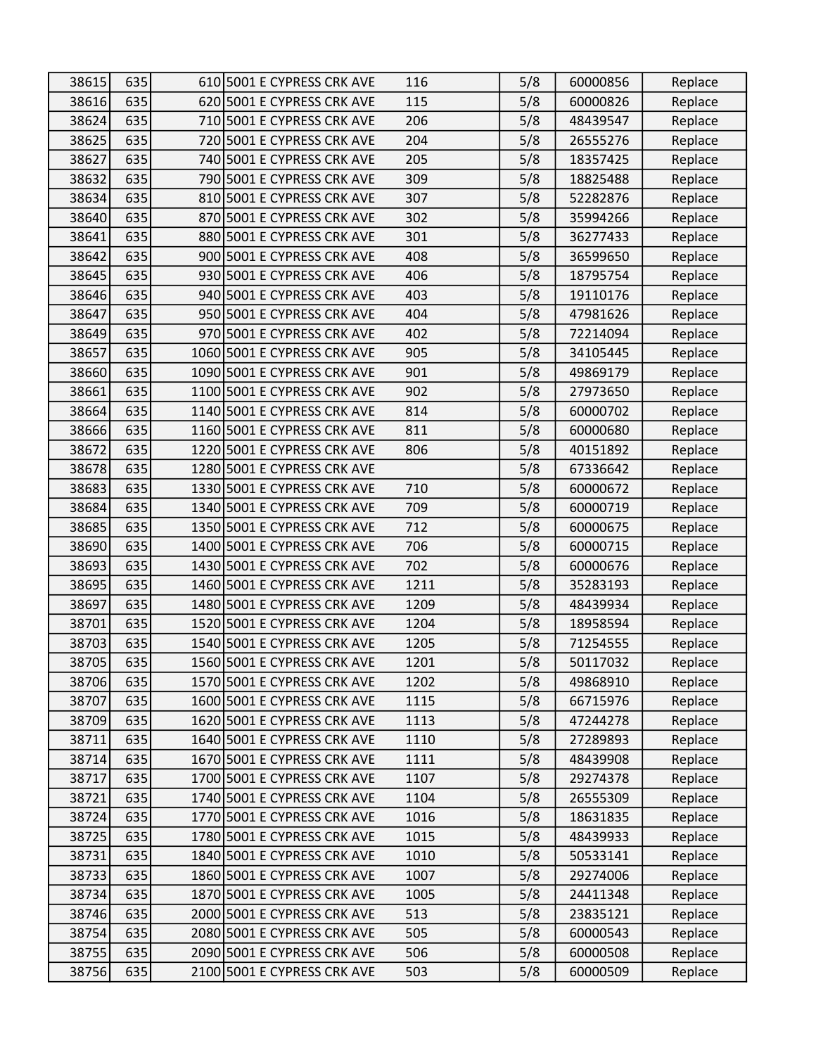| | | | | | | | |
|---|---|---|---|---|---|---|---|
| 38615 | 635 | 610 | 5001 E CYPRESS CRK AVE | 116 | 5/8 | 60000856 | Replace |
| 38616 | 635 | 620 | 5001 E CYPRESS CRK AVE | 115 | 5/8 | 60000826 | Replace |
| 38624 | 635 | 710 | 5001 E CYPRESS CRK AVE | 206 | 5/8 | 48439547 | Replace |
| 38625 | 635 | 720 | 5001 E CYPRESS CRK AVE | 204 | 5/8 | 26555276 | Replace |
| 38627 | 635 | 740 | 5001 E CYPRESS CRK AVE | 205 | 5/8 | 18357425 | Replace |
| 38632 | 635 | 790 | 5001 E CYPRESS CRK AVE | 309 | 5/8 | 18825488 | Replace |
| 38634 | 635 | 810 | 5001 E CYPRESS CRK AVE | 307 | 5/8 | 52282876 | Replace |
| 38640 | 635 | 870 | 5001 E CYPRESS CRK AVE | 302 | 5/8 | 35994266 | Replace |
| 38641 | 635 | 880 | 5001 E CYPRESS CRK AVE | 301 | 5/8 | 36277433 | Replace |
| 38642 | 635 | 900 | 5001 E CYPRESS CRK AVE | 408 | 5/8 | 36599650 | Replace |
| 38645 | 635 | 930 | 5001 E CYPRESS CRK AVE | 406 | 5/8 | 18795754 | Replace |
| 38646 | 635 | 940 | 5001 E CYPRESS CRK AVE | 403 | 5/8 | 19110176 | Replace |
| 38647 | 635 | 950 | 5001 E CYPRESS CRK AVE | 404 | 5/8 | 47981626 | Replace |
| 38649 | 635 | 970 | 5001 E CYPRESS CRK AVE | 402 | 5/8 | 72214094 | Replace |
| 38657 | 635 | 1060 | 5001 E CYPRESS CRK AVE | 905 | 5/8 | 34105445 | Replace |
| 38660 | 635 | 1090 | 5001 E CYPRESS CRK AVE | 901 | 5/8 | 49869179 | Replace |
| 38661 | 635 | 1100 | 5001 E CYPRESS CRK AVE | 902 | 5/8 | 27973650 | Replace |
| 38664 | 635 | 1140 | 5001 E CYPRESS CRK AVE | 814 | 5/8 | 60000702 | Replace |
| 38666 | 635 | 1160 | 5001 E CYPRESS CRK AVE | 811 | 5/8 | 60000680 | Replace |
| 38672 | 635 | 1220 | 5001 E CYPRESS CRK AVE | 806 | 5/8 | 40151892 | Replace |
| 38678 | 635 | 1280 | 5001 E CYPRESS CRK AVE | | 5/8 | 67336642 | Replace |
| 38683 | 635 | 1330 | 5001 E CYPRESS CRK AVE | 710 | 5/8 | 60000672 | Replace |
| 38684 | 635 | 1340 | 5001 E CYPRESS CRK AVE | 709 | 5/8 | 60000719 | Replace |
| 38685 | 635 | 1350 | 5001 E CYPRESS CRK AVE | 712 | 5/8 | 60000675 | Replace |
| 38690 | 635 | 1400 | 5001 E CYPRESS CRK AVE | 706 | 5/8 | 60000715 | Replace |
| 38693 | 635 | 1430 | 5001 E CYPRESS CRK AVE | 702 | 5/8 | 60000676 | Replace |
| 38695 | 635 | 1460 | 5001 E CYPRESS CRK AVE | 1211 | 5/8 | 35283193 | Replace |
| 38697 | 635 | 1480 | 5001 E CYPRESS CRK AVE | 1209 | 5/8 | 48439934 | Replace |
| 38701 | 635 | 1520 | 5001 E CYPRESS CRK AVE | 1204 | 5/8 | 18958594 | Replace |
| 38703 | 635 | 1540 | 5001 E CYPRESS CRK AVE | 1205 | 5/8 | 71254555 | Replace |
| 38705 | 635 | 1560 | 5001 E CYPRESS CRK AVE | 1201 | 5/8 | 50117032 | Replace |
| 38706 | 635 | 1570 | 5001 E CYPRESS CRK AVE | 1202 | 5/8 | 49868910 | Replace |
| 38707 | 635 | 1600 | 5001 E CYPRESS CRK AVE | 1115 | 5/8 | 66715976 | Replace |
| 38709 | 635 | 1620 | 5001 E CYPRESS CRK AVE | 1113 | 5/8 | 47244278 | Replace |
| 38711 | 635 | 1640 | 5001 E CYPRESS CRK AVE | 1110 | 5/8 | 27289893 | Replace |
| 38714 | 635 | 1670 | 5001 E CYPRESS CRK AVE | 1111 | 5/8 | 48439908 | Replace |
| 38717 | 635 | 1700 | 5001 E CYPRESS CRK AVE | 1107 | 5/8 | 29274378 | Replace |
| 38721 | 635 | 1740 | 5001 E CYPRESS CRK AVE | 1104 | 5/8 | 26555309 | Replace |
| 38724 | 635 | 1770 | 5001 E CYPRESS CRK AVE | 1016 | 5/8 | 18631835 | Replace |
| 38725 | 635 | 1780 | 5001 E CYPRESS CRK AVE | 1015 | 5/8 | 48439933 | Replace |
| 38731 | 635 | 1840 | 5001 E CYPRESS CRK AVE | 1010 | 5/8 | 50533141 | Replace |
| 38733 | 635 | 1860 | 5001 E CYPRESS CRK AVE | 1007 | 5/8 | 29274006 | Replace |
| 38734 | 635 | 1870 | 5001 E CYPRESS CRK AVE | 1005 | 5/8 | 24411348 | Replace |
| 38746 | 635 | 2000 | 5001 E CYPRESS CRK AVE | 513 | 5/8 | 23835121 | Replace |
| 38754 | 635 | 2080 | 5001 E CYPRESS CRK AVE | 505 | 5/8 | 60000543 | Replace |
| 38755 | 635 | 2090 | 5001 E CYPRESS CRK AVE | 506 | 5/8 | 60000508 | Replace |
| 38756 | 635 | 2100 | 5001 E CYPRESS CRK AVE | 503 | 5/8 | 60000509 | Replace |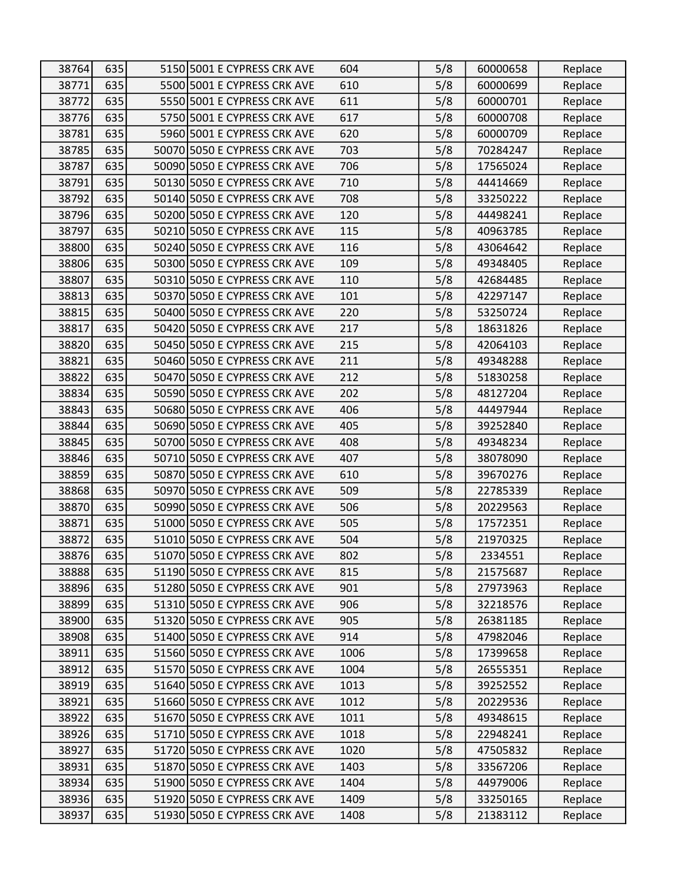| | | | | | | | |
|---|---|---|---|---|---|---|---|
| 38764 | 635 | 5150 | 5001 E CYPRESS CRK AVE | 604 | 5/8 | 60000658 | Replace |
| 38771 | 635 | 5500 | 5001 E CYPRESS CRK AVE | 610 | 5/8 | 60000699 | Replace |
| 38772 | 635 | 5550 | 5001 E CYPRESS CRK AVE | 611 | 5/8 | 60000701 | Replace |
| 38776 | 635 | 5750 | 5001 E CYPRESS CRK AVE | 617 | 5/8 | 60000708 | Replace |
| 38781 | 635 | 5960 | 5001 E CYPRESS CRK AVE | 620 | 5/8 | 60000709 | Replace |
| 38785 | 635 | 50070 | 5050 E CYPRESS CRK AVE | 703 | 5/8 | 70284247 | Replace |
| 38787 | 635 | 50090 | 5050 E CYPRESS CRK AVE | 706 | 5/8 | 17565024 | Replace |
| 38791 | 635 | 50130 | 5050 E CYPRESS CRK AVE | 710 | 5/8 | 44414669 | Replace |
| 38792 | 635 | 50140 | 5050 E CYPRESS CRK AVE | 708 | 5/8 | 33250222 | Replace |
| 38796 | 635 | 50200 | 5050 E CYPRESS CRK AVE | 120 | 5/8 | 44498241 | Replace |
| 38797 | 635 | 50210 | 5050 E CYPRESS CRK AVE | 115 | 5/8 | 40963785 | Replace |
| 38800 | 635 | 50240 | 5050 E CYPRESS CRK AVE | 116 | 5/8 | 43064642 | Replace |
| 38806 | 635 | 50300 | 5050 E CYPRESS CRK AVE | 109 | 5/8 | 49348405 | Replace |
| 38807 | 635 | 50310 | 5050 E CYPRESS CRK AVE | 110 | 5/8 | 42684485 | Replace |
| 38813 | 635 | 50370 | 5050 E CYPRESS CRK AVE | 101 | 5/8 | 42297147 | Replace |
| 38815 | 635 | 50400 | 5050 E CYPRESS CRK AVE | 220 | 5/8 | 53250724 | Replace |
| 38817 | 635 | 50420 | 5050 E CYPRESS CRK AVE | 217 | 5/8 | 18631826 | Replace |
| 38820 | 635 | 50450 | 5050 E CYPRESS CRK AVE | 215 | 5/8 | 42064103 | Replace |
| 38821 | 635 | 50460 | 5050 E CYPRESS CRK AVE | 211 | 5/8 | 49348288 | Replace |
| 38822 | 635 | 50470 | 5050 E CYPRESS CRK AVE | 212 | 5/8 | 51830258 | Replace |
| 38834 | 635 | 50590 | 5050 E CYPRESS CRK AVE | 202 | 5/8 | 48127204 | Replace |
| 38843 | 635 | 50680 | 5050 E CYPRESS CRK AVE | 406 | 5/8 | 44497944 | Replace |
| 38844 | 635 | 50690 | 5050 E CYPRESS CRK AVE | 405 | 5/8 | 39252840 | Replace |
| 38845 | 635 | 50700 | 5050 E CYPRESS CRK AVE | 408 | 5/8 | 49348234 | Replace |
| 38846 | 635 | 50710 | 5050 E CYPRESS CRK AVE | 407 | 5/8 | 38078090 | Replace |
| 38859 | 635 | 50870 | 5050 E CYPRESS CRK AVE | 610 | 5/8 | 39670276 | Replace |
| 38868 | 635 | 50970 | 5050 E CYPRESS CRK AVE | 509 | 5/8 | 22785339 | Replace |
| 38870 | 635 | 50990 | 5050 E CYPRESS CRK AVE | 506 | 5/8 | 20229563 | Replace |
| 38871 | 635 | 51000 | 5050 E CYPRESS CRK AVE | 505 | 5/8 | 17572351 | Replace |
| 38872 | 635 | 51010 | 5050 E CYPRESS CRK AVE | 504 | 5/8 | 21970325 | Replace |
| 38876 | 635 | 51070 | 5050 E CYPRESS CRK AVE | 802 | 5/8 | 2334551 | Replace |
| 38888 | 635 | 51190 | 5050 E CYPRESS CRK AVE | 815 | 5/8 | 21575687 | Replace |
| 38896 | 635 | 51280 | 5050 E CYPRESS CRK AVE | 901 | 5/8 | 27973963 | Replace |
| 38899 | 635 | 51310 | 5050 E CYPRESS CRK AVE | 906 | 5/8 | 32218576 | Replace |
| 38900 | 635 | 51320 | 5050 E CYPRESS CRK AVE | 905 | 5/8 | 26381185 | Replace |
| 38908 | 635 | 51400 | 5050 E CYPRESS CRK AVE | 914 | 5/8 | 47982046 | Replace |
| 38911 | 635 | 51560 | 5050 E CYPRESS CRK AVE | 1006 | 5/8 | 17399658 | Replace |
| 38912 | 635 | 51570 | 5050 E CYPRESS CRK AVE | 1004 | 5/8 | 26555351 | Replace |
| 38919 | 635 | 51640 | 5050 E CYPRESS CRK AVE | 1013 | 5/8 | 39252552 | Replace |
| 38921 | 635 | 51660 | 5050 E CYPRESS CRK AVE | 1012 | 5/8 | 20229536 | Replace |
| 38922 | 635 | 51670 | 5050 E CYPRESS CRK AVE | 1011 | 5/8 | 49348615 | Replace |
| 38926 | 635 | 51710 | 5050 E CYPRESS CRK AVE | 1018 | 5/8 | 22948241 | Replace |
| 38927 | 635 | 51720 | 5050 E CYPRESS CRK AVE | 1020 | 5/8 | 47505832 | Replace |
| 38931 | 635 | 51870 | 5050 E CYPRESS CRK AVE | 1403 | 5/8 | 33567206 | Replace |
| 38934 | 635 | 51900 | 5050 E CYPRESS CRK AVE | 1404 | 5/8 | 44979006 | Replace |
| 38936 | 635 | 51920 | 5050 E CYPRESS CRK AVE | 1409 | 5/8 | 33250165 | Replace |
| 38937 | 635 | 51930 | 5050 E CYPRESS CRK AVE | 1408 | 5/8 | 21383112 | Replace |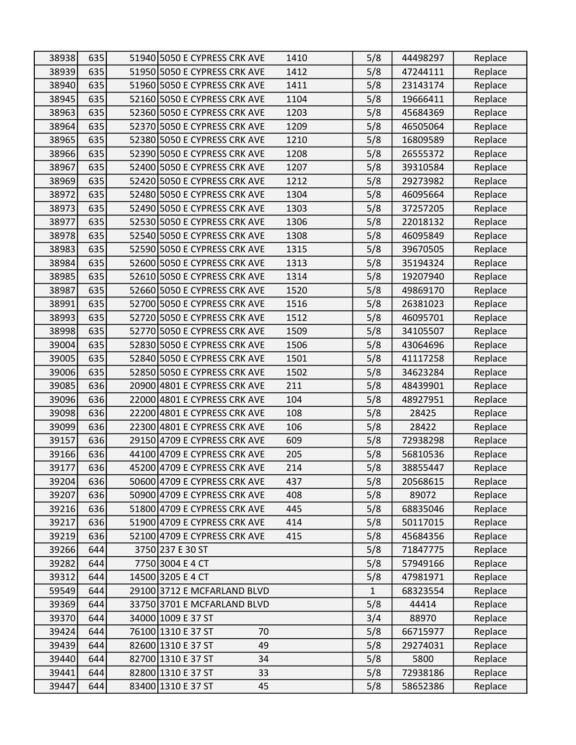| | | | | | | | |
|---|---|---|---|---|---|---|---|
| 38938 | 635 | 51940 | 5050 E CYPRESS CRK AVE | 1410 | 5/8 | 44498297 | Replace |
| 38939 | 635 | 51950 | 5050 E CYPRESS CRK AVE | 1412 | 5/8 | 47244111 | Replace |
| 38940 | 635 | 51960 | 5050 E CYPRESS CRK AVE | 1411 | 5/8 | 23143174 | Replace |
| 38945 | 635 | 52160 | 5050 E CYPRESS CRK AVE | 1104 | 5/8 | 19666411 | Replace |
| 38963 | 635 | 52360 | 5050 E CYPRESS CRK AVE | 1203 | 5/8 | 45684369 | Replace |
| 38964 | 635 | 52370 | 5050 E CYPRESS CRK AVE | 1209 | 5/8 | 46505064 | Replace |
| 38965 | 635 | 52380 | 5050 E CYPRESS CRK AVE | 1210 | 5/8 | 16809589 | Replace |
| 38966 | 635 | 52390 | 5050 E CYPRESS CRK AVE | 1208 | 5/8 | 26555372 | Replace |
| 38967 | 635 | 52400 | 5050 E CYPRESS CRK AVE | 1207 | 5/8 | 39310584 | Replace |
| 38969 | 635 | 52420 | 5050 E CYPRESS CRK AVE | 1212 | 5/8 | 29273982 | Replace |
| 38972 | 635 | 52480 | 5050 E CYPRESS CRK AVE | 1304 | 5/8 | 46095664 | Replace |
| 38973 | 635 | 52490 | 5050 E CYPRESS CRK AVE | 1303 | 5/8 | 37257205 | Replace |
| 38977 | 635 | 52530 | 5050 E CYPRESS CRK AVE | 1306 | 5/8 | 22018132 | Replace |
| 38978 | 635 | 52540 | 5050 E CYPRESS CRK AVE | 1308 | 5/8 | 46095849 | Replace |
| 38983 | 635 | 52590 | 5050 E CYPRESS CRK AVE | 1315 | 5/8 | 39670505 | Replace |
| 38984 | 635 | 52600 | 5050 E CYPRESS CRK AVE | 1313 | 5/8 | 35194324 | Replace |
| 38985 | 635 | 52610 | 5050 E CYPRESS CRK AVE | 1314 | 5/8 | 19207940 | Replace |
| 38987 | 635 | 52660 | 5050 E CYPRESS CRK AVE | 1520 | 5/8 | 49869170 | Replace |
| 38991 | 635 | 52700 | 5050 E CYPRESS CRK AVE | 1516 | 5/8 | 26381023 | Replace |
| 38993 | 635 | 52720 | 5050 E CYPRESS CRK AVE | 1512 | 5/8 | 46095701 | Replace |
| 38998 | 635 | 52770 | 5050 E CYPRESS CRK AVE | 1509 | 5/8 | 34105507 | Replace |
| 39004 | 635 | 52830 | 5050 E CYPRESS CRK AVE | 1506 | 5/8 | 43064696 | Replace |
| 39005 | 635 | 52840 | 5050 E CYPRESS CRK AVE | 1501 | 5/8 | 41117258 | Replace |
| 39006 | 635 | 52850 | 5050 E CYPRESS CRK AVE | 1502 | 5/8 | 34623284 | Replace |
| 39085 | 636 | 20900 | 4801 E CYPRESS CRK AVE | 211 | 5/8 | 48439901 | Replace |
| 39096 | 636 | 22000 | 4801 E CYPRESS CRK AVE | 104 | 5/8 | 48927951 | Replace |
| 39098 | 636 | 22200 | 4801 E CYPRESS CRK AVE | 108 | 5/8 | 28425 | Replace |
| 39099 | 636 | 22300 | 4801 E CYPRESS CRK AVE | 106 | 5/8 | 28422 | Replace |
| 39157 | 636 | 29150 | 4709 E CYPRESS CRK AVE | 609 | 5/8 | 72938298 | Replace |
| 39166 | 636 | 44100 | 4709 E CYPRESS CRK AVE | 205 | 5/8 | 56810536 | Replace |
| 39177 | 636 | 45200 | 4709 E CYPRESS CRK AVE | 214 | 5/8 | 38855447 | Replace |
| 39204 | 636 | 50600 | 4709 E CYPRESS CRK AVE | 437 | 5/8 | 20568615 | Replace |
| 39207 | 636 | 50900 | 4709 E CYPRESS CRK AVE | 408 | 5/8 | 89072 | Replace |
| 39216 | 636 | 51800 | 4709 E CYPRESS CRK AVE | 445 | 5/8 | 68835046 | Replace |
| 39217 | 636 | 51900 | 4709 E CYPRESS CRK AVE | 414 | 5/8 | 50117015 | Replace |
| 39219 | 636 | 52100 | 4709 E CYPRESS CRK AVE | 415 | 5/8 | 45684356 | Replace |
| 39266 | 644 | 3750 | 237 E 30 ST | | 5/8 | 71847775 | Replace |
| 39282 | 644 | 7750 | 3004 E 4 CT | | 5/8 | 57949166 | Replace |
| 39312 | 644 | 14500 | 3205 E 4 CT | | 5/8 | 47981971 | Replace |
| 59549 | 644 | 29100 | 3712 E MCFARLAND BLVD | | 1 | 68323554 | Replace |
| 39369 | 644 | 33750 | 3701 E MCFARLAND BLVD | | 5/8 | 44414 | Replace |
| 39370 | 644 | 34000 | 1009 E 37 ST | | 3/4 | 88970 | Replace |
| 39424 | 644 | 76100 | 1310 E 37 ST | 70 | 5/8 | 66715977 | Replace |
| 39439 | 644 | 82600 | 1310 E 37 ST | 49 | 5/8 | 29274031 | Replace |
| 39440 | 644 | 82700 | 1310 E 37 ST | 34 | 5/8 | 5800 | Replace |
| 39441 | 644 | 82800 | 1310 E 37 ST | 33 | 5/8 | 72938186 | Replace |
| 39447 | 644 | 83400 | 1310 E 37 ST | 45 | 5/8 | 58652386 | Replace |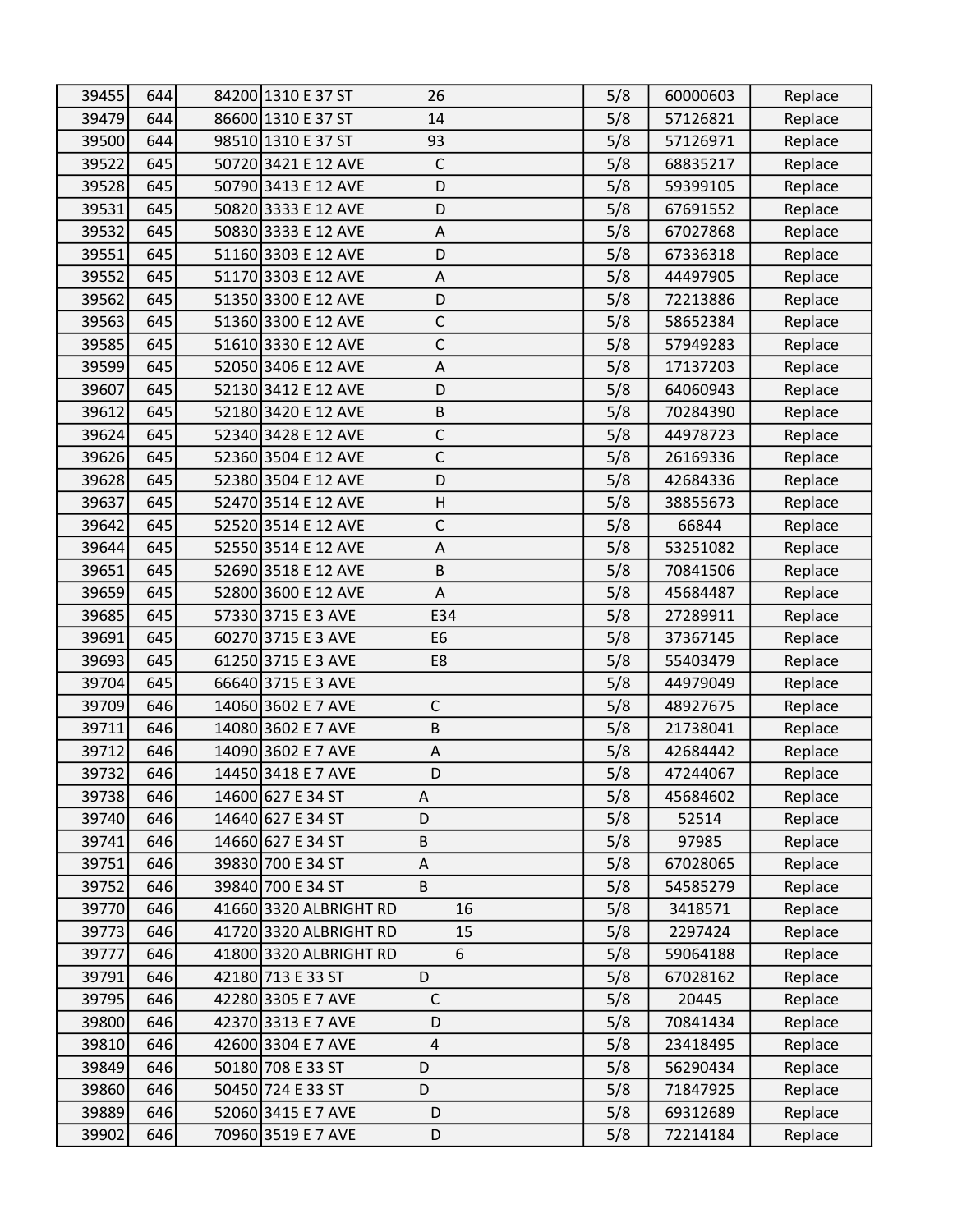| | | | | | | | |
|---|---|---|---|---|---|---|---|
| 39455 | 644 | 84200 | 1310 E 37 ST | 26 | 5/8 | 60000603 | Replace |
| 39479 | 644 | 86600 | 1310 E 37 ST | 14 | 5/8 | 57126821 | Replace |
| 39500 | 644 | 98510 | 1310 E 37 ST | 93 | 5/8 | 57126971 | Replace |
| 39522 | 645 | 50720 | 3421 E 12 AVE | C | 5/8 | 68835217 | Replace |
| 39528 | 645 | 50790 | 3413 E 12 AVE | D | 5/8 | 59399105 | Replace |
| 39531 | 645 | 50820 | 3333 E 12 AVE | D | 5/8 | 67691552 | Replace |
| 39532 | 645 | 50830 | 3333 E 12 AVE | A | 5/8 | 67027868 | Replace |
| 39551 | 645 | 51160 | 3303 E 12 AVE | D | 5/8 | 67336318 | Replace |
| 39552 | 645 | 51170 | 3303 E 12 AVE | A | 5/8 | 44497905 | Replace |
| 39562 | 645 | 51350 | 3300 E 12 AVE | D | 5/8 | 72213886 | Replace |
| 39563 | 645 | 51360 | 3300 E 12 AVE | C | 5/8 | 58652384 | Replace |
| 39585 | 645 | 51610 | 3330 E 12 AVE | C | 5/8 | 57949283 | Replace |
| 39599 | 645 | 52050 | 3406 E 12 AVE | A | 5/8 | 17137203 | Replace |
| 39607 | 645 | 52130 | 3412 E 12 AVE | D | 5/8 | 64060943 | Replace |
| 39612 | 645 | 52180 | 3420 E 12 AVE | B | 5/8 | 70284390 | Replace |
| 39624 | 645 | 52340 | 3428 E 12 AVE | C | 5/8 | 44978723 | Replace |
| 39626 | 645 | 52360 | 3504 E 12 AVE | C | 5/8 | 26169336 | Replace |
| 39628 | 645 | 52380 | 3504 E 12 AVE | D | 5/8 | 42684336 | Replace |
| 39637 | 645 | 52470 | 3514 E 12 AVE | H | 5/8 | 38855673 | Replace |
| 39642 | 645 | 52520 | 3514 E 12 AVE | C | 5/8 | 66844 | Replace |
| 39644 | 645 | 52550 | 3514 E 12 AVE | A | 5/8 | 53251082 | Replace |
| 39651 | 645 | 52690 | 3518 E 12 AVE | B | 5/8 | 70841506 | Replace |
| 39659 | 645 | 52800 | 3600 E 12 AVE | A | 5/8 | 45684487 | Replace |
| 39685 | 645 | 57330 | 3715 E 3 AVE | E34 | 5/8 | 27289911 | Replace |
| 39691 | 645 | 60270 | 3715 E 3 AVE | E6 | 5/8 | 37367145 | Replace |
| 39693 | 645 | 61250 | 3715 E 3 AVE | E8 | 5/8 | 55403479 | Replace |
| 39704 | 645 | 66640 | 3715 E 3 AVE | | 5/8 | 44979049 | Replace |
| 39709 | 646 | 14060 | 3602 E 7 AVE | C | 5/8 | 48927675 | Replace |
| 39711 | 646 | 14080 | 3602 E 7 AVE | B | 5/8 | 21738041 | Replace |
| 39712 | 646 | 14090 | 3602 E 7 AVE | A | 5/8 | 42684442 | Replace |
| 39732 | 646 | 14450 | 3418 E 7 AVE | D | 5/8 | 47244067 | Replace |
| 39738 | 646 | 14600 | 627 E 34 ST | A | 5/8 | 45684602 | Replace |
| 39740 | 646 | 14640 | 627 E 34 ST | D | 5/8 | 52514 | Replace |
| 39741 | 646 | 14660 | 627 E 34 ST | B | 5/8 | 97985 | Replace |
| 39751 | 646 | 39830 | 700 E 34 ST | A | 5/8 | 67028065 | Replace |
| 39752 | 646 | 39840 | 700 E 34 ST | B | 5/8 | 54585279 | Replace |
| 39770 | 646 | 41660 | 3320 ALBRIGHT RD | 16 | 5/8 | 3418571 | Replace |
| 39773 | 646 | 41720 | 3320 ALBRIGHT RD | 15 | 5/8 | 2297424 | Replace |
| 39777 | 646 | 41800 | 3320 ALBRIGHT RD | 6 | 5/8 | 59064188 | Replace |
| 39791 | 646 | 42180 | 713 E 33 ST | D | 5/8 | 67028162 | Replace |
| 39795 | 646 | 42280 | 3305 E 7 AVE | C | 5/8 | 20445 | Replace |
| 39800 | 646 | 42370 | 3313 E 7 AVE | D | 5/8 | 70841434 | Replace |
| 39810 | 646 | 42600 | 3304 E 7 AVE | 4 | 5/8 | 23418495 | Replace |
| 39849 | 646 | 50180 | 708 E 33 ST | D | 5/8 | 56290434 | Replace |
| 39860 | 646 | 50450 | 724 E 33 ST | D | 5/8 | 71847925 | Replace |
| 39889 | 646 | 52060 | 3415 E 7 AVE | D | 5/8 | 69312689 | Replace |
| 39902 | 646 | 70960 | 3519 E 7 AVE | D | 5/8 | 72214184 | Replace |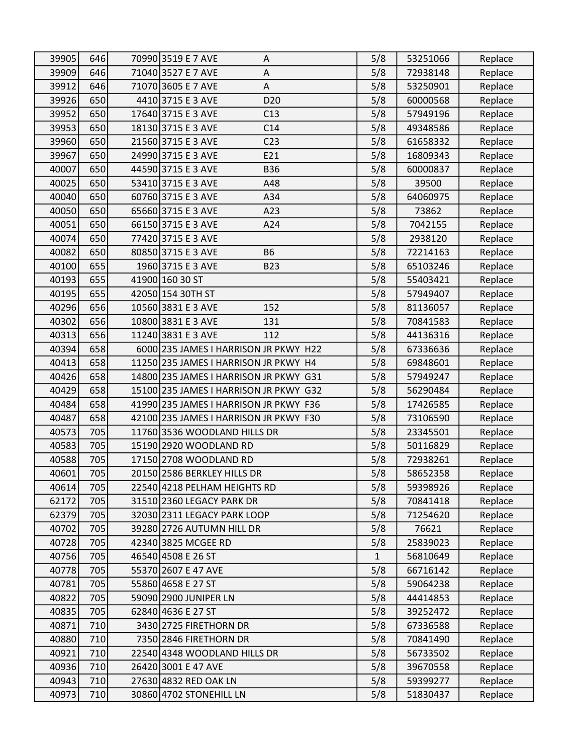| | | | | | | | |
|---|---|---|---|---|---|---|---|
| 39905 | 646 | 70990 | 3519 E 7 AVE | A | 5/8 | 53251066 | Replace |
| 39909 | 646 | 71040 | 3527 E 7 AVE | A | 5/8 | 72938148 | Replace |
| 39912 | 646 | 71070 | 3605 E 7 AVE | A | 5/8 | 53250901 | Replace |
| 39926 | 650 | 4410 | 3715 E 3 AVE | D20 | 5/8 | 60000568 | Replace |
| 39952 | 650 | 17640 | 3715 E 3 AVE | C13 | 5/8 | 57949196 | Replace |
| 39953 | 650 | 18130 | 3715 E 3 AVE | C14 | 5/8 | 49348586 | Replace |
| 39960 | 650 | 21560 | 3715 E 3 AVE | C23 | 5/8 | 61658332 | Replace |
| 39967 | 650 | 24990 | 3715 E 3 AVE | E21 | 5/8 | 16809343 | Replace |
| 40007 | 650 | 44590 | 3715 E 3 AVE | B36 | 5/8 | 60000837 | Replace |
| 40025 | 650 | 53410 | 3715 E 3 AVE | A48 | 5/8 | 39500 | Replace |
| 40040 | 650 | 60760 | 3715 E 3 AVE | A34 | 5/8 | 64060975 | Replace |
| 40050 | 650 | 65660 | 3715 E 3 AVE | A23 | 5/8 | 73862 | Replace |
| 40051 | 650 | 66150 | 3715 E 3 AVE | A24 | 5/8 | 7042155 | Replace |
| 40074 | 650 | 77420 | 3715 E 3 AVE | | 5/8 | 2938120 | Replace |
| 40082 | 650 | 80850 | 3715 E 3 AVE | B6 | 5/8 | 72214163 | Replace |
| 40100 | 655 | 1960 | 3715 E 3 AVE | B23 | 5/8 | 65103246 | Replace |
| 40193 | 655 | 41900 | 160 30 ST | | 5/8 | 55403421 | Replace |
| 40195 | 655 | 42050 | 154 30TH ST | | 5/8 | 57949407 | Replace |
| 40296 | 656 | 10560 | 3831 E 3 AVE | 152 | 5/8 | 81136057 | Replace |
| 40302 | 656 | 10800 | 3831 E 3 AVE | 131 | 5/8 | 70841583 | Replace |
| 40313 | 656 | 11240 | 3831 E 3 AVE | 112 | 5/8 | 44136316 | Replace |
| 40394 | 658 | 6000 | 235 JAMES I HARRISON JR PKWY | H22 | 5/8 | 67336636 | Replace |
| 40413 | 658 | 11250 | 235 JAMES I HARRISON JR PKWY | H4 | 5/8 | 69848601 | Replace |
| 40426 | 658 | 14800 | 235 JAMES I HARRISON JR PKWY | G31 | 5/8 | 57949247 | Replace |
| 40429 | 658 | 15100 | 235 JAMES I HARRISON JR PKWY | G32 | 5/8 | 56290484 | Replace |
| 40484 | 658 | 41990 | 235 JAMES I HARRISON JR PKWY | F36 | 5/8 | 17426585 | Replace |
| 40487 | 658 | 42100 | 235 JAMES I HARRISON JR PKWY | F30 | 5/8 | 73106590 | Replace |
| 40573 | 705 | 11760 | 3536 WOODLAND HILLS DR | | 5/8 | 23345501 | Replace |
| 40583 | 705 | 15190 | 2920 WOODLAND RD | | 5/8 | 50116829 | Replace |
| 40588 | 705 | 17150 | 2708 WOODLAND RD | | 5/8 | 72938261 | Replace |
| 40601 | 705 | 20150 | 2586 BERKLEY HILLS DR | | 5/8 | 58652358 | Replace |
| 40614 | 705 | 22540 | 4218 PELHAM HEIGHTS RD | | 5/8 | 59398926 | Replace |
| 62172 | 705 | 31510 | 2360 LEGACY PARK DR | | 5/8 | 70841418 | Replace |
| 62379 | 705 | 32030 | 2311 LEGACY PARK LOOP | | 5/8 | 71254620 | Replace |
| 40702 | 705 | 39280 | 2726 AUTUMN HILL DR | | 5/8 | 76621 | Replace |
| 40728 | 705 | 42340 | 3825 MCGEE RD | | 5/8 | 25839023 | Replace |
| 40756 | 705 | 46540 | 4508 E 26 ST | | 1 | 56810649 | Replace |
| 40778 | 705 | 55370 | 2607 E 47 AVE | | 5/8 | 66716142 | Replace |
| 40781 | 705 | 55860 | 4658 E 27 ST | | 5/8 | 59064238 | Replace |
| 40822 | 705 | 59090 | 2900 JUNIPER LN | | 5/8 | 44414853 | Replace |
| 40835 | 705 | 62840 | 4636 E 27 ST | | 5/8 | 39252472 | Replace |
| 40871 | 710 | 3430 | 2725 FIRETHORN DR | | 5/8 | 67336588 | Replace |
| 40880 | 710 | 7350 | 2846 FIRETHORN DR | | 5/8 | 70841490 | Replace |
| 40921 | 710 | 22540 | 4348 WOODLAND HILLS DR | | 5/8 | 56733502 | Replace |
| 40936 | 710 | 26420 | 3001 E 47 AVE | | 5/8 | 39670558 | Replace |
| 40943 | 710 | 27630 | 4832 RED OAK LN | | 5/8 | 59399277 | Replace |
| 40973 | 710 | 30860 | 4702 STONEHILL LN | | 5/8 | 51830437 | Replace |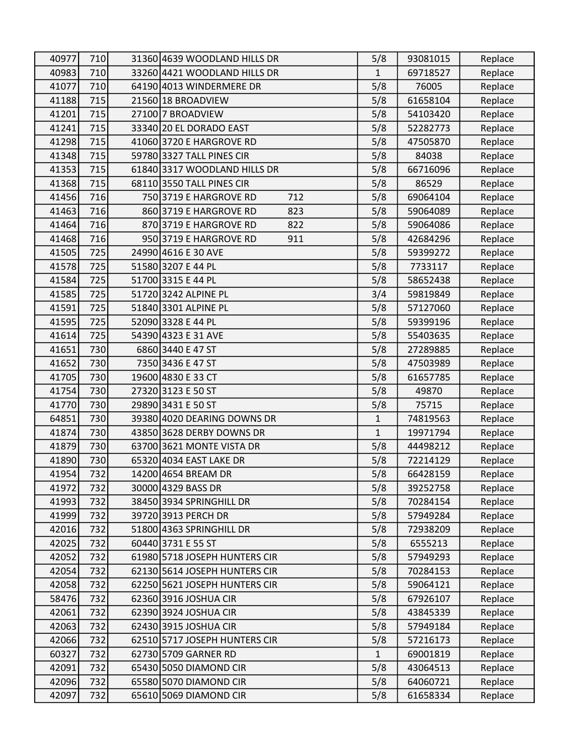| | | | | | | |
|---|---|---|---|---|---|---|
| 40977 | 710 | 31360 | 4639 WOODLAND HILLS DR | 5/8 | 93081015 | Replace |
| 40983 | 710 | 33260 | 4421 WOODLAND HILLS DR | 1 | 69718527 | Replace |
| 41077 | 710 | 64190 | 4013 WINDERMERE DR | 5/8 | 76005 | Replace |
| 41188 | 715 | 21560 | 18 BROADVIEW | 5/8 | 61658104 | Replace |
| 41201 | 715 | 27100 | 7 BROADVIEW | 5/8 | 54103420 | Replace |
| 41241 | 715 | 33340 | 20 EL DORADO EAST | 5/8 | 52282773 | Replace |
| 41298 | 715 | 41060 | 3720 E HARGROVE RD | 5/8 | 47505870 | Replace |
| 41348 | 715 | 59780 | 3327 TALL PINES CIR | 5/8 | 84038 | Replace |
| 41353 | 715 | 61840 | 3317 WOODLAND HILLS DR | 5/8 | 66716096 | Replace |
| 41368 | 715 | 68110 | 3550 TALL PINES CIR | 5/8 | 86529 | Replace |
| 41456 | 716 | 750 | 3719 E HARGROVE RD 712 | 5/8 | 69064104 | Replace |
| 41463 | 716 | 860 | 3719 E HARGROVE RD 823 | 5/8 | 59064089 | Replace |
| 41464 | 716 | 870 | 3719 E HARGROVE RD 822 | 5/8 | 59064086 | Replace |
| 41468 | 716 | 950 | 3719 E HARGROVE RD 911 | 5/8 | 42684296 | Replace |
| 41505 | 725 | 24990 | 4616 E 30 AVE | 5/8 | 59399272 | Replace |
| 41578 | 725 | 51580 | 3207 E 44 PL | 5/8 | 7733117 | Replace |
| 41584 | 725 | 51700 | 3315 E 44 PL | 5/8 | 58652438 | Replace |
| 41585 | 725 | 51720 | 3242 ALPINE PL | 3/4 | 59819849 | Replace |
| 41591 | 725 | 51840 | 3301 ALPINE PL | 5/8 | 57127060 | Replace |
| 41595 | 725 | 52090 | 3328 E 44 PL | 5/8 | 59399196 | Replace |
| 41614 | 725 | 54390 | 4323 E 31 AVE | 5/8 | 55403635 | Replace |
| 41651 | 730 | 6860 | 3440 E 47 ST | 5/8 | 27289885 | Replace |
| 41652 | 730 | 7350 | 3436 E 47 ST | 5/8 | 47503989 | Replace |
| 41705 | 730 | 19600 | 4830 E 33 CT | 5/8 | 61657785 | Replace |
| 41754 | 730 | 27320 | 3123 E 50 ST | 5/8 | 49870 | Replace |
| 41770 | 730 | 29890 | 3431 E 50 ST | 5/8 | 75715 | Replace |
| 64851 | 730 | 39380 | 4020 DEARING DOWNS DR | 1 | 74819563 | Replace |
| 41874 | 730 | 43850 | 3628 DERBY DOWNS DR | 1 | 19971794 | Replace |
| 41879 | 730 | 63700 | 3621 MONTE VISTA DR | 5/8 | 44498212 | Replace |
| 41890 | 730 | 65320 | 4034 EAST LAKE DR | 5/8 | 72214129 | Replace |
| 41954 | 732 | 14200 | 4654 BREAM DR | 5/8 | 66428159 | Replace |
| 41972 | 732 | 30000 | 4329 BASS DR | 5/8 | 39252758 | Replace |
| 41993 | 732 | 38450 | 3934 SPRINGHILL DR | 5/8 | 70284154 | Replace |
| 41999 | 732 | 39720 | 3913 PERCH DR | 5/8 | 57949284 | Replace |
| 42016 | 732 | 51800 | 4363 SPRINGHILL DR | 5/8 | 72938209 | Replace |
| 42025 | 732 | 60440 | 3731 E 55 ST | 5/8 | 6555213 | Replace |
| 42052 | 732 | 61980 | 5718 JOSEPH HUNTERS CIR | 5/8 | 57949293 | Replace |
| 42054 | 732 | 62130 | 5614 JOSEPH HUNTERS CIR | 5/8 | 70284153 | Replace |
| 42058 | 732 | 62250 | 5621 JOSEPH HUNTERS CIR | 5/8 | 59064121 | Replace |
| 58476 | 732 | 62360 | 3916 JOSHUA CIR | 5/8 | 67926107 | Replace |
| 42061 | 732 | 62390 | 3924 JOSHUA CIR | 5/8 | 43845339 | Replace |
| 42063 | 732 | 62430 | 3915 JOSHUA CIR | 5/8 | 57949184 | Replace |
| 42066 | 732 | 62510 | 5717 JOSEPH HUNTERS CIR | 5/8 | 57216173 | Replace |
| 60327 | 732 | 62730 | 5709 GARNER RD | 1 | 69001819 | Replace |
| 42091 | 732 | 65430 | 5050 DIAMOND CIR | 5/8 | 43064513 | Replace |
| 42096 | 732 | 65580 | 5070 DIAMOND CIR | 5/8 | 64060721 | Replace |
| 42097 | 732 | 65610 | 5069 DIAMOND CIR | 5/8 | 61658334 | Replace |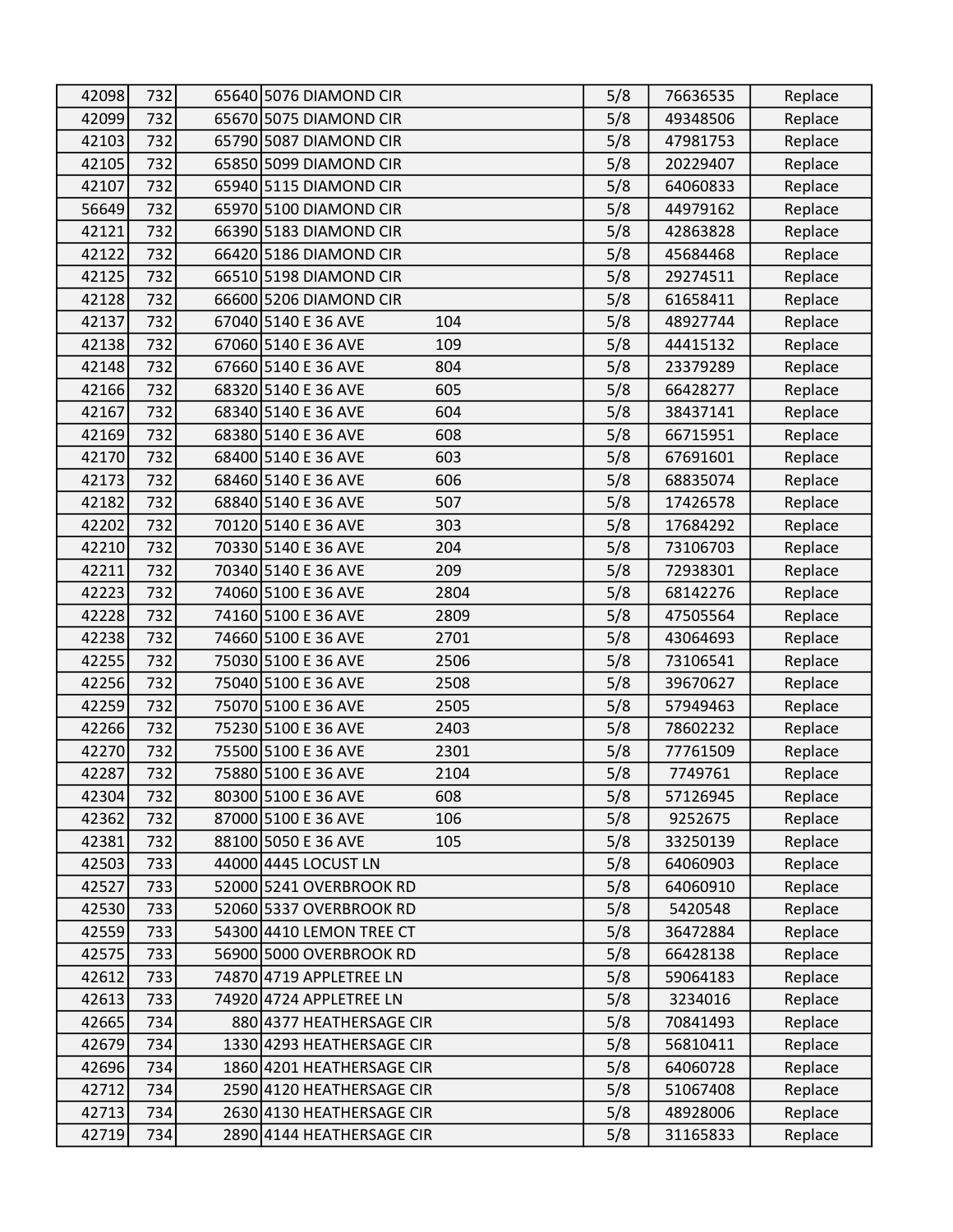| | | | | | | | |
|---|---|---|---|---|---|---|---|
| 42098 | 732 | 65640 | 5076 DIAMOND CIR | | 5/8 | 76636535 | Replace |
| 42099 | 732 | 65670 | 5075 DIAMOND CIR | | 5/8 | 49348506 | Replace |
| 42103 | 732 | 65790 | 5087 DIAMOND CIR | | 5/8 | 47981753 | Replace |
| 42105 | 732 | 65850 | 5099 DIAMOND CIR | | 5/8 | 20229407 | Replace |
| 42107 | 732 | 65940 | 5115 DIAMOND CIR | | 5/8 | 64060833 | Replace |
| 56649 | 732 | 65970 | 5100 DIAMOND CIR | | 5/8 | 44979162 | Replace |
| 42121 | 732 | 66390 | 5183 DIAMOND CIR | | 5/8 | 42863828 | Replace |
| 42122 | 732 | 66420 | 5186 DIAMOND CIR | | 5/8 | 45684468 | Replace |
| 42125 | 732 | 66510 | 5198 DIAMOND CIR | | 5/8 | 29274511 | Replace |
| 42128 | 732 | 66600 | 5206 DIAMOND CIR | | 5/8 | 61658411 | Replace |
| 42137 | 732 | 67040 | 5140 E 36 AVE | 104 | 5/8 | 48927744 | Replace |
| 42138 | 732 | 67060 | 5140 E 36 AVE | 109 | 5/8 | 44415132 | Replace |
| 42148 | 732 | 67660 | 5140 E 36 AVE | 804 | 5/8 | 23379289 | Replace |
| 42166 | 732 | 68320 | 5140 E 36 AVE | 605 | 5/8 | 66428277 | Replace |
| 42167 | 732 | 68340 | 5140 E 36 AVE | 604 | 5/8 | 38437141 | Replace |
| 42169 | 732 | 68380 | 5140 E 36 AVE | 608 | 5/8 | 66715951 | Replace |
| 42170 | 732 | 68400 | 5140 E 36 AVE | 603 | 5/8 | 67691601 | Replace |
| 42173 | 732 | 68460 | 5140 E 36 AVE | 606 | 5/8 | 68835074 | Replace |
| 42182 | 732 | 68840 | 5140 E 36 AVE | 507 | 5/8 | 17426578 | Replace |
| 42202 | 732 | 70120 | 5140 E 36 AVE | 303 | 5/8 | 17684292 | Replace |
| 42210 | 732 | 70330 | 5140 E 36 AVE | 204 | 5/8 | 73106703 | Replace |
| 42211 | 732 | 70340 | 5140 E 36 AVE | 209 | 5/8 | 72938301 | Replace |
| 42223 | 732 | 74060 | 5100 E 36 AVE | 2804 | 5/8 | 68142276 | Replace |
| 42228 | 732 | 74160 | 5100 E 36 AVE | 2809 | 5/8 | 47505564 | Replace |
| 42238 | 732 | 74660 | 5100 E 36 AVE | 2701 | 5/8 | 43064693 | Replace |
| 42255 | 732 | 75030 | 5100 E 36 AVE | 2506 | 5/8 | 73106541 | Replace |
| 42256 | 732 | 75040 | 5100 E 36 AVE | 2508 | 5/8 | 39670627 | Replace |
| 42259 | 732 | 75070 | 5100 E 36 AVE | 2505 | 5/8 | 57949463 | Replace |
| 42266 | 732 | 75230 | 5100 E 36 AVE | 2403 | 5/8 | 78602232 | Replace |
| 42270 | 732 | 75500 | 5100 E 36 AVE | 2301 | 5/8 | 77761509 | Replace |
| 42287 | 732 | 75880 | 5100 E 36 AVE | 2104 | 5/8 | 7749761 | Replace |
| 42304 | 732 | 80300 | 5100 E 36 AVE | 608 | 5/8 | 57126945 | Replace |
| 42362 | 732 | 87000 | 5100 E 36 AVE | 106 | 5/8 | 9252675 | Replace |
| 42381 | 732 | 88100 | 5050 E 36 AVE | 105 | 5/8 | 33250139 | Replace |
| 42503 | 733 | 44000 | 4445 LOCUST LN | | 5/8 | 64060903 | Replace |
| 42527 | 733 | 52000 | 5241 OVERBROOK RD | | 5/8 | 64060910 | Replace |
| 42530 | 733 | 52060 | 5337 OVERBROOK RD | | 5/8 | 5420548 | Replace |
| 42559 | 733 | 54300 | 4410 LEMON TREE CT | | 5/8 | 36472884 | Replace |
| 42575 | 733 | 56900 | 5000 OVERBROOK RD | | 5/8 | 66428138 | Replace |
| 42612 | 733 | 74870 | 4719 APPLETREE LN | | 5/8 | 59064183 | Replace |
| 42613 | 733 | 74920 | 4724 APPLETREE LN | | 5/8 | 3234016 | Replace |
| 42665 | 734 | 880 | 4377 HEATHERSAGE CIR | | 5/8 | 70841493 | Replace |
| 42679 | 734 | 1330 | 4293 HEATHERSAGE CIR | | 5/8 | 56810411 | Replace |
| 42696 | 734 | 1860 | 4201 HEATHERSAGE CIR | | 5/8 | 64060728 | Replace |
| 42712 | 734 | 2590 | 4120 HEATHERSAGE CIR | | 5/8 | 51067408 | Replace |
| 42713 | 734 | 2630 | 4130 HEATHERSAGE CIR | | 5/8 | 48928006 | Replace |
| 42719 | 734 | 2890 | 4144 HEATHERSAGE CIR | | 5/8 | 31165833 | Replace |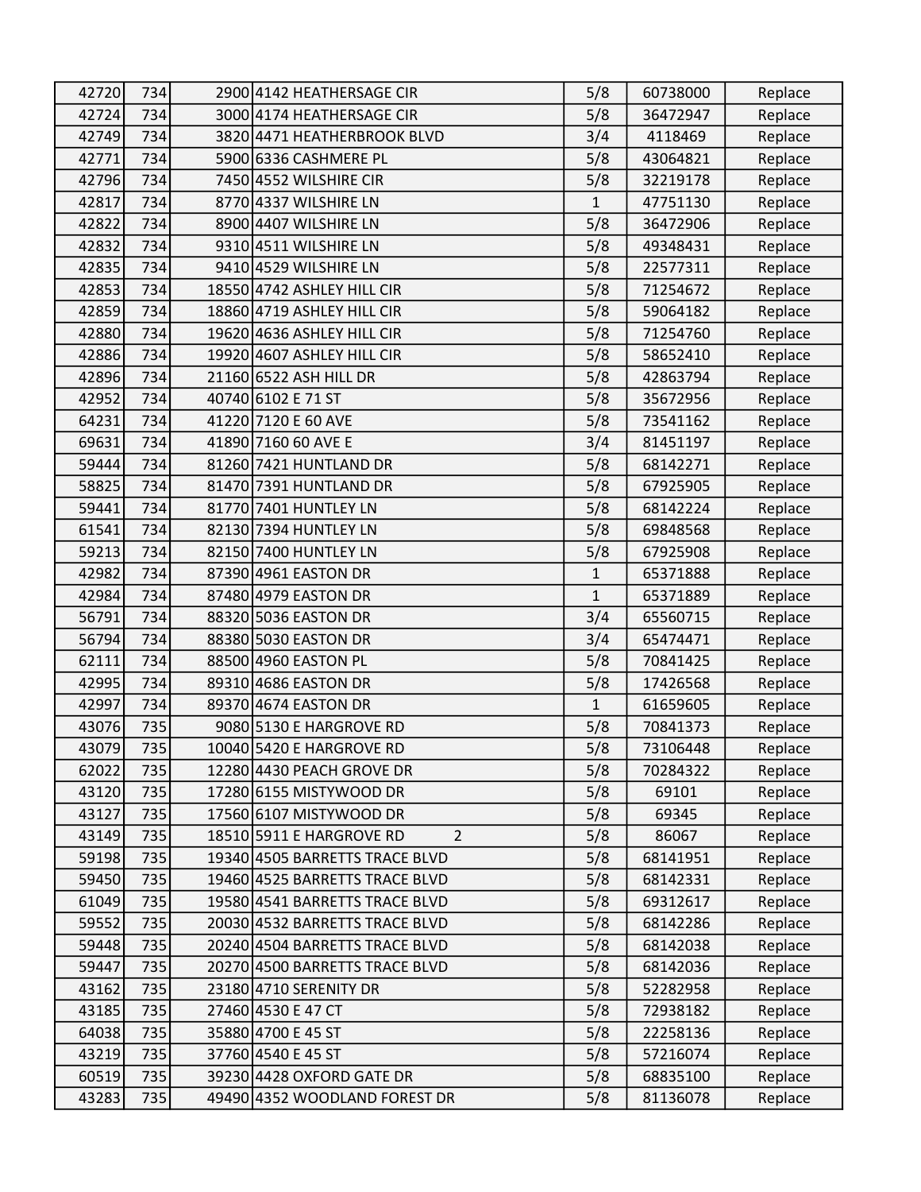| 42720 | 734 | 2900 | 4142 HEATHERSAGE CIR | 5/8 | 60738000 | Replace |
|---|---|---|---|---|---|---|
| 42724 | 734 | 3000 | 4174 HEATHERSAGE CIR | 5/8 | 36472947 | Replace |
| 42749 | 734 | 3820 | 4471 HEATHERBROOK BLVD | 3/4 | 4118469 | Replace |
| 42771 | 734 | 5900 | 6336 CASHMERE PL | 5/8 | 43064821 | Replace |
| 42796 | 734 | 7450 | 4552 WILSHIRE CIR | 5/8 | 32219178 | Replace |
| 42817 | 734 | 8770 | 4337 WILSHIRE LN | 1 | 47751130 | Replace |
| 42822 | 734 | 8900 | 4407 WILSHIRE LN | 5/8 | 36472906 | Replace |
| 42832 | 734 | 9310 | 4511 WILSHIRE LN | 5/8 | 49348431 | Replace |
| 42835 | 734 | 9410 | 4529 WILSHIRE LN | 5/8 | 22577311 | Replace |
| 42853 | 734 | 18550 | 4742 ASHLEY HILL CIR | 5/8 | 71254672 | Replace |
| 42859 | 734 | 18860 | 4719 ASHLEY HILL CIR | 5/8 | 59064182 | Replace |
| 42880 | 734 | 19620 | 4636 ASHLEY HILL CIR | 5/8 | 71254760 | Replace |
| 42886 | 734 | 19920 | 4607 ASHLEY HILL CIR | 5/8 | 58652410 | Replace |
| 42896 | 734 | 21160 | 6522 ASH HILL DR | 5/8 | 42863794 | Replace |
| 42952 | 734 | 40740 | 6102 E 71 ST | 5/8 | 35672956 | Replace |
| 64231 | 734 | 41220 | 7120 E 60 AVE | 5/8 | 73541162 | Replace |
| 69631 | 734 | 41890 | 7160 60 AVE E | 3/4 | 81451197 | Replace |
| 59444 | 734 | 81260 | 7421 HUNTLAND DR | 5/8 | 68142271 | Replace |
| 58825 | 734 | 81470 | 7391 HUNTLAND DR | 5/8 | 67925905 | Replace |
| 59441 | 734 | 81770 | 7401 HUNTLEY LN | 5/8 | 68142224 | Replace |
| 61541 | 734 | 82130 | 7394 HUNTLEY LN | 5/8 | 69848568 | Replace |
| 59213 | 734 | 82150 | 7400 HUNTLEY LN | 5/8 | 67925908 | Replace |
| 42982 | 734 | 87390 | 4961 EASTON DR | 1 | 65371888 | Replace |
| 42984 | 734 | 87480 | 4979 EASTON DR | 1 | 65371889 | Replace |
| 56791 | 734 | 88320 | 5036 EASTON DR | 3/4 | 65560715 | Replace |
| 56794 | 734 | 88380 | 5030 EASTON DR | 3/4 | 65474471 | Replace |
| 62111 | 734 | 88500 | 4960 EASTON PL | 5/8 | 70841425 | Replace |
| 42995 | 734 | 89310 | 4686 EASTON DR | 5/8 | 17426568 | Replace |
| 42997 | 734 | 89370 | 4674 EASTON DR | 1 | 61659605 | Replace |
| 43076 | 735 | 9080 | 5130 E HARGROVE RD | 5/8 | 70841373 | Replace |
| 43079 | 735 | 10040 | 5420 E HARGROVE RD | 5/8 | 73106448 | Replace |
| 62022 | 735 | 12280 | 4430 PEACH GROVE DR | 5/8 | 70284322 | Replace |
| 43120 | 735 | 17280 | 6155 MISTYWOOD DR | 5/8 | 69101 | Replace |
| 43127 | 735 | 17560 | 6107 MISTYWOOD DR | 5/8 | 69345 | Replace |
| 43149 | 735 | 18510 | 5911 E HARGROVE RD 2 | 5/8 | 86067 | Replace |
| 59198 | 735 | 19340 | 4505 BARRETTS TRACE BLVD | 5/8 | 68141951 | Replace |
| 59450 | 735 | 19460 | 4525 BARRETTS TRACE BLVD | 5/8 | 68142331 | Replace |
| 61049 | 735 | 19580 | 4541 BARRETTS TRACE BLVD | 5/8 | 69312617 | Replace |
| 59552 | 735 | 20030 | 4532 BARRETTS TRACE BLVD | 5/8 | 68142286 | Replace |
| 59448 | 735 | 20240 | 4504 BARRETTS TRACE BLVD | 5/8 | 68142038 | Replace |
| 59447 | 735 | 20270 | 4500 BARRETTS TRACE BLVD | 5/8 | 68142036 | Replace |
| 43162 | 735 | 23180 | 4710 SERENITY DR | 5/8 | 52282958 | Replace |
| 43185 | 735 | 27460 | 4530 E 47 CT | 5/8 | 72938182 | Replace |
| 64038 | 735 | 35880 | 4700 E 45 ST | 5/8 | 22258136 | Replace |
| 43219 | 735 | 37760 | 4540 E 45 ST | 5/8 | 57216074 | Replace |
| 60519 | 735 | 39230 | 4428 OXFORD GATE DR | 5/8 | 68835100 | Replace |
| 43283 | 735 | 49490 | 4352 WOODLAND FOREST DR | 5/8 | 81136078 | Replace |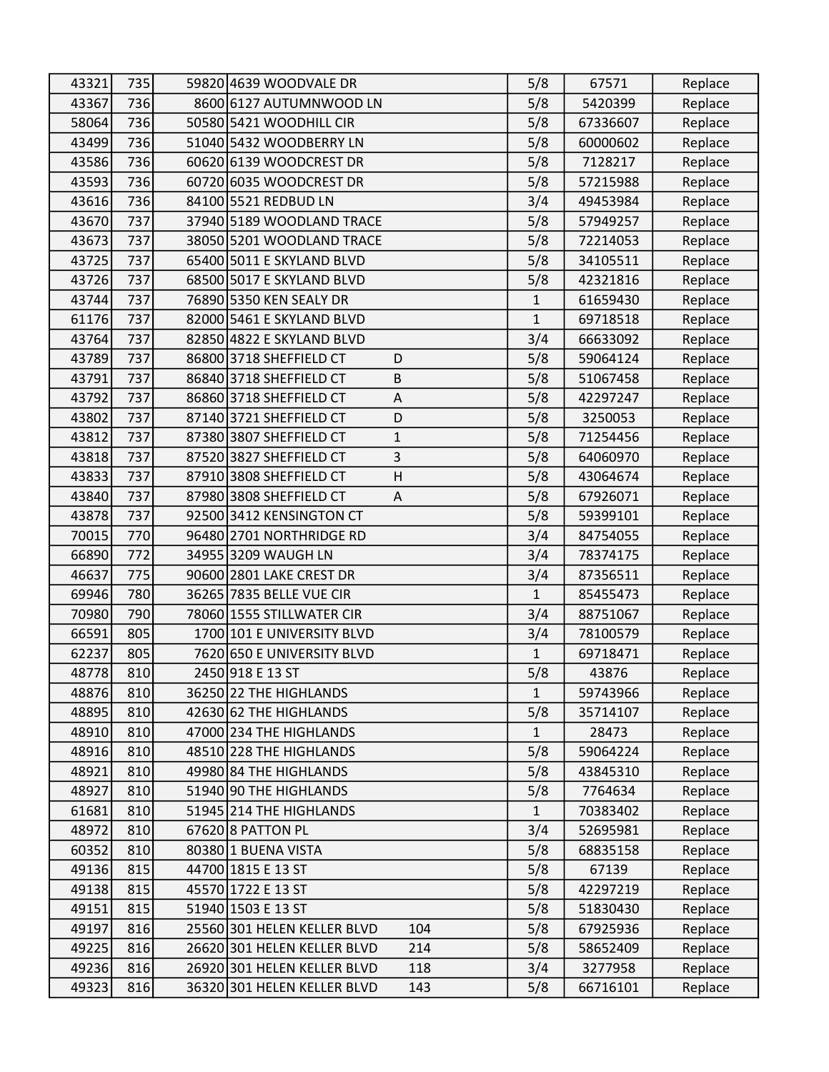| | | | | | | | |
|---|---|---|---|---|---|---|---|
| 43321 | 735 | 59820 | 4639 WOODVALE DR | | 5/8 | 67571 | Replace |
| 43367 | 736 | 8600 | 6127 AUTUMNWOOD LN | | 5/8 | 5420399 | Replace |
| 58064 | 736 | 50580 | 5421 WOODHILL CIR | | 5/8 | 67336607 | Replace |
| 43499 | 736 | 51040 | 5432 WOODBERRY LN | | 5/8 | 60000602 | Replace |
| 43586 | 736 | 60620 | 6139 WOODCREST DR | | 5/8 | 7128217 | Replace |
| 43593 | 736 | 60720 | 6035 WOODCREST DR | | 5/8 | 57215988 | Replace |
| 43616 | 736 | 84100 | 5521 REDBUD LN | | 3/4 | 49453984 | Replace |
| 43670 | 737 | 37940 | 5189 WOODLAND TRACE | | 5/8 | 57949257 | Replace |
| 43673 | 737 | 38050 | 5201 WOODLAND TRACE | | 5/8 | 72214053 | Replace |
| 43725 | 737 | 65400 | 5011 E SKYLAND BLVD | | 5/8 | 34105511 | Replace |
| 43726 | 737 | 68500 | 5017 E SKYLAND BLVD | | 5/8 | 42321816 | Replace |
| 43744 | 737 | 76890 | 5350 KEN SEALY DR | | 1 | 61659430 | Replace |
| 61176 | 737 | 82000 | 5461 E SKYLAND BLVD | | 1 | 69718518 | Replace |
| 43764 | 737 | 82850 | 4822 E SKYLAND BLVD | | 3/4 | 66633092 | Replace |
| 43789 | 737 | 86800 | 3718 SHEFFIELD CT | D | 5/8 | 59064124 | Replace |
| 43791 | 737 | 86840 | 3718 SHEFFIELD CT | B | 5/8 | 51067458 | Replace |
| 43792 | 737 | 86860 | 3718 SHEFFIELD CT | A | 5/8 | 42297247 | Replace |
| 43802 | 737 | 87140 | 3721 SHEFFIELD CT | D | 5/8 | 3250053 | Replace |
| 43812 | 737 | 87380 | 3807 SHEFFIELD CT | 1 | 5/8 | 71254456 | Replace |
| 43818 | 737 | 87520 | 3827 SHEFFIELD CT | 3 | 5/8 | 64060970 | Replace |
| 43833 | 737 | 87910 | 3808 SHEFFIELD CT | H | 5/8 | 43064674 | Replace |
| 43840 | 737 | 87980 | 3808 SHEFFIELD CT | A | 5/8 | 67926071 | Replace |
| 43878 | 737 | 92500 | 3412 KENSINGTON CT | | 5/8 | 59399101 | Replace |
| 70015 | 770 | 96480 | 2701 NORTHRIDGE RD | | 3/4 | 84754055 | Replace |
| 66890 | 772 | 34955 | 3209 WAUGH LN | | 3/4 | 78374175 | Replace |
| 46637 | 775 | 90600 | 2801 LAKE CREST DR | | 3/4 | 87356511 | Replace |
| 69946 | 780 | 36265 | 7835 BELLE VUE CIR | | 1 | 85455473 | Replace |
| 70980 | 790 | 78060 | 1555 STILLWATER CIR | | 3/4 | 88751067 | Replace |
| 66591 | 805 | 1700 | 101 E UNIVERSITY BLVD | | 3/4 | 78100579 | Replace |
| 62237 | 805 | 7620 | 650 E UNIVERSITY BLVD | | 1 | 69718471 | Replace |
| 48778 | 810 | 2450 | 918 E 13 ST | | 5/8 | 43876 | Replace |
| 48876 | 810 | 36250 | 22 THE HIGHLANDS | | 1 | 59743966 | Replace |
| 48895 | 810 | 42630 | 62 THE HIGHLANDS | | 5/8 | 35714107 | Replace |
| 48910 | 810 | 47000 | 234 THE HIGHLANDS | | 1 | 28473 | Replace |
| 48916 | 810 | 48510 | 228 THE HIGHLANDS | | 5/8 | 59064224 | Replace |
| 48921 | 810 | 49980 | 84 THE HIGHLANDS | | 5/8 | 43845310 | Replace |
| 48927 | 810 | 51940 | 90 THE HIGHLANDS | | 5/8 | 7764634 | Replace |
| 61681 | 810 | 51945 | 214 THE HIGHLANDS | | 1 | 70383402 | Replace |
| 48972 | 810 | 67620 | 8 PATTON PL | | 3/4 | 52695981 | Replace |
| 60352 | 810 | 80380 | 1 BUENA VISTA | | 5/8 | 68835158 | Replace |
| 49136 | 815 | 44700 | 1815 E 13 ST | | 5/8 | 67139 | Replace |
| 49138 | 815 | 45570 | 1722 E 13 ST | | 5/8 | 42297219 | Replace |
| 49151 | 815 | 51940 | 1503 E 13 ST | | 5/8 | 51830430 | Replace |
| 49197 | 816 | 25560 | 301 HELEN KELLER BLVD | 104 | 5/8 | 67925936 | Replace |
| 49225 | 816 | 26620 | 301 HELEN KELLER BLVD | 214 | 5/8 | 58652409 | Replace |
| 49236 | 816 | 26920 | 301 HELEN KELLER BLVD | 118 | 3/4 | 3277958 | Replace |
| 49323 | 816 | 36320 | 301 HELEN KELLER BLVD | 143 | 5/8 | 66716101 | Replace |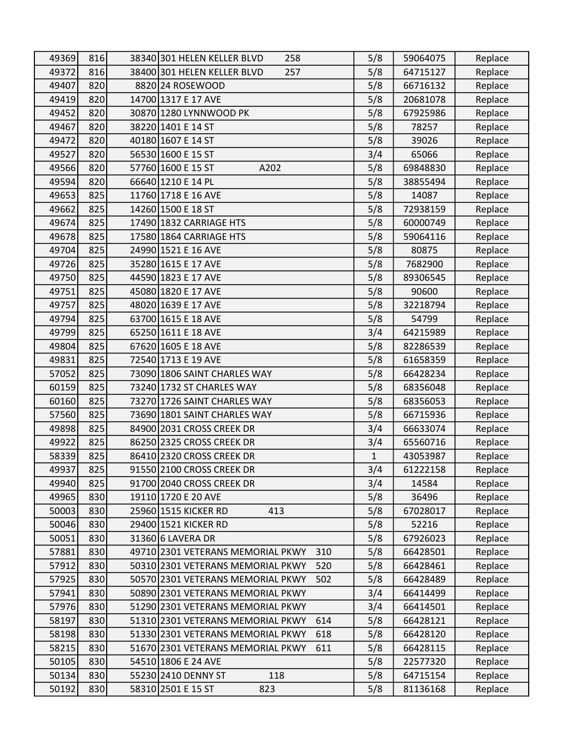| | | | | | | |
|---|---|---|---|---|---|---|
| 49369 | 816 | 38340 | 301 HELEN KELLER BLVD 258 | 5/8 | 59064075 | Replace |
| 49372 | 816 | 38400 | 301 HELEN KELLER BLVD 257 | 5/8 | 64715127 | Replace |
| 49407 | 820 | 8820 | 24 ROSEWOOD | 5/8 | 66716132 | Replace |
| 49419 | 820 | 14700 | 1317 E 17 AVE | 5/8 | 20681078 | Replace |
| 49452 | 820 | 30870 | 1280 LYNNWOOD PK | 5/8 | 67925986 | Replace |
| 49467 | 820 | 38220 | 1401 E 14 ST | 5/8 | 78257 | Replace |
| 49472 | 820 | 40180 | 1607 E 14 ST | 5/8 | 39026 | Replace |
| 49527 | 820 | 56530 | 1600 E 15 ST | 3/4 | 65066 | Replace |
| 49566 | 820 | 57760 | 1600 E 15 ST A202 | 5/8 | 69848830 | Replace |
| 49594 | 820 | 66640 | 1210 E 14 PL | 5/8 | 38855494 | Replace |
| 49653 | 825 | 11760 | 1718 E 16 AVE | 5/8 | 14087 | Replace |
| 49662 | 825 | 14260 | 1500 E 18 ST | 5/8 | 72938159 | Replace |
| 49674 | 825 | 17490 | 1832 CARRIAGE HTS | 5/8 | 60000749 | Replace |
| 49678 | 825 | 17580 | 1864 CARRIAGE HTS | 5/8 | 59064116 | Replace |
| 49704 | 825 | 24990 | 1521 E 16 AVE | 5/8 | 80875 | Replace |
| 49726 | 825 | 35280 | 1615 E 17 AVE | 5/8 | 7682900 | Replace |
| 49750 | 825 | 44590 | 1823 E 17 AVE | 5/8 | 89306545 | Replace |
| 49751 | 825 | 45080 | 1820 E 17 AVE | 5/8 | 90600 | Replace |
| 49757 | 825 | 48020 | 1639 E 17 AVE | 5/8 | 32218794 | Replace |
| 49794 | 825 | 63700 | 1615 E 18 AVE | 5/8 | 54799 | Replace |
| 49799 | 825 | 65250 | 1611 E 18 AVE | 3/4 | 64215989 | Replace |
| 49804 | 825 | 67620 | 1605 E 18 AVE | 5/8 | 82286539 | Replace |
| 49831 | 825 | 72540 | 1713 E 19 AVE | 5/8 | 61658359 | Replace |
| 57052 | 825 | 73090 | 1806 SAINT CHARLES WAY | 5/8 | 66428234 | Replace |
| 60159 | 825 | 73240 | 1732 ST CHARLES WAY | 5/8 | 68356048 | Replace |
| 60160 | 825 | 73270 | 1726 SAINT CHARLES WAY | 5/8 | 68356053 | Replace |
| 57560 | 825 | 73690 | 1801 SAINT CHARLES WAY | 5/8 | 66715936 | Replace |
| 49898 | 825 | 84900 | 2031 CROSS CREEK DR | 3/4 | 66633074 | Replace |
| 49922 | 825 | 86250 | 2325 CROSS CREEK DR | 3/4 | 65560716 | Replace |
| 58339 | 825 | 86410 | 2320 CROSS CREEK DR | 1 | 43053987 | Replace |
| 49937 | 825 | 91550 | 2100 CROSS CREEK DR | 3/4 | 61222158 | Replace |
| 49940 | 825 | 91700 | 2040 CROSS CREEK DR | 3/4 | 14584 | Replace |
| 49965 | 830 | 19110 | 1720 E 20 AVE | 5/8 | 36496 | Replace |
| 50003 | 830 | 25960 | 1515 KICKER RD 413 | 5/8 | 67028017 | Replace |
| 50046 | 830 | 29400 | 1521 KICKER RD | 5/8 | 52216 | Replace |
| 50051 | 830 | 31360 | 6 LAVERA DR | 5/8 | 67926023 | Replace |
| 57881 | 830 | 49710 | 2301 VETERANS MEMORIAL PKWY 310 | 5/8 | 66428501 | Replace |
| 57912 | 830 | 50310 | 2301 VETERANS MEMORIAL PKWY 520 | 5/8 | 66428461 | Replace |
| 57925 | 830 | 50570 | 2301 VETERANS MEMORIAL PKWY 502 | 5/8 | 66428489 | Replace |
| 57941 | 830 | 50890 | 2301 VETERANS MEMORIAL PKWY | 3/4 | 66414499 | Replace |
| 57976 | 830 | 51290 | 2301 VETERANS MEMORIAL PKWY | 3/4 | 66414501 | Replace |
| 58197 | 830 | 51310 | 2301 VETERANS MEMORIAL PKWY 614 | 5/8 | 66428121 | Replace |
| 58198 | 830 | 51330 | 2301 VETERANS MEMORIAL PKWY 618 | 5/8 | 66428120 | Replace |
| 58215 | 830 | 51670 | 2301 VETERANS MEMORIAL PKWY 611 | 5/8 | 66428115 | Replace |
| 50105 | 830 | 54510 | 1806 E 24 AVE | 5/8 | 22577320 | Replace |
| 50134 | 830 | 55230 | 2410 DENNY ST 118 | 5/8 | 64715154 | Replace |
| 50192 | 830 | 58310 | 2501 E 15 ST 823 | 5/8 | 81136168 | Replace |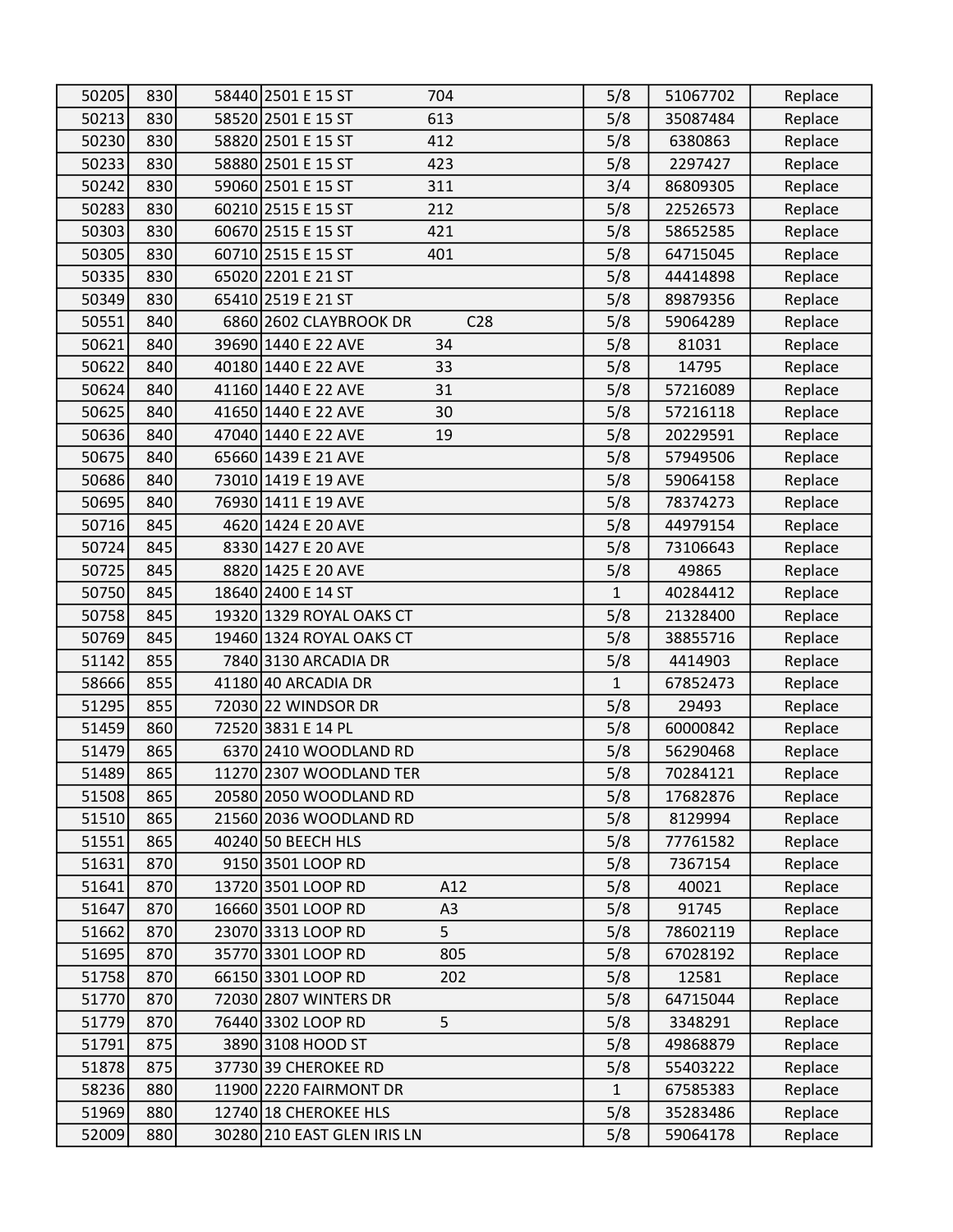| | | | | | | | |
|---|---|---|---|---|---|---|---|
| 50205 | 830 | 58440 | 2501 E 15 ST | 704 | 5/8 | 51067702 | Replace |
| 50213 | 830 | 58520 | 2501 E 15 ST | 613 | 5/8 | 35087484 | Replace |
| 50230 | 830 | 58820 | 2501 E 15 ST | 412 | 5/8 | 6380863 | Replace |
| 50233 | 830 | 58880 | 2501 E 15 ST | 423 | 5/8 | 2297427 | Replace |
| 50242 | 830 | 59060 | 2501 E 15 ST | 311 | 3/4 | 86809305 | Replace |
| 50283 | 830 | 60210 | 2515 E 15 ST | 212 | 5/8 | 22526573 | Replace |
| 50303 | 830 | 60670 | 2515 E 15 ST | 421 | 5/8 | 58652585 | Replace |
| 50305 | 830 | 60710 | 2515 E 15 ST | 401 | 5/8 | 64715045 | Replace |
| 50335 | 830 | 65020 | 2201 E 21 ST | | 5/8 | 44414898 | Replace |
| 50349 | 830 | 65410 | 2519 E 21 ST | | 5/8 | 89879356 | Replace |
| 50551 | 840 | 6860 | 2602 CLAYBROOK DR | C28 | 5/8 | 59064289 | Replace |
| 50621 | 840 | 39690 | 1440 E 22 AVE | 34 | 5/8 | 81031 | Replace |
| 50622 | 840 | 40180 | 1440 E 22 AVE | 33 | 5/8 | 14795 | Replace |
| 50624 | 840 | 41160 | 1440 E 22 AVE | 31 | 5/8 | 57216089 | Replace |
| 50625 | 840 | 41650 | 1440 E 22 AVE | 30 | 5/8 | 57216118 | Replace |
| 50636 | 840 | 47040 | 1440 E 22 AVE | 19 | 5/8 | 20229591 | Replace |
| 50675 | 840 | 65660 | 1439 E 21 AVE | | 5/8 | 57949506 | Replace |
| 50686 | 840 | 73010 | 1419 E 19 AVE | | 5/8 | 59064158 | Replace |
| 50695 | 840 | 76930 | 1411 E 19 AVE | | 5/8 | 78374273 | Replace |
| 50716 | 845 | 4620 | 1424 E 20 AVE | | 5/8 | 44979154 | Replace |
| 50724 | 845 | 8330 | 1427 E 20 AVE | | 5/8 | 73106643 | Replace |
| 50725 | 845 | 8820 | 1425 E 20 AVE | | 5/8 | 49865 | Replace |
| 50750 | 845 | 18640 | 2400 E 14 ST | | 1 | 40284412 | Replace |
| 50758 | 845 | 19320 | 1329 ROYAL OAKS CT | | 5/8 | 21328400 | Replace |
| 50769 | 845 | 19460 | 1324 ROYAL OAKS CT | | 5/8 | 38855716 | Replace |
| 51142 | 855 | 7840 | 3130 ARCADIA DR | | 5/8 | 4414903 | Replace |
| 58666 | 855 | 41180 | 40 ARCADIA DR | | 1 | 67852473 | Replace |
| 51295 | 855 | 72030 | 22 WINDSOR DR | | 5/8 | 29493 | Replace |
| 51459 | 860 | 72520 | 3831 E 14 PL | | 5/8 | 60000842 | Replace |
| 51479 | 865 | 6370 | 2410 WOODLAND RD | | 5/8 | 56290468 | Replace |
| 51489 | 865 | 11270 | 2307 WOODLAND TER | | 5/8 | 70284121 | Replace |
| 51508 | 865 | 20580 | 2050 WOODLAND RD | | 5/8 | 17682876 | Replace |
| 51510 | 865 | 21560 | 2036 WOODLAND RD | | 5/8 | 8129994 | Replace |
| 51551 | 865 | 40240 | 50 BEECH HLS | | 5/8 | 77761582 | Replace |
| 51631 | 870 | 9150 | 3501 LOOP RD | | 5/8 | 7367154 | Replace |
| 51641 | 870 | 13720 | 3501 LOOP RD | A12 | 5/8 | 40021 | Replace |
| 51647 | 870 | 16660 | 3501 LOOP RD | A3 | 5/8 | 91745 | Replace |
| 51662 | 870 | 23070 | 3313 LOOP RD | 5 | 5/8 | 78602119 | Replace |
| 51695 | 870 | 35770 | 3301 LOOP RD | 805 | 5/8 | 67028192 | Replace |
| 51758 | 870 | 66150 | 3301 LOOP RD | 202 | 5/8 | 12581 | Replace |
| 51770 | 870 | 72030 | 2807 WINTERS DR | | 5/8 | 64715044 | Replace |
| 51779 | 870 | 76440 | 3302 LOOP RD | 5 | 5/8 | 3348291 | Replace |
| 51791 | 875 | 3890 | 3108 HOOD ST | | 5/8 | 49868879 | Replace |
| 51878 | 875 | 37730 | 39 CHEROKEE RD | | 5/8 | 55403222 | Replace |
| 58236 | 880 | 11900 | 2220 FAIRMONT DR | | 1 | 67585383 | Replace |
| 51969 | 880 | 12740 | 18 CHEROKEE HLS | | 5/8 | 35283486 | Replace |
| 52009 | 880 | 30280 | 210 EAST GLEN IRIS LN | | 5/8 | 59064178 | Replace |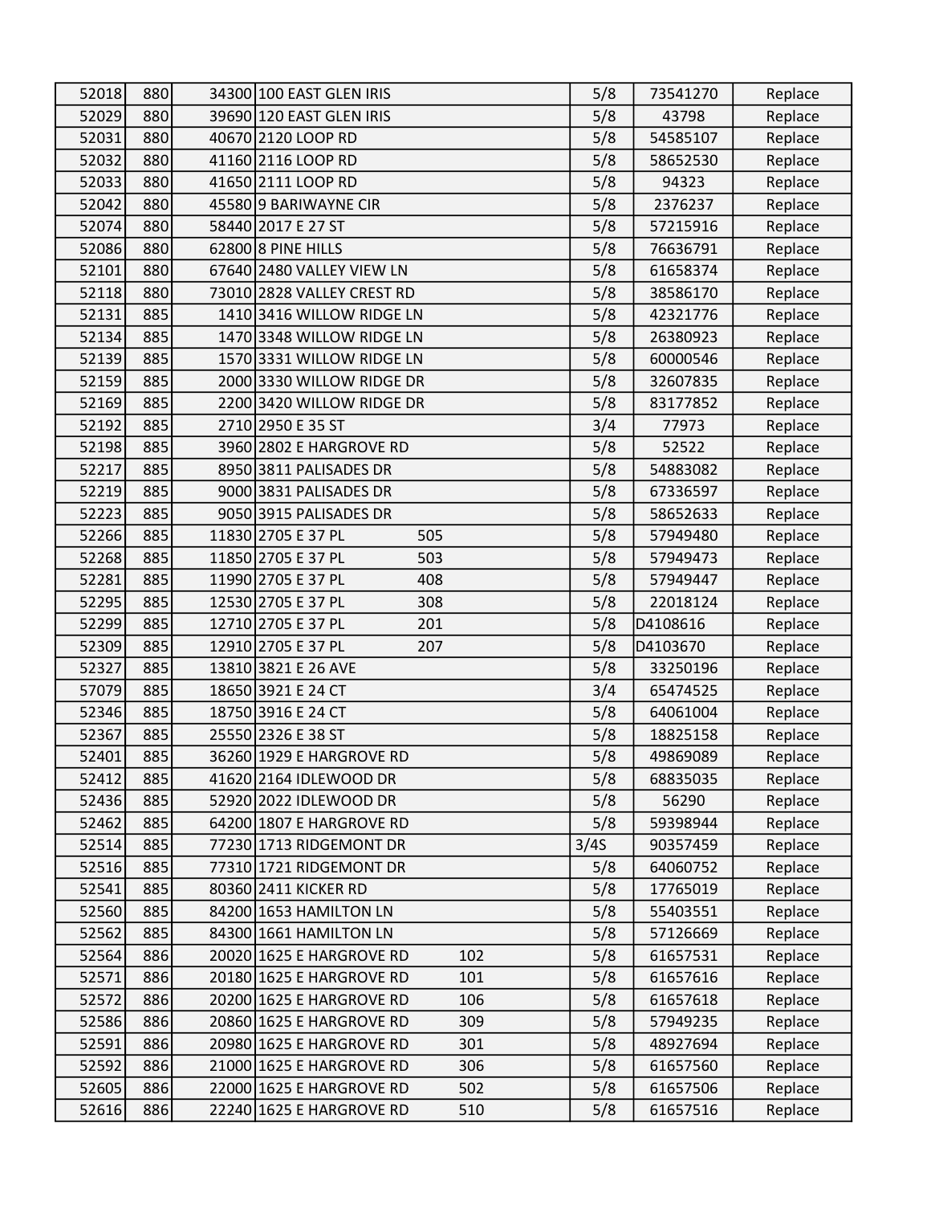| | | | | | | | |
|---|---|---|---|---|---|---|---|
| 52018 | 880 | 34300 | 100 EAST GLEN IRIS | | 5/8 | 73541270 | Replace |
| 52029 | 880 | 39690 | 120 EAST GLEN IRIS | | 5/8 | 43798 | Replace |
| 52031 | 880 | 40670 | 2120 LOOP RD | | 5/8 | 54585107 | Replace |
| 52032 | 880 | 41160 | 2116 LOOP RD | | 5/8 | 58652530 | Replace |
| 52033 | 880 | 41650 | 2111 LOOP RD | | 5/8 | 94323 | Replace |
| 52042 | 880 | 45580 | 9 BARIWAYNE CIR | | 5/8 | 2376237 | Replace |
| 52074 | 880 | 58440 | 2017 E 27 ST | | 5/8 | 57215916 | Replace |
| 52086 | 880 | 62800 | 8 PINE HILLS | | 5/8 | 76636791 | Replace |
| 52101 | 880 | 67640 | 2480 VALLEY VIEW LN | | 5/8 | 61658374 | Replace |
| 52118 | 880 | 73010 | 2828 VALLEY CREST RD | | 5/8 | 38586170 | Replace |
| 52131 | 885 | 1410 | 3416 WILLOW RIDGE LN | | 5/8 | 42321776 | Replace |
| 52134 | 885 | 1470 | 3348 WILLOW RIDGE LN | | 5/8 | 26380923 | Replace |
| 52139 | 885 | 1570 | 3331 WILLOW RIDGE LN | | 5/8 | 60000546 | Replace |
| 52159 | 885 | 2000 | 3330 WILLOW RIDGE DR | | 5/8 | 32607835 | Replace |
| 52169 | 885 | 2200 | 3420 WILLOW RIDGE DR | | 5/8 | 83177852 | Replace |
| 52192 | 885 | 2710 | 2950 E 35 ST | | 3/4 | 77973 | Replace |
| 52198 | 885 | 3960 | 2802 E HARGROVE RD | | 5/8 | 52522 | Replace |
| 52217 | 885 | 8950 | 3811 PALISADES DR | | 5/8 | 54883082 | Replace |
| 52219 | 885 | 9000 | 3831 PALISADES DR | | 5/8 | 67336597 | Replace |
| 52223 | 885 | 9050 | 3915 PALISADES DR | | 5/8 | 58652633 | Replace |
| 52266 | 885 | 11830 | 2705 E 37 PL | 505 | 5/8 | 57949480 | Replace |
| 52268 | 885 | 11850 | 2705 E 37 PL | 503 | 5/8 | 57949473 | Replace |
| 52281 | 885 | 11990 | 2705 E 37 PL | 408 | 5/8 | 57949447 | Replace |
| 52295 | 885 | 12530 | 2705 E 37 PL | 308 | 5/8 | 22018124 | Replace |
| 52299 | 885 | 12710 | 2705 E 37 PL | 201 | 5/8 | D4108616 | Replace |
| 52309 | 885 | 12910 | 2705 E 37 PL | 207 | 5/8 | D4103670 | Replace |
| 52327 | 885 | 13810 | 3821 E 26 AVE | | 5/8 | 33250196 | Replace |
| 57079 | 885 | 18650 | 3921 E 24 CT | | 3/4 | 65474525 | Replace |
| 52346 | 885 | 18750 | 3916 E 24 CT | | 5/8 | 64061004 | Replace |
| 52367 | 885 | 25550 | 2326 E 38 ST | | 5/8 | 18825158 | Replace |
| 52401 | 885 | 36260 | 1929 E HARGROVE RD | | 5/8 | 49869089 | Replace |
| 52412 | 885 | 41620 | 2164 IDLEWOOD DR | | 5/8 | 68835035 | Replace |
| 52436 | 885 | 52920 | 2022 IDLEWOOD DR | | 5/8 | 56290 | Replace |
| 52462 | 885 | 64200 | 1807 E HARGROVE RD | | 5/8 | 59398944 | Replace |
| 52514 | 885 | 77230 | 1713 RIDGEMONT DR | | 3/4S | 90357459 | Replace |
| 52516 | 885 | 77310 | 1721 RIDGEMONT DR | | 5/8 | 64060752 | Replace |
| 52541 | 885 | 80360 | 2411 KICKER RD | | 5/8 | 17765019 | Replace |
| 52560 | 885 | 84200 | 1653 HAMILTON LN | | 5/8 | 55403551 | Replace |
| 52562 | 885 | 84300 | 1661 HAMILTON LN | | 5/8 | 57126669 | Replace |
| 52564 | 886 | 20020 | 1625 E HARGROVE RD | 102 | 5/8 | 61657531 | Replace |
| 52571 | 886 | 20180 | 1625 E HARGROVE RD | 101 | 5/8 | 61657616 | Replace |
| 52572 | 886 | 20200 | 1625 E HARGROVE RD | 106 | 5/8 | 61657618 | Replace |
| 52586 | 886 | 20860 | 1625 E HARGROVE RD | 309 | 5/8 | 57949235 | Replace |
| 52591 | 886 | 20980 | 1625 E HARGROVE RD | 301 | 5/8 | 48927694 | Replace |
| 52592 | 886 | 21000 | 1625 E HARGROVE RD | 306 | 5/8 | 61657560 | Replace |
| 52605 | 886 | 22000 | 1625 E HARGROVE RD | 502 | 5/8 | 61657506 | Replace |
| 52616 | 886 | 22240 | 1625 E HARGROVE RD | 510 | 5/8 | 61657516 | Replace |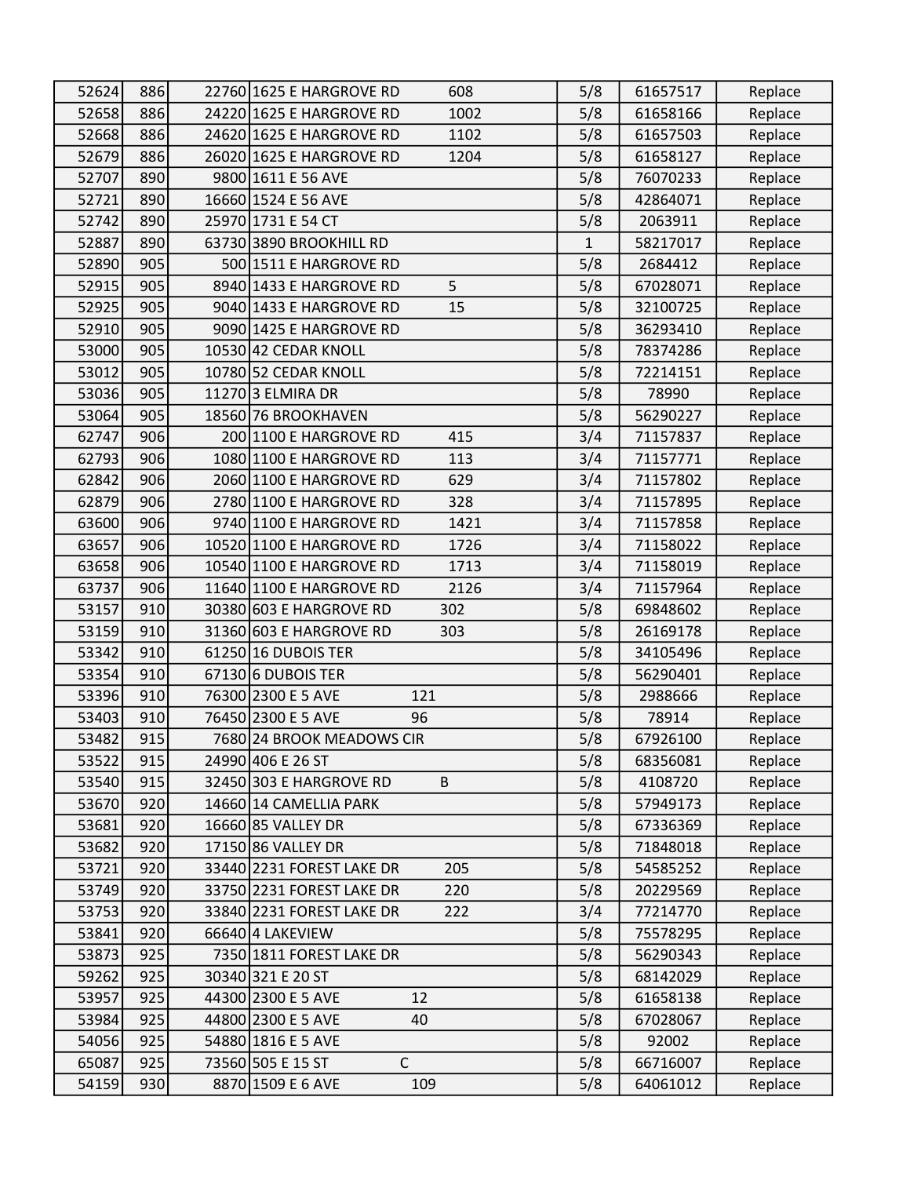| | | | | | | |
|---|---|---|---|---|---|---|
| 52624 | 886 | 22760 | 1625 E HARGROVE RD 608 | 5/8 | 61657517 | Replace |
| 52658 | 886 | 24220 | 1625 E HARGROVE RD 1002 | 5/8 | 61658166 | Replace |
| 52668 | 886 | 24620 | 1625 E HARGROVE RD 1102 | 5/8 | 61657503 | Replace |
| 52679 | 886 | 26020 | 1625 E HARGROVE RD 1204 | 5/8 | 61658127 | Replace |
| 52707 | 890 | 9800 | 1611 E 56 AVE | 5/8 | 76070233 | Replace |
| 52721 | 890 | 16660 | 1524 E 56 AVE | 5/8 | 42864071 | Replace |
| 52742 | 890 | 25970 | 1731 E 54 CT | 5/8 | 2063911 | Replace |
| 52887 | 890 | 63730 | 3890 BROOKHILL RD | 1 | 58217017 | Replace |
| 52890 | 905 | 500 | 1511 E HARGROVE RD | 5/8 | 2684412 | Replace |
| 52915 | 905 | 8940 | 1433 E HARGROVE RD 5 | 5/8 | 67028071 | Replace |
| 52925 | 905 | 9040 | 1433 E HARGROVE RD 15 | 5/8 | 32100725 | Replace |
| 52910 | 905 | 9090 | 1425 E HARGROVE RD | 5/8 | 36293410 | Replace |
| 53000 | 905 | 10530 | 42 CEDAR KNOLL | 5/8 | 78374286 | Replace |
| 53012 | 905 | 10780 | 52 CEDAR KNOLL | 5/8 | 72214151 | Replace |
| 53036 | 905 | 11270 | 3 ELMIRA DR | 5/8 | 78990 | Replace |
| 53064 | 905 | 18560 | 76 BROOKHAVEN | 5/8 | 56290227 | Replace |
| 62747 | 906 | 200 | 1100 E HARGROVE RD 415 | 3/4 | 71157837 | Replace |
| 62793 | 906 | 1080 | 1100 E HARGROVE RD 113 | 3/4 | 71157771 | Replace |
| 62842 | 906 | 2060 | 1100 E HARGROVE RD 629 | 3/4 | 71157802 | Replace |
| 62879 | 906 | 2780 | 1100 E HARGROVE RD 328 | 3/4 | 71157895 | Replace |
| 63600 | 906 | 9740 | 1100 E HARGROVE RD 1421 | 3/4 | 71157858 | Replace |
| 63657 | 906 | 10520 | 1100 E HARGROVE RD 1726 | 3/4 | 71158022 | Replace |
| 63658 | 906 | 10540 | 1100 E HARGROVE RD 1713 | 3/4 | 71158019 | Replace |
| 63737 | 906 | 11640 | 1100 E HARGROVE RD 2126 | 3/4 | 71157964 | Replace |
| 53157 | 910 | 30380 | 603 E HARGROVE RD 302 | 5/8 | 69848602 | Replace |
| 53159 | 910 | 31360 | 603 E HARGROVE RD 303 | 5/8 | 26169178 | Replace |
| 53342 | 910 | 61250 | 16 DUBOIS TER | 5/8 | 34105496 | Replace |
| 53354 | 910 | 67130 | 6 DUBOIS TER | 5/8 | 56290401 | Replace |
| 53396 | 910 | 76300 | 2300 E 5 AVE 121 | 5/8 | 2988666 | Replace |
| 53403 | 910 | 76450 | 2300 E 5 AVE 96 | 5/8 | 78914 | Replace |
| 53482 | 915 | 7680 | 24 BROOK MEADOWS CIR | 5/8 | 67926100 | Replace |
| 53522 | 915 | 24990 | 406 E 26 ST | 5/8 | 68356081 | Replace |
| 53540 | 915 | 32450 | 303 E HARGROVE RD B | 5/8 | 4108720 | Replace |
| 53670 | 920 | 14660 | 14 CAMELLIA PARK | 5/8 | 57949173 | Replace |
| 53681 | 920 | 16660 | 85 VALLEY DR | 5/8 | 67336369 | Replace |
| 53682 | 920 | 17150 | 86 VALLEY DR | 5/8 | 71848018 | Replace |
| 53721 | 920 | 33440 | 2231 FOREST LAKE DR 205 | 5/8 | 54585252 | Replace |
| 53749 | 920 | 33750 | 2231 FOREST LAKE DR 220 | 5/8 | 20229569 | Replace |
| 53753 | 920 | 33840 | 2231 FOREST LAKE DR 222 | 3/4 | 77214770 | Replace |
| 53841 | 920 | 66640 | 4 LAKEVIEW | 5/8 | 75578295 | Replace |
| 53873 | 925 | 7350 | 1811 FOREST LAKE DR | 5/8 | 56290343 | Replace |
| 59262 | 925 | 30340 | 321 E 20 ST | 5/8 | 68142029 | Replace |
| 53957 | 925 | 44300 | 2300 E 5 AVE 12 | 5/8 | 61658138 | Replace |
| 53984 | 925 | 44800 | 2300 E 5 AVE 40 | 5/8 | 67028067 | Replace |
| 54056 | 925 | 54880 | 1816 E 5 AVE | 5/8 | 92002 | Replace |
| 65087 | 925 | 73560 | 505 E 15 ST C | 5/8 | 66716007 | Replace |
| 54159 | 930 | 8870 | 1509 E 6 AVE 109 | 5/8 | 64061012 | Replace |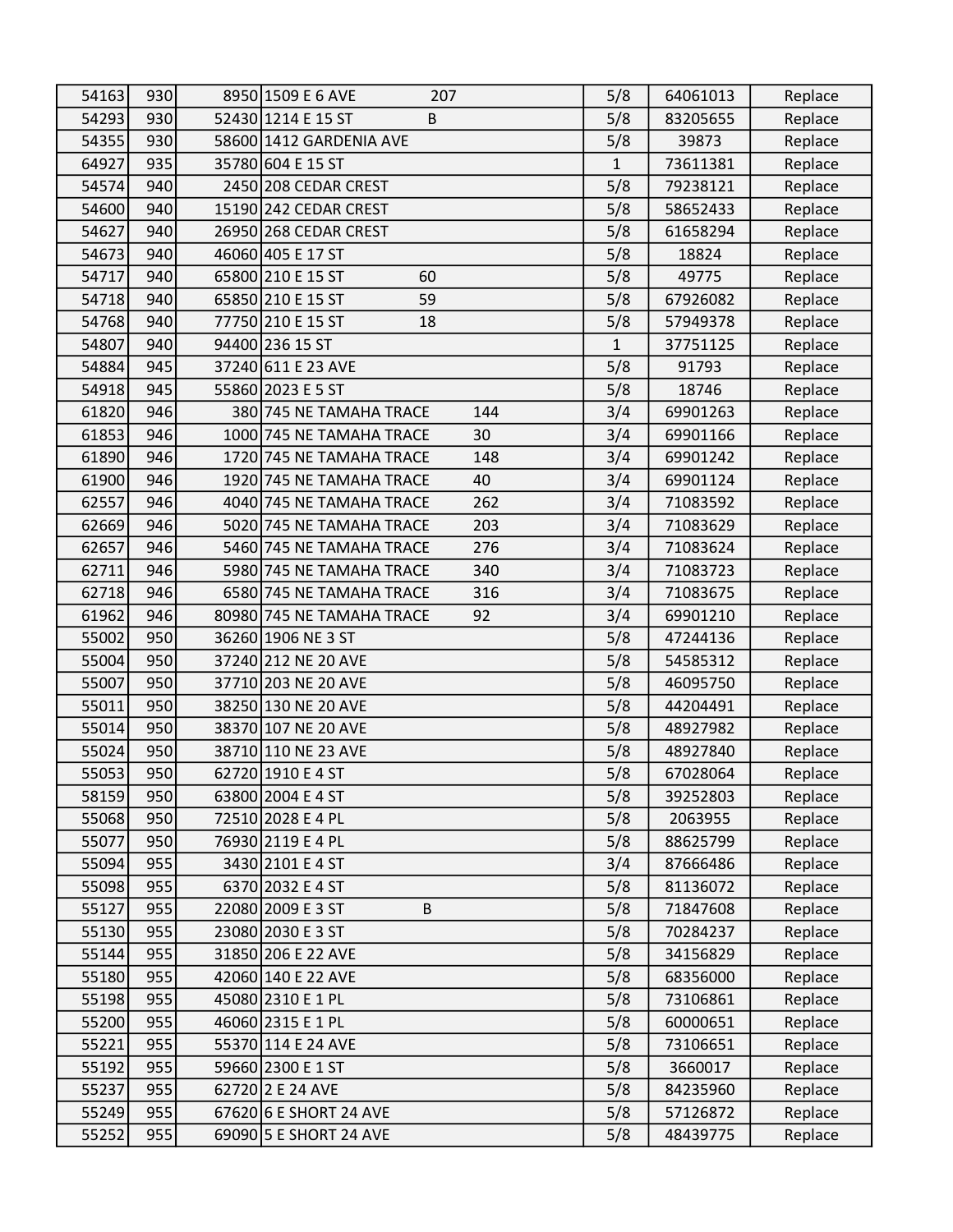| | | | | | | |
|---|---|---|---|---|---|---|
| 54163 | 930 | 8950 | 1509 E 6 AVE 207 | 5/8 | 64061013 | Replace |
| 54293 | 930 | 52430 | 1214 E 15 ST B | 5/8 | 83205655 | Replace |
| 54355 | 930 | 58600 | 1412 GARDENIA AVE | 5/8 | 39873 | Replace |
| 64927 | 935 | 35780 | 604 E 15 ST | 1 | 73611381 | Replace |
| 54574 | 940 | 2450 | 208 CEDAR CREST | 5/8 | 79238121 | Replace |
| 54600 | 940 | 15190 | 242 CEDAR CREST | 5/8 | 58652433 | Replace |
| 54627 | 940 | 26950 | 268 CEDAR CREST | 5/8 | 61658294 | Replace |
| 54673 | 940 | 46060 | 405 E 17 ST | 5/8 | 18824 | Replace |
| 54717 | 940 | 65800 | 210 E 15 ST 60 | 5/8 | 49775 | Replace |
| 54718 | 940 | 65850 | 210 E 15 ST 59 | 5/8 | 67926082 | Replace |
| 54768 | 940 | 77750 | 210 E 15 ST 18 | 5/8 | 57949378 | Replace |
| 54807 | 940 | 94400 | 236 15 ST | 1 | 37751125 | Replace |
| 54884 | 945 | 37240 | 611 E 23 AVE | 5/8 | 91793 | Replace |
| 54918 | 945 | 55860 | 2023 E 5 ST | 5/8 | 18746 | Replace |
| 61820 | 946 | 380 | 745 NE TAMAHA TRACE 144 | 3/4 | 69901263 | Replace |
| 61853 | 946 | 1000 | 745 NE TAMAHA TRACE 30 | 3/4 | 69901166 | Replace |
| 61890 | 946 | 1720 | 745 NE TAMAHA TRACE 148 | 3/4 | 69901242 | Replace |
| 61900 | 946 | 1920 | 745 NE TAMAHA TRACE 40 | 3/4 | 69901124 | Replace |
| 62557 | 946 | 4040 | 745 NE TAMAHA TRACE 262 | 3/4 | 71083592 | Replace |
| 62669 | 946 | 5020 | 745 NE TAMAHA TRACE 203 | 3/4 | 71083629 | Replace |
| 62657 | 946 | 5460 | 745 NE TAMAHA TRACE 276 | 3/4 | 71083624 | Replace |
| 62711 | 946 | 5980 | 745 NE TAMAHA TRACE 340 | 3/4 | 71083723 | Replace |
| 62718 | 946 | 6580 | 745 NE TAMAHA TRACE 316 | 3/4 | 71083675 | Replace |
| 61962 | 946 | 80980 | 745 NE TAMAHA TRACE 92 | 3/4 | 69901210 | Replace |
| 55002 | 950 | 36260 | 1906 NE 3 ST | 5/8 | 47244136 | Replace |
| 55004 | 950 | 37240 | 212 NE 20 AVE | 5/8 | 54585312 | Replace |
| 55007 | 950 | 37710 | 203 NE 20 AVE | 5/8 | 46095750 | Replace |
| 55011 | 950 | 38250 | 130 NE 20 AVE | 5/8 | 44204491 | Replace |
| 55014 | 950 | 38370 | 107 NE 20 AVE | 5/8 | 48927982 | Replace |
| 55024 | 950 | 38710 | 110 NE 23 AVE | 5/8 | 48927840 | Replace |
| 55053 | 950 | 62720 | 1910 E 4 ST | 5/8 | 67028064 | Replace |
| 58159 | 950 | 63800 | 2004 E 4 ST | 5/8 | 39252803 | Replace |
| 55068 | 950 | 72510 | 2028 E 4 PL | 5/8 | 2063955 | Replace |
| 55077 | 950 | 76930 | 2119 E 4 PL | 5/8 | 88625799 | Replace |
| 55094 | 955 | 3430 | 2101 E 4 ST | 3/4 | 87666486 | Replace |
| 55098 | 955 | 6370 | 2032 E 4 ST | 5/8 | 81136072 | Replace |
| 55127 | 955 | 22080 | 2009 E 3 ST B | 5/8 | 71847608 | Replace |
| 55130 | 955 | 23080 | 2030 E 3 ST | 5/8 | 70284237 | Replace |
| 55144 | 955 | 31850 | 206 E 22 AVE | 5/8 | 34156829 | Replace |
| 55180 | 955 | 42060 | 140 E 22 AVE | 5/8 | 68356000 | Replace |
| 55198 | 955 | 45080 | 2310 E 1 PL | 5/8 | 73106861 | Replace |
| 55200 | 955 | 46060 | 2315 E 1 PL | 5/8 | 60000651 | Replace |
| 55221 | 955 | 55370 | 114 E 24 AVE | 5/8 | 73106651 | Replace |
| 55192 | 955 | 59660 | 2300 E 1 ST | 5/8 | 3660017 | Replace |
| 55237 | 955 | 62720 | 2 E 24 AVE | 5/8 | 84235960 | Replace |
| 55249 | 955 | 67620 | 6 E SHORT 24 AVE | 5/8 | 57126872 | Replace |
| 55252 | 955 | 69090 | 5 E SHORT 24 AVE | 5/8 | 48439775 | Replace |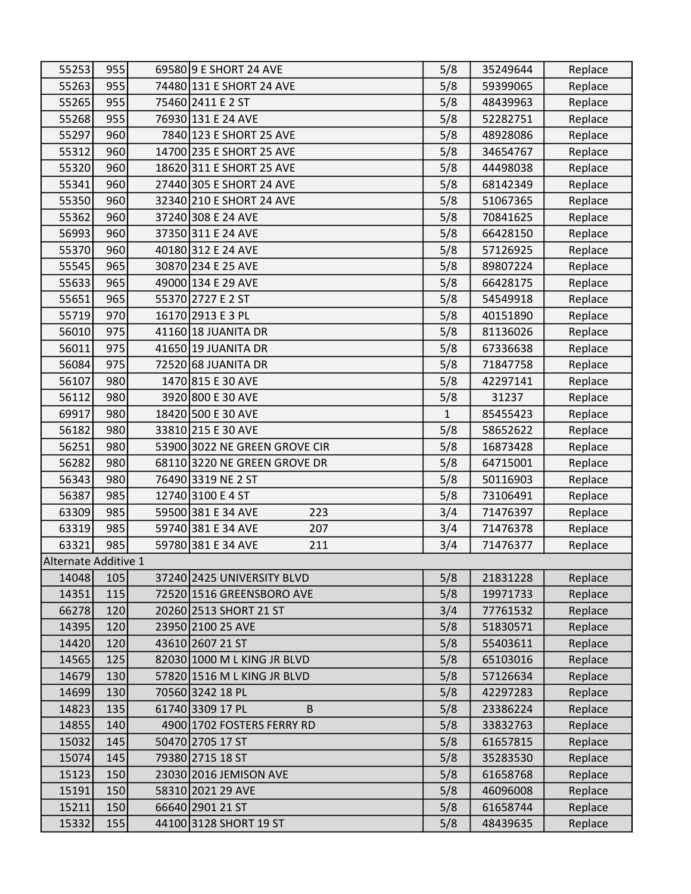| | | | | | | |
|---|---|---|---|---|---|---|
| 55253 | 955 | 69580 | 9 E SHORT 24 AVE | 5/8 | 35249644 | Replace |
| 55263 | 955 | 74480 | 131 E SHORT 24 AVE | 5/8 | 59399065 | Replace |
| 55265 | 955 | 75460 | 2411 E 2 ST | 5/8 | 48439963 | Replace |
| 55268 | 955 | 76930 | 131 E 24 AVE | 5/8 | 52282751 | Replace |
| 55297 | 960 | 7840 | 123 E SHORT 25 AVE | 5/8 | 48928086 | Replace |
| 55312 | 960 | 14700 | 235 E SHORT 25 AVE | 5/8 | 34654767 | Replace |
| 55320 | 960 | 18620 | 311 E SHORT 25 AVE | 5/8 | 44498038 | Replace |
| 55341 | 960 | 27440 | 305 E SHORT 24 AVE | 5/8 | 68142349 | Replace |
| 55350 | 960 | 32340 | 210 E SHORT 24 AVE | 5/8 | 51067365 | Replace |
| 55362 | 960 | 37240 | 308 E 24 AVE | 5/8 | 70841625 | Replace |
| 56993 | 960 | 37350 | 311 E 24 AVE | 5/8 | 66428150 | Replace |
| 55370 | 960 | 40180 | 312 E 24 AVE | 5/8 | 57126925 | Replace |
| 55545 | 965 | 30870 | 234 E 25 AVE | 5/8 | 89807224 | Replace |
| 55633 | 965 | 49000 | 134 E 29 AVE | 5/8 | 66428175 | Replace |
| 55651 | 965 | 55370 | 2727 E 2 ST | 5/8 | 54549918 | Replace |
| 55719 | 970 | 16170 | 2913 E 3 PL | 5/8 | 40151890 | Replace |
| 56010 | 975 | 41160 | 18 JUANITA DR | 5/8 | 81136026 | Replace |
| 56011 | 975 | 41650 | 19 JUANITA DR | 5/8 | 67336638 | Replace |
| 56084 | 975 | 72520 | 68 JUANITA DR | 5/8 | 71847758 | Replace |
| 56107 | 980 | 1470 | 815 E 30 AVE | 5/8 | 42297141 | Replace |
| 56112 | 980 | 3920 | 800 E 30 AVE | 5/8 | 31237 | Replace |
| 69917 | 980 | 18420 | 500 E 30 AVE | 1 | 85455423 | Replace |
| 56182 | 980 | 33810 | 215 E 30 AVE | 5/8 | 58652622 | Replace |
| 56251 | 980 | 53900 | 3022 NE GREEN GROVE CIR | 5/8 | 16873428 | Replace |
| 56282 | 980 | 68110 | 3220 NE GREEN GROVE DR | 5/8 | 64715001 | Replace |
| 56343 | 980 | 76490 | 3319 NE 2 ST | 5/8 | 50116903 | Replace |
| 56387 | 985 | 12740 | 3100 E 4 ST | 5/8 | 73106491 | Replace |
| 63309 | 985 | 59500 | 381 E 34 AVE 223 | 3/4 | 71476397 | Replace |
| 63319 | 985 | 59740 | 381 E 34 AVE 207 | 3/4 | 71476378 | Replace |
| 63321 | 985 | 59780 | 381 E 34 AVE 211 | 3/4 | 71476377 | Replace |
| Alternate Additive 1 | | | | | | |
| 14048 | 105 | 37240 | 2425 UNIVERSITY BLVD | 5/8 | 21831228 | Replace |
| 14351 | 115 | 72520 | 1516 GREENSBORO AVE | 5/8 | 19971733 | Replace |
| 66278 | 120 | 20260 | 2513 SHORT 21 ST | 3/4 | 77761532 | Replace |
| 14395 | 120 | 23950 | 2100 25 AVE | 5/8 | 51830571 | Replace |
| 14420 | 120 | 43610 | 2607 21 ST | 5/8 | 55403611 | Replace |
| 14565 | 125 | 82030 | 1000 M L KING JR BLVD | 5/8 | 65103016 | Replace |
| 14679 | 130 | 57820 | 1516 M L KING JR BLVD | 5/8 | 57126634 | Replace |
| 14699 | 130 | 70560 | 3242 18 PL | 5/8 | 42297283 | Replace |
| 14823 | 135 | 61740 | 3309 17 PL B | 5/8 | 23386224 | Replace |
| 14855 | 140 | 4900 | 1702 FOSTERS FERRY RD | 5/8 | 33832763 | Replace |
| 15032 | 145 | 50470 | 2705 17 ST | 5/8 | 61657815 | Replace |
| 15074 | 145 | 79380 | 2715 18 ST | 5/8 | 35283530 | Replace |
| 15123 | 150 | 23030 | 2016 JEMISON AVE | 5/8 | 61658768 | Replace |
| 15191 | 150 | 58310 | 2021 29 AVE | 5/8 | 46096008 | Replace |
| 15211 | 150 | 66640 | 2901 21 ST | 5/8 | 61658744 | Replace |
| 15332 | 155 | 44100 | 3128 SHORT 19 ST | 5/8 | 48439635 | Replace |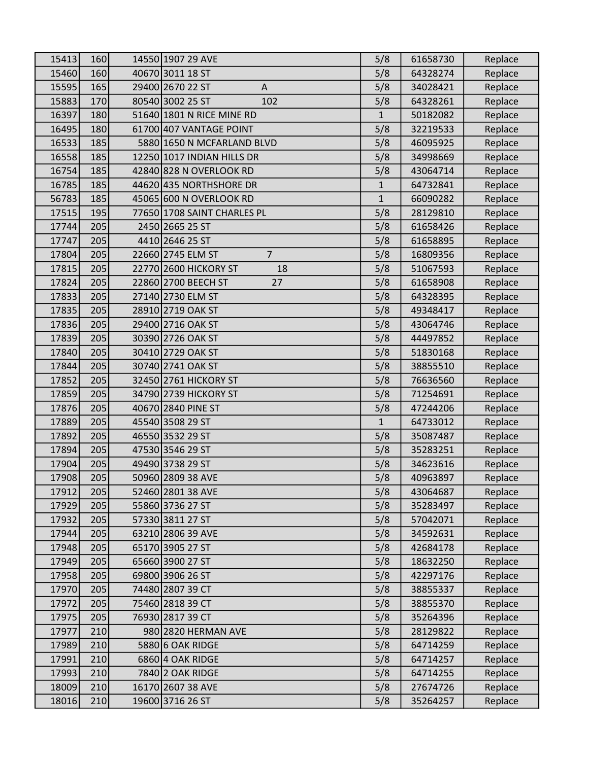| | | | | | | |
|---|---|---|---|---|---|---|
| 15413 | 160 | 14550 | 1907 29 AVE | 5/8 | 61658730 | Replace |
| 15460 | 160 | 40670 | 3011 18 ST | 5/8 | 64328274 | Replace |
| 15595 | 165 | 29400 | 2670 22 ST A | 5/8 | 34028421 | Replace |
| 15883 | 170 | 80540 | 3002 25 ST 102 | 5/8 | 64328261 | Replace |
| 16397 | 180 | 51640 | 1801 N RICE MINE RD | 1 | 50182082 | Replace |
| 16495 | 180 | 61700 | 407 VANTAGE POINT | 5/8 | 32219533 | Replace |
| 16533 | 185 | 5880 | 1650 N MCFARLAND BLVD | 5/8 | 46095925 | Replace |
| 16558 | 185 | 12250 | 1017 INDIAN HILLS DR | 5/8 | 34998669 | Replace |
| 16754 | 185 | 42840 | 828 N OVERLOOK RD | 5/8 | 43064714 | Replace |
| 16785 | 185 | 44620 | 435 NORTHSHORE DR | 1 | 64732841 | Replace |
| 56783 | 185 | 45065 | 600 N OVERLOOK RD | 1 | 66090282 | Replace |
| 17515 | 195 | 77650 | 1708 SAINT CHARLES PL | 5/8 | 28129810 | Replace |
| 17744 | 205 | 2450 | 2665 25 ST | 5/8 | 61658426 | Replace |
| 17747 | 205 | 4410 | 2646 25 ST | 5/8 | 61658895 | Replace |
| 17804 | 205 | 22660 | 2745 ELM ST 7 | 5/8 | 16809356 | Replace |
| 17815 | 205 | 22770 | 2600 HICKORY ST 18 | 5/8 | 51067593 | Replace |
| 17824 | 205 | 22860 | 2700 BEECH ST 27 | 5/8 | 61658908 | Replace |
| 17833 | 205 | 27140 | 2730 ELM ST | 5/8 | 64328395 | Replace |
| 17835 | 205 | 28910 | 2719 OAK ST | 5/8 | 49348417 | Replace |
| 17836 | 205 | 29400 | 2716 OAK ST | 5/8 | 43064746 | Replace |
| 17839 | 205 | 30390 | 2726 OAK ST | 5/8 | 44497852 | Replace |
| 17840 | 205 | 30410 | 2729 OAK ST | 5/8 | 51830168 | Replace |
| 17844 | 205 | 30740 | 2741 OAK ST | 5/8 | 38855510 | Replace |
| 17852 | 205 | 32450 | 2761 HICKORY ST | 5/8 | 76636560 | Replace |
| 17859 | 205 | 34790 | 2739 HICKORY ST | 5/8 | 71254691 | Replace |
| 17876 | 205 | 40670 | 2840 PINE ST | 5/8 | 47244206 | Replace |
| 17889 | 205 | 45540 | 3508 29 ST | 1 | 64733012 | Replace |
| 17892 | 205 | 46550 | 3532 29 ST | 5/8 | 35087487 | Replace |
| 17894 | 205 | 47530 | 3546 29 ST | 5/8 | 35283251 | Replace |
| 17904 | 205 | 49490 | 3738 29 ST | 5/8 | 34623616 | Replace |
| 17908 | 205 | 50960 | 2809 38 AVE | 5/8 | 40963897 | Replace |
| 17912 | 205 | 52460 | 2801 38 AVE | 5/8 | 43064687 | Replace |
| 17929 | 205 | 55860 | 3736 27 ST | 5/8 | 35283497 | Replace |
| 17932 | 205 | 57330 | 3811 27 ST | 5/8 | 57042071 | Replace |
| 17944 | 205 | 63210 | 2806 39 AVE | 5/8 | 34592631 | Replace |
| 17948 | 205 | 65170 | 3905 27 ST | 5/8 | 42684178 | Replace |
| 17949 | 205 | 65660 | 3900 27 ST | 5/8 | 18632250 | Replace |
| 17958 | 205 | 69800 | 3906 26 ST | 5/8 | 42297176 | Replace |
| 17970 | 205 | 74480 | 2807 39 CT | 5/8 | 38855337 | Replace |
| 17972 | 205 | 75460 | 2818 39 CT | 5/8 | 38855370 | Replace |
| 17975 | 205 | 76930 | 2817 39 CT | 5/8 | 35264396 | Replace |
| 17977 | 210 | 980 | 2820 HERMAN AVE | 5/8 | 28129822 | Replace |
| 17989 | 210 | 5880 | 6 OAK RIDGE | 5/8 | 64714259 | Replace |
| 17991 | 210 | 6860 | 4 OAK RIDGE | 5/8 | 64714257 | Replace |
| 17993 | 210 | 7840 | 2 OAK RIDGE | 5/8 | 64714255 | Replace |
| 18009 | 210 | 16170 | 2607 38 AVE | 5/8 | 27674726 | Replace |
| 18016 | 210 | 19600 | 3716 26 ST | 5/8 | 35264257 | Replace |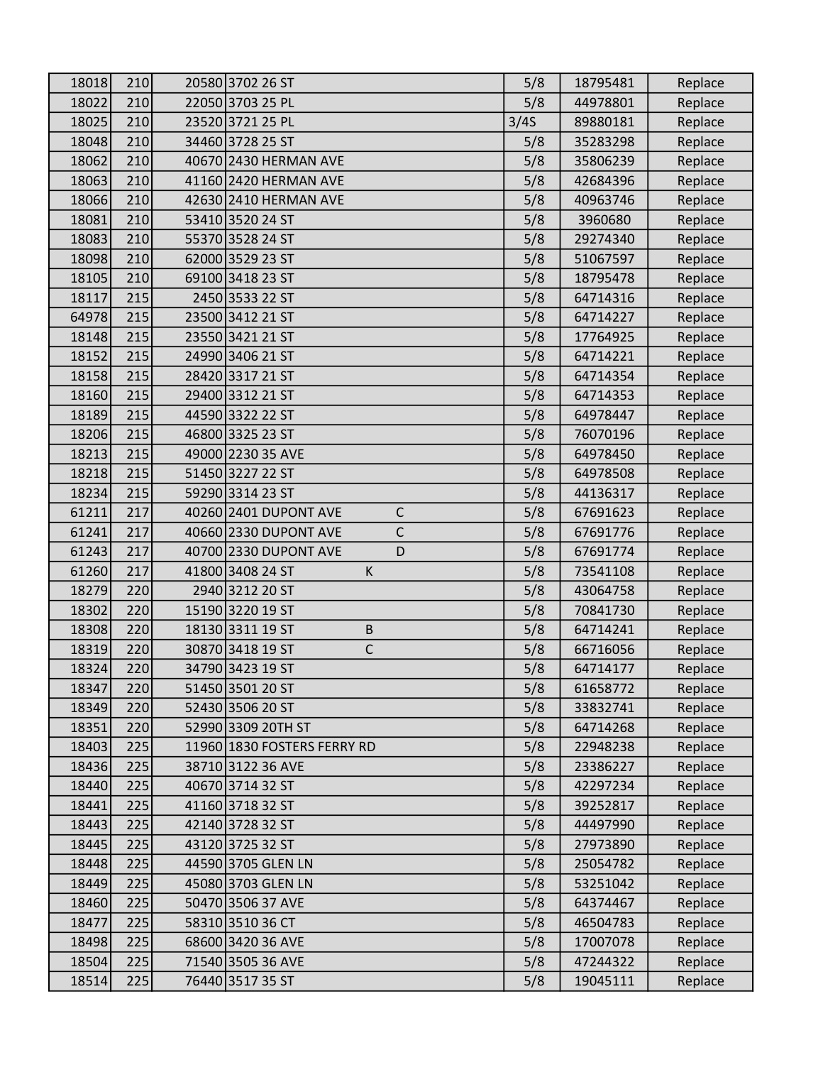| | | | | | | |
|---|---|---|---|---|---|---|
| 18018 | 210 | 20580 | 3702 26 ST | 5/8 | 18795481 | Replace |
| 18022 | 210 | 22050 | 3703 25 PL | 5/8 | 44978801 | Replace |
| 18025 | 210 | 23520 | 3721 25 PL | 3/4S | 89880181 | Replace |
| 18048 | 210 | 34460 | 3728 25 ST | 5/8 | 35283298 | Replace |
| 18062 | 210 | 40670 | 2430 HERMAN AVE | 5/8 | 35806239 | Replace |
| 18063 | 210 | 41160 | 2420 HERMAN AVE | 5/8 | 42684396 | Replace |
| 18066 | 210 | 42630 | 2410 HERMAN AVE | 5/8 | 40963746 | Replace |
| 18081 | 210 | 53410 | 3520 24 ST | 5/8 | 3960680 | Replace |
| 18083 | 210 | 55370 | 3528 24 ST | 5/8 | 29274340 | Replace |
| 18098 | 210 | 62000 | 3529 23 ST | 5/8 | 51067597 | Replace |
| 18105 | 210 | 69100 | 3418 23 ST | 5/8 | 18795478 | Replace |
| 18117 | 215 | 2450 | 3533 22 ST | 5/8 | 64714316 | Replace |
| 64978 | 215 | 23500 | 3412 21 ST | 5/8 | 64714227 | Replace |
| 18148 | 215 | 23550 | 3421 21 ST | 5/8 | 17764925 | Replace |
| 18152 | 215 | 24990 | 3406 21 ST | 5/8 | 64714221 | Replace |
| 18158 | 215 | 28420 | 3317 21 ST | 5/8 | 64714354 | Replace |
| 18160 | 215 | 29400 | 3312 21 ST | 5/8 | 64714353 | Replace |
| 18189 | 215 | 44590 | 3322 22 ST | 5/8 | 64978447 | Replace |
| 18206 | 215 | 46800 | 3325 23 ST | 5/8 | 76070196 | Replace |
| 18213 | 215 | 49000 | 2230 35 AVE | 5/8 | 64978450 | Replace |
| 18218 | 215 | 51450 | 3227 22 ST | 5/8 | 64978508 | Replace |
| 18234 | 215 | 59290 | 3314 23 ST | 5/8 | 44136317 | Replace |
| 61211 | 217 | 40260 | 2401 DUPONT AVE C | 5/8 | 67691623 | Replace |
| 61241 | 217 | 40660 | 2330 DUPONT AVE C | 5/8 | 67691776 | Replace |
| 61243 | 217 | 40700 | 2330 DUPONT AVE D | 5/8 | 67691774 | Replace |
| 61260 | 217 | 41800 | 3408 24 ST K | 5/8 | 73541108 | Replace |
| 18279 | 220 | 2940 | 3212 20 ST | 5/8 | 43064758 | Replace |
| 18302 | 220 | 15190 | 3220 19 ST | 5/8 | 70841730 | Replace |
| 18308 | 220 | 18130 | 3311 19 ST B | 5/8 | 64714241 | Replace |
| 18319 | 220 | 30870 | 3418 19 ST C | 5/8 | 66716056 | Replace |
| 18324 | 220 | 34790 | 3423 19 ST | 5/8 | 64714177 | Replace |
| 18347 | 220 | 51450 | 3501 20 ST | 5/8 | 61658772 | Replace |
| 18349 | 220 | 52430 | 3506 20 ST | 5/8 | 33832741 | Replace |
| 18351 | 220 | 52990 | 3309 20TH ST | 5/8 | 64714268 | Replace |
| 18403 | 225 | 11960 | 1830 FOSTERS FERRY RD | 5/8 | 22948238 | Replace |
| 18436 | 225 | 38710 | 3122 36 AVE | 5/8 | 23386227 | Replace |
| 18440 | 225 | 40670 | 3714 32 ST | 5/8 | 42297234 | Replace |
| 18441 | 225 | 41160 | 3718 32 ST | 5/8 | 39252817 | Replace |
| 18443 | 225 | 42140 | 3728 32 ST | 5/8 | 44497990 | Replace |
| 18445 | 225 | 43120 | 3725 32 ST | 5/8 | 27973890 | Replace |
| 18448 | 225 | 44590 | 3705 GLEN LN | 5/8 | 25054782 | Replace |
| 18449 | 225 | 45080 | 3703 GLEN LN | 5/8 | 53251042 | Replace |
| 18460 | 225 | 50470 | 3506 37 AVE | 5/8 | 64374467 | Replace |
| 18477 | 225 | 58310 | 3510 36 CT | 5/8 | 46504783 | Replace |
| 18498 | 225 | 68600 | 3420 36 AVE | 5/8 | 17007078 | Replace |
| 18504 | 225 | 71540 | 3505 36 AVE | 5/8 | 47244322 | Replace |
| 18514 | 225 | 76440 | 3517 35 ST | 5/8 | 19045111 | Replace |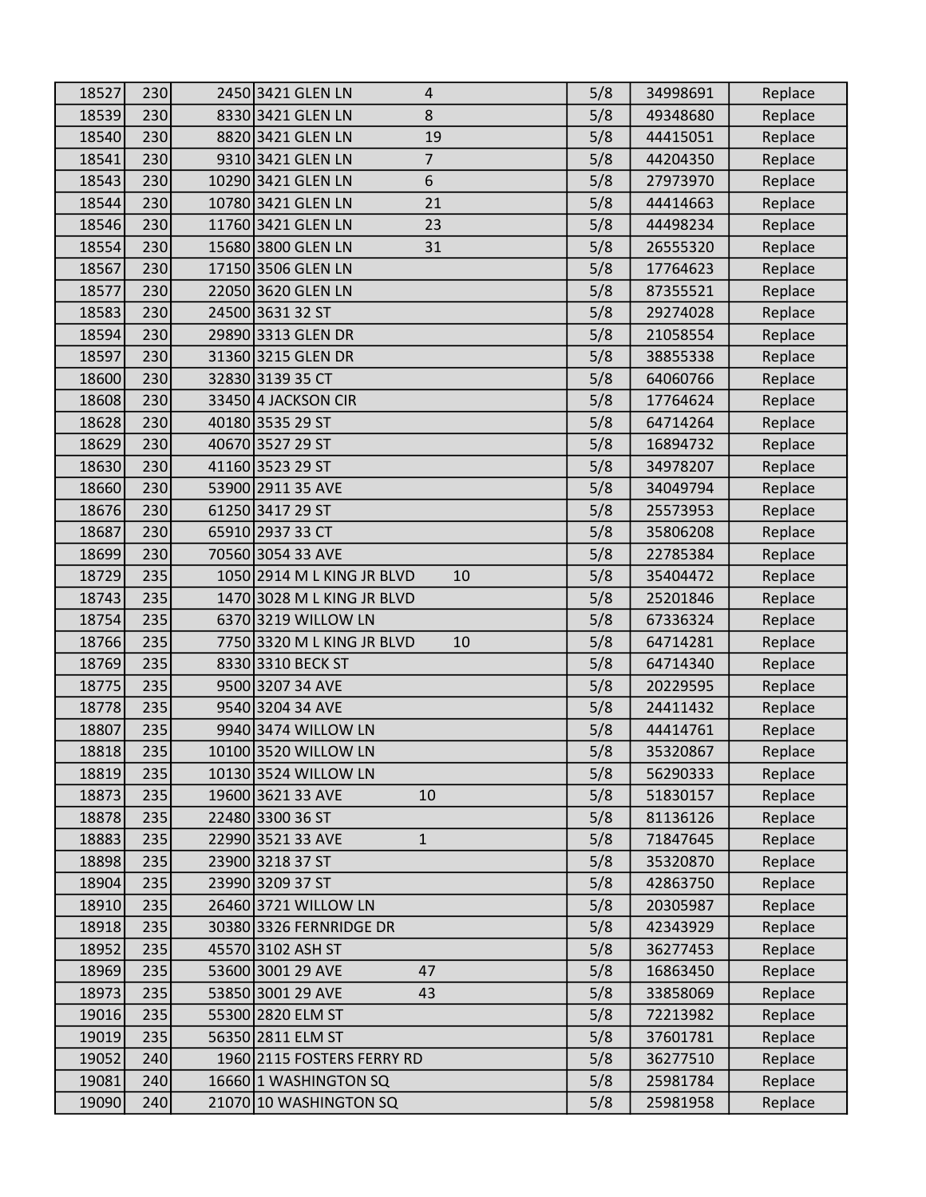| | | | | | | |
|---|---|---|---|---|---|---|
| 18527 | 230 | 2450 | 3421 GLEN LN 4 | 5/8 | 34998691 | Replace |
| 18539 | 230 | 8330 | 3421 GLEN LN 8 | 5/8 | 49348680 | Replace |
| 18540 | 230 | 8820 | 3421 GLEN LN 19 | 5/8 | 44415051 | Replace |
| 18541 | 230 | 9310 | 3421 GLEN LN 7 | 5/8 | 44204350 | Replace |
| 18543 | 230 | 10290 | 3421 GLEN LN 6 | 5/8 | 27973970 | Replace |
| 18544 | 230 | 10780 | 3421 GLEN LN 21 | 5/8 | 44414663 | Replace |
| 18546 | 230 | 11760 | 3421 GLEN LN 23 | 5/8 | 44498234 | Replace |
| 18554 | 230 | 15680 | 3800 GLEN LN 31 | 5/8 | 26555320 | Replace |
| 18567 | 230 | 17150 | 3506 GLEN LN | 5/8 | 17764623 | Replace |
| 18577 | 230 | 22050 | 3620 GLEN LN | 5/8 | 87355521 | Replace |
| 18583 | 230 | 24500 | 3631 32 ST | 5/8 | 29274028 | Replace |
| 18594 | 230 | 29890 | 3313 GLEN DR | 5/8 | 21058554 | Replace |
| 18597 | 230 | 31360 | 3215 GLEN DR | 5/8 | 38855338 | Replace |
| 18600 | 230 | 32830 | 3139 35 CT | 5/8 | 64060766 | Replace |
| 18608 | 230 | 33450 | 4 JACKSON CIR | 5/8 | 17764624 | Replace |
| 18628 | 230 | 40180 | 3535 29 ST | 5/8 | 64714264 | Replace |
| 18629 | 230 | 40670 | 3527 29 ST | 5/8 | 16894732 | Replace |
| 18630 | 230 | 41160 | 3523 29 ST | 5/8 | 34978207 | Replace |
| 18660 | 230 | 53900 | 2911 35 AVE | 5/8 | 34049794 | Replace |
| 18676 | 230 | 61250 | 3417 29 ST | 5/8 | 25573953 | Replace |
| 18687 | 230 | 65910 | 2937 33 CT | 5/8 | 35806208 | Replace |
| 18699 | 230 | 70560 | 3054 33 AVE | 5/8 | 22785384 | Replace |
| 18729 | 235 | 1050 | 2914 M L KING JR BLVD 10 | 5/8 | 35404472 | Replace |
| 18743 | 235 | 1470 | 3028 M L KING JR BLVD | 5/8 | 25201846 | Replace |
| 18754 | 235 | 6370 | 3219 WILLOW LN | 5/8 | 67336324 | Replace |
| 18766 | 235 | 7750 | 3320 M L KING JR BLVD 10 | 5/8 | 64714281 | Replace |
| 18769 | 235 | 8330 | 3310 BECK ST | 5/8 | 64714340 | Replace |
| 18775 | 235 | 9500 | 3207 34 AVE | 5/8 | 20229595 | Replace |
| 18778 | 235 | 9540 | 3204 34 AVE | 5/8 | 24411432 | Replace |
| 18807 | 235 | 9940 | 3474 WILLOW LN | 5/8 | 44414761 | Replace |
| 18818 | 235 | 10100 | 3520 WILLOW LN | 5/8 | 35320867 | Replace |
| 18819 | 235 | 10130 | 3524 WILLOW LN | 5/8 | 56290333 | Replace |
| 18873 | 235 | 19600 | 3621 33 AVE 10 | 5/8 | 51830157 | Replace |
| 18878 | 235 | 22480 | 3300 36 ST | 5/8 | 81136126 | Replace |
| 18883 | 235 | 22990 | 3521 33 AVE 1 | 5/8 | 71847645 | Replace |
| 18898 | 235 | 23900 | 3218 37 ST | 5/8 | 35320870 | Replace |
| 18904 | 235 | 23990 | 3209 37 ST | 5/8 | 42863750 | Replace |
| 18910 | 235 | 26460 | 3721 WILLOW LN | 5/8 | 20305987 | Replace |
| 18918 | 235 | 30380 | 3326 FERNRIDGE DR | 5/8 | 42343929 | Replace |
| 18952 | 235 | 45570 | 3102 ASH ST | 5/8 | 36277453 | Replace |
| 18969 | 235 | 53600 | 3001 29 AVE 47 | 5/8 | 16863450 | Replace |
| 18973 | 235 | 53850 | 3001 29 AVE 43 | 5/8 | 33858069 | Replace |
| 19016 | 235 | 55300 | 2820 ELM ST | 5/8 | 72213982 | Replace |
| 19019 | 235 | 56350 | 2811 ELM ST | 5/8 | 37601781 | Replace |
| 19052 | 240 | 1960 | 2115 FOSTERS FERRY RD | 5/8 | 36277510 | Replace |
| 19081 | 240 | 16660 | 1 WASHINGTON SQ | 5/8 | 25981784 | Replace |
| 19090 | 240 | 21070 | 10 WASHINGTON SQ | 5/8 | 25981958 | Replace |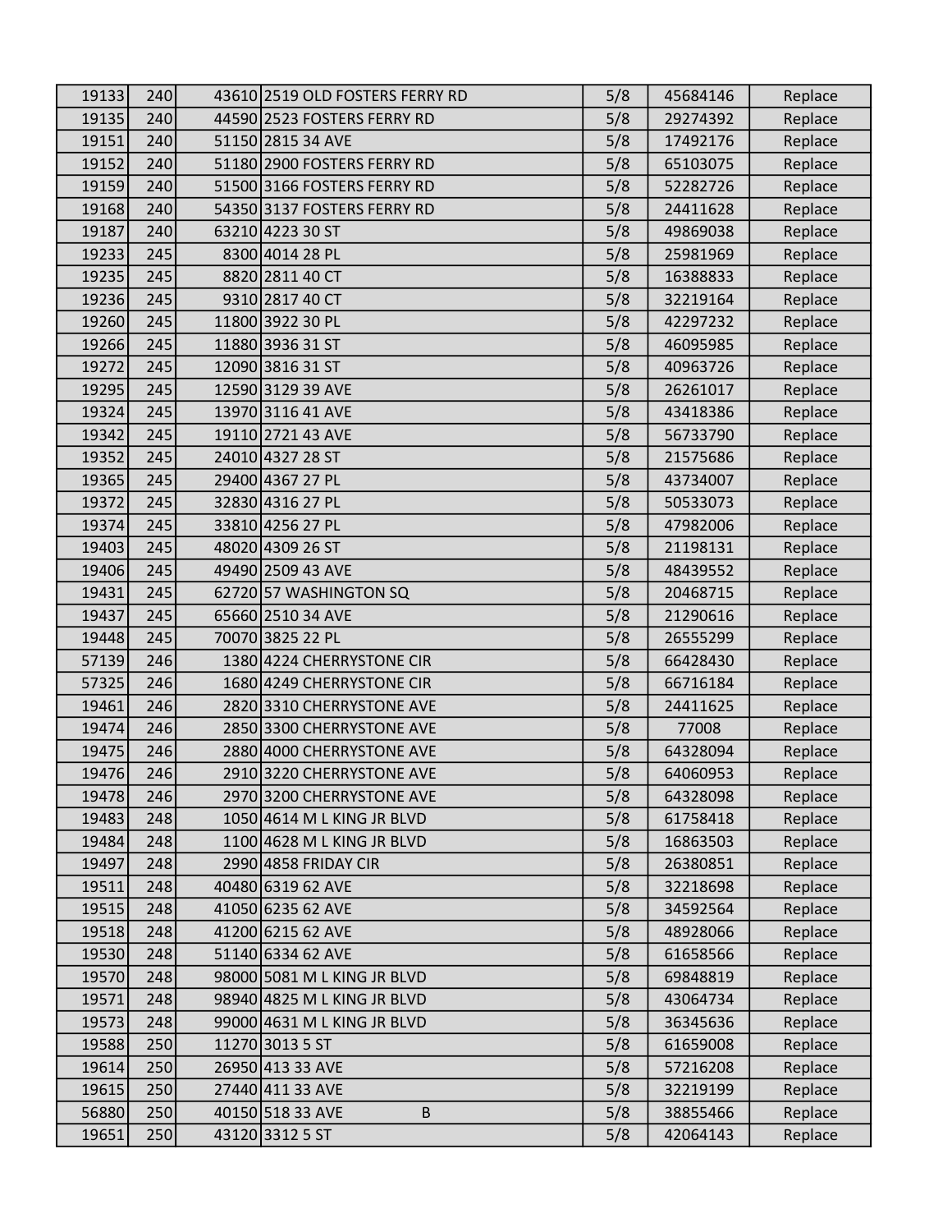| | | | | | | |
|---|---|---|---|---|---|---|
| 19133 | 240 | 43610 | 2519 OLD FOSTERS FERRY RD | 5/8 | 45684146 | Replace |
| 19135 | 240 | 44590 | 2523 FOSTERS FERRY RD | 5/8 | 29274392 | Replace |
| 19151 | 240 | 51150 | 2815 34 AVE | 5/8 | 17492176 | Replace |
| 19152 | 240 | 51180 | 2900 FOSTERS FERRY RD | 5/8 | 65103075 | Replace |
| 19159 | 240 | 51500 | 3166 FOSTERS FERRY RD | 5/8 | 52282726 | Replace |
| 19168 | 240 | 54350 | 3137 FOSTERS FERRY RD | 5/8 | 24411628 | Replace |
| 19187 | 240 | 63210 | 4223 30 ST | 5/8 | 49869038 | Replace |
| 19233 | 245 | 8300 | 4014 28 PL | 5/8 | 25981969 | Replace |
| 19235 | 245 | 8820 | 2811 40 CT | 5/8 | 16388833 | Replace |
| 19236 | 245 | 9310 | 2817 40 CT | 5/8 | 32219164 | Replace |
| 19260 | 245 | 11800 | 3922 30 PL | 5/8 | 42297232 | Replace |
| 19266 | 245 | 11880 | 3936 31 ST | 5/8 | 46095985 | Replace |
| 19272 | 245 | 12090 | 3816 31 ST | 5/8 | 40963726 | Replace |
| 19295 | 245 | 12590 | 3129 39 AVE | 5/8 | 26261017 | Replace |
| 19324 | 245 | 13970 | 3116 41 AVE | 5/8 | 43418386 | Replace |
| 19342 | 245 | 19110 | 2721 43 AVE | 5/8 | 56733790 | Replace |
| 19352 | 245 | 24010 | 4327 28 ST | 5/8 | 21575686 | Replace |
| 19365 | 245 | 29400 | 4367 27 PL | 5/8 | 43734007 | Replace |
| 19372 | 245 | 32830 | 4316 27 PL | 5/8 | 50533073 | Replace |
| 19374 | 245 | 33810 | 4256 27 PL | 5/8 | 47982006 | Replace |
| 19403 | 245 | 48020 | 4309 26 ST | 5/8 | 21198131 | Replace |
| 19406 | 245 | 49490 | 2509 43 AVE | 5/8 | 48439552 | Replace |
| 19431 | 245 | 62720 | 57 WASHINGTON SQ | 5/8 | 20468715 | Replace |
| 19437 | 245 | 65660 | 2510 34 AVE | 5/8 | 21290616 | Replace |
| 19448 | 245 | 70070 | 3825 22 PL | 5/8 | 26555299 | Replace |
| 57139 | 246 | 1380 | 4224 CHERRYSTONE CIR | 5/8 | 66428430 | Replace |
| 57325 | 246 | 1680 | 4249 CHERRYSTONE CIR | 5/8 | 66716184 | Replace |
| 19461 | 246 | 2820 | 3310 CHERRYSTONE AVE | 5/8 | 24411625 | Replace |
| 19474 | 246 | 2850 | 3300 CHERRYSTONE AVE | 5/8 | 77008 | Replace |
| 19475 | 246 | 2880 | 4000 CHERRYSTONE AVE | 5/8 | 64328094 | Replace |
| 19476 | 246 | 2910 | 3220 CHERRYSTONE AVE | 5/8 | 64060953 | Replace |
| 19478 | 246 | 2970 | 3200 CHERRYSTONE AVE | 5/8 | 64328098 | Replace |
| 19483 | 248 | 1050 | 4614 M L KING JR BLVD | 5/8 | 61758418 | Replace |
| 19484 | 248 | 1100 | 4628 M L KING JR BLVD | 5/8 | 16863503 | Replace |
| 19497 | 248 | 2990 | 4858 FRIDAY CIR | 5/8 | 26380851 | Replace |
| 19511 | 248 | 40480 | 6319 62 AVE | 5/8 | 32218698 | Replace |
| 19515 | 248 | 41050 | 6235 62 AVE | 5/8 | 34592564 | Replace |
| 19518 | 248 | 41200 | 6215 62 AVE | 5/8 | 48928066 | Replace |
| 19530 | 248 | 51140 | 6334 62 AVE | 5/8 | 61658566 | Replace |
| 19570 | 248 | 98000 | 5081 M L KING JR BLVD | 5/8 | 69848819 | Replace |
| 19571 | 248 | 98940 | 4825 M L KING JR BLVD | 5/8 | 43064734 | Replace |
| 19573 | 248 | 99000 | 4631 M L KING JR BLVD | 5/8 | 36345636 | Replace |
| 19588 | 250 | 11270 | 3013 5 ST | 5/8 | 61659008 | Replace |
| 19614 | 250 | 26950 | 413 33 AVE | 5/8 | 57216208 | Replace |
| 19615 | 250 | 27440 | 411 33 AVE | 5/8 | 32219199 | Replace |
| 56880 | 250 | 40150 | 518 33 AVE B | 5/8 | 38855466 | Replace |
| 19651 | 250 | 43120 | 3312 5 ST | 5/8 | 42064143 | Replace |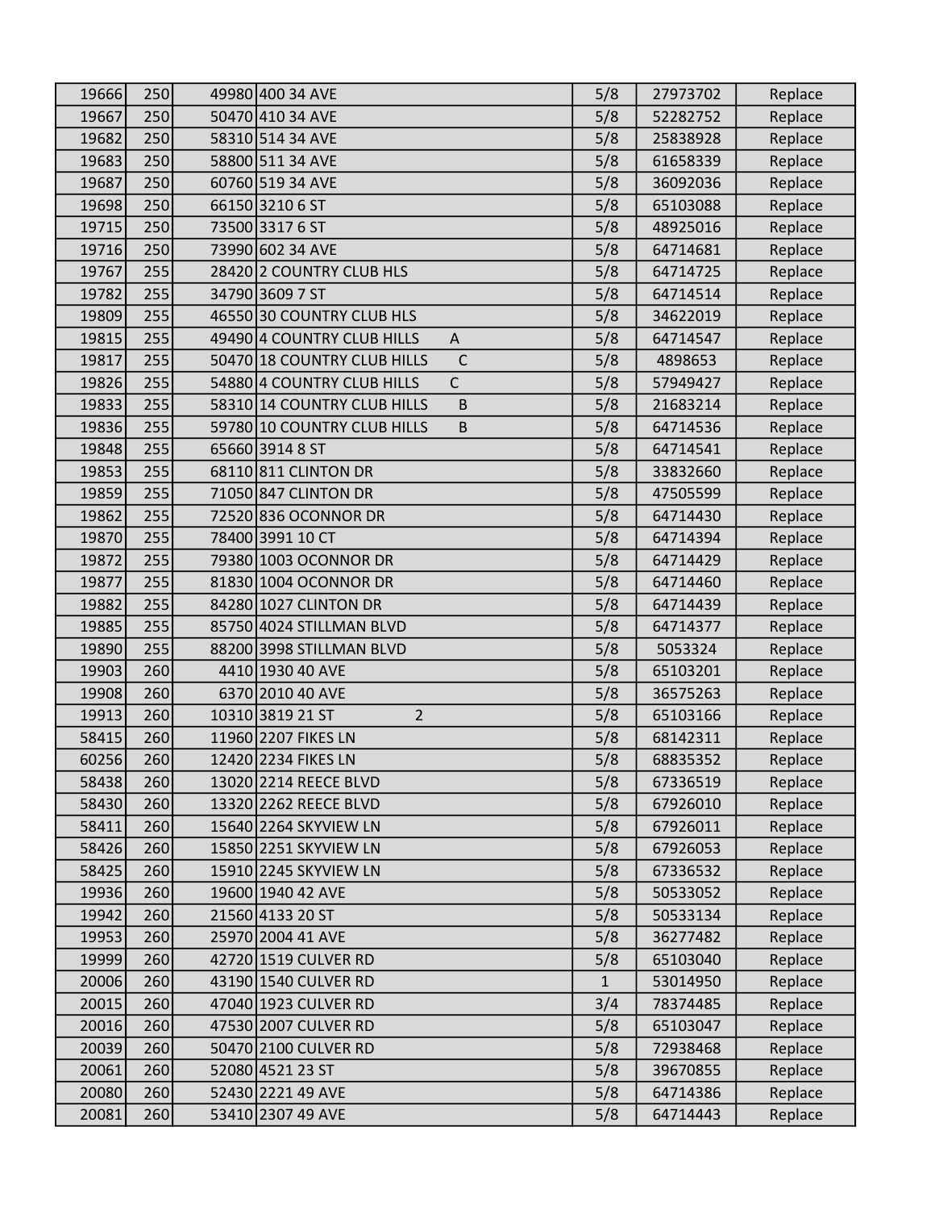| | | | | | | |
|---|---|---|---|---|---|---|
| 19666 | 250 | 49980 | 400 34 AVE | 5/8 | 27973702 | Replace |
| 19667 | 250 | 50470 | 410 34 AVE | 5/8 | 52282752 | Replace |
| 19682 | 250 | 58310 | 514 34 AVE | 5/8 | 25838928 | Replace |
| 19683 | 250 | 58800 | 511 34 AVE | 5/8 | 61658339 | Replace |
| 19687 | 250 | 60760 | 519 34 AVE | 5/8 | 36092036 | Replace |
| 19698 | 250 | 66150 | 3210 6 ST | 5/8 | 65103088 | Replace |
| 19715 | 250 | 73500 | 3317 6 ST | 5/8 | 48925016 | Replace |
| 19716 | 250 | 73990 | 602 34 AVE | 5/8 | 64714681 | Replace |
| 19767 | 255 | 28420 | 2 COUNTRY CLUB HLS | 5/8 | 64714725 | Replace |
| 19782 | 255 | 34790 | 3609 7 ST | 5/8 | 64714514 | Replace |
| 19809 | 255 | 46550 | 30 COUNTRY CLUB HLS | 5/8 | 34622019 | Replace |
| 19815 | 255 | 49490 | 4 COUNTRY CLUB HILLS A | 5/8 | 64714547 | Replace |
| 19817 | 255 | 50470 | 18 COUNTRY CLUB HILLS C | 5/8 | 4898653 | Replace |
| 19826 | 255 | 54880 | 4 COUNTRY CLUB HILLS C | 5/8 | 57949427 | Replace |
| 19833 | 255 | 58310 | 14 COUNTRY CLUB HILLS B | 5/8 | 21683214 | Replace |
| 19836 | 255 | 59780 | 10 COUNTRY CLUB HILLS B | 5/8 | 64714536 | Replace |
| 19848 | 255 | 65660 | 3914 8 ST | 5/8 | 64714541 | Replace |
| 19853 | 255 | 68110 | 811 CLINTON DR | 5/8 | 33832660 | Replace |
| 19859 | 255 | 71050 | 847 CLINTON DR | 5/8 | 47505599 | Replace |
| 19862 | 255 | 72520 | 836 OCONNOR DR | 5/8 | 64714430 | Replace |
| 19870 | 255 | 78400 | 3991 10 CT | 5/8 | 64714394 | Replace |
| 19872 | 255 | 79380 | 1003 OCONNOR DR | 5/8 | 64714429 | Replace |
| 19877 | 255 | 81830 | 1004 OCONNOR DR | 5/8 | 64714460 | Replace |
| 19882 | 255 | 84280 | 1027 CLINTON DR | 5/8 | 64714439 | Replace |
| 19885 | 255 | 85750 | 4024 STILLMAN BLVD | 5/8 | 64714377 | Replace |
| 19890 | 255 | 88200 | 3998 STILLMAN BLVD | 5/8 | 5053324 | Replace |
| 19903 | 260 | 4410 | 1930 40 AVE | 5/8 | 65103201 | Replace |
| 19908 | 260 | 6370 | 2010 40 AVE | 5/8 | 36575263 | Replace |
| 19913 | 260 | 10310 | 3819 21 ST 2 | 5/8 | 65103166 | Replace |
| 58415 | 260 | 11960 | 2207 FIKES LN | 5/8 | 68142311 | Replace |
| 60256 | 260 | 12420 | 2234 FIKES LN | 5/8 | 68835352 | Replace |
| 58438 | 260 | 13020 | 2214 REECE BLVD | 5/8 | 67336519 | Replace |
| 58430 | 260 | 13320 | 2262 REECE BLVD | 5/8 | 67926010 | Replace |
| 58411 | 260 | 15640 | 2264 SKYVIEW LN | 5/8 | 67926011 | Replace |
| 58426 | 260 | 15850 | 2251 SKYVIEW LN | 5/8 | 67926053 | Replace |
| 58425 | 260 | 15910 | 2245 SKYVIEW LN | 5/8 | 67336532 | Replace |
| 19936 | 260 | 19600 | 1940 42 AVE | 5/8 | 50533052 | Replace |
| 19942 | 260 | 21560 | 4133 20 ST | 5/8 | 50533134 | Replace |
| 19953 | 260 | 25970 | 2004 41 AVE | 5/8 | 36277482 | Replace |
| 19999 | 260 | 42720 | 1519 CULVER RD | 5/8 | 65103040 | Replace |
| 20006 | 260 | 43190 | 1540 CULVER RD | 1 | 53014950 | Replace |
| 20015 | 260 | 47040 | 1923 CULVER RD | 3/4 | 78374485 | Replace |
| 20016 | 260 | 47530 | 2007 CULVER RD | 5/8 | 65103047 | Replace |
| 20039 | 260 | 50470 | 2100 CULVER RD | 5/8 | 72938468 | Replace |
| 20061 | 260 | 52080 | 4521 23 ST | 5/8 | 39670855 | Replace |
| 20080 | 260 | 52430 | 2221 49 AVE | 5/8 | 64714386 | Replace |
| 20081 | 260 | 53410 | 2307 49 AVE | 5/8 | 64714443 | Replace |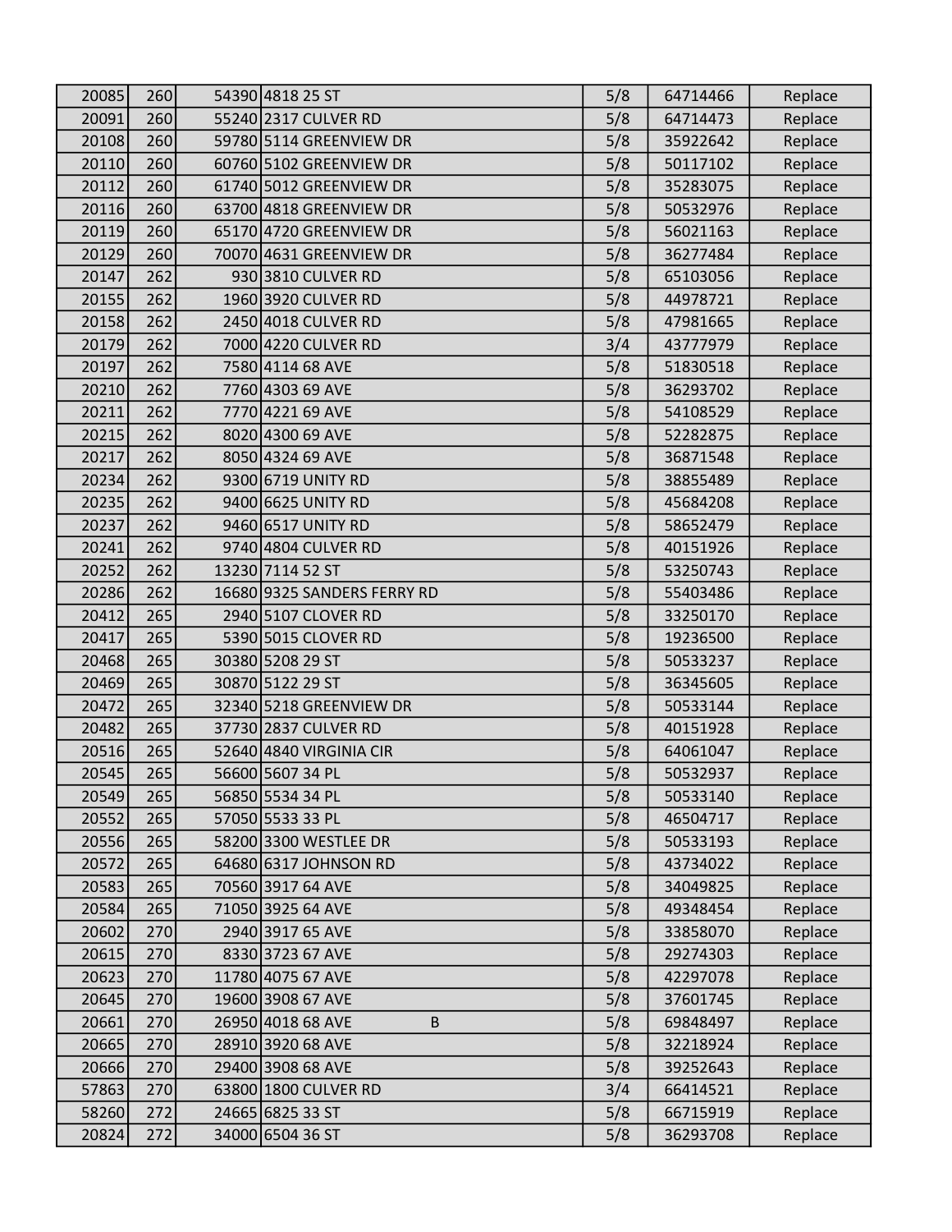| | | | | | | |
|---|---|---|---|---|---|---|
| 20085 | 260 | 54390 | 4818 25 ST | 5/8 | 64714466 | Replace |
| 20091 | 260 | 55240 | 2317 CULVER RD | 5/8 | 64714473 | Replace |
| 20108 | 260 | 59780 | 5114 GREENVIEW DR | 5/8 | 35922642 | Replace |
| 20110 | 260 | 60760 | 5102 GREENVIEW DR | 5/8 | 50117102 | Replace |
| 20112 | 260 | 61740 | 5012 GREENVIEW DR | 5/8 | 35283075 | Replace |
| 20116 | 260 | 63700 | 4818 GREENVIEW DR | 5/8 | 50532976 | Replace |
| 20119 | 260 | 65170 | 4720 GREENVIEW DR | 5/8 | 56021163 | Replace |
| 20129 | 260 | 70070 | 4631 GREENVIEW DR | 5/8 | 36277484 | Replace |
| 20147 | 262 | 930 | 3810 CULVER RD | 5/8 | 65103056 | Replace |
| 20155 | 262 | 1960 | 3920 CULVER RD | 5/8 | 44978721 | Replace |
| 20158 | 262 | 2450 | 4018 CULVER RD | 5/8 | 47981665 | Replace |
| 20179 | 262 | 7000 | 4220 CULVER RD | 3/4 | 43777979 | Replace |
| 20197 | 262 | 7580 | 4114 68 AVE | 5/8 | 51830518 | Replace |
| 20210 | 262 | 7760 | 4303 69 AVE | 5/8 | 36293702 | Replace |
| 20211 | 262 | 7770 | 4221 69 AVE | 5/8 | 54108529 | Replace |
| 20215 | 262 | 8020 | 4300 69 AVE | 5/8 | 52282875 | Replace |
| 20217 | 262 | 8050 | 4324 69 AVE | 5/8 | 36871548 | Replace |
| 20234 | 262 | 9300 | 6719 UNITY RD | 5/8 | 38855489 | Replace |
| 20235 | 262 | 9400 | 6625 UNITY RD | 5/8 | 45684208 | Replace |
| 20237 | 262 | 9460 | 6517 UNITY RD | 5/8 | 58652479 | Replace |
| 20241 | 262 | 9740 | 4804 CULVER RD | 5/8 | 40151926 | Replace |
| 20252 | 262 | 13230 | 7114 52 ST | 5/8 | 53250743 | Replace |
| 20286 | 262 | 16680 | 9325 SANDERS FERRY RD | 5/8 | 55403486 | Replace |
| 20412 | 265 | 2940 | 5107 CLOVER RD | 5/8 | 33250170 | Replace |
| 20417 | 265 | 5390 | 5015 CLOVER RD | 5/8 | 19236500 | Replace |
| 20468 | 265 | 30380 | 5208 29 ST | 5/8 | 50533237 | Replace |
| 20469 | 265 | 30870 | 5122 29 ST | 5/8 | 36345605 | Replace |
| 20472 | 265 | 32340 | 5218 GREENVIEW DR | 5/8 | 50533144 | Replace |
| 20482 | 265 | 37730 | 2837 CULVER RD | 5/8 | 40151928 | Replace |
| 20516 | 265 | 52640 | 4840 VIRGINIA CIR | 5/8 | 64061047 | Replace |
| 20545 | 265 | 56600 | 5607 34 PL | 5/8 | 50532937 | Replace |
| 20549 | 265 | 56850 | 5534 34 PL | 5/8 | 50533140 | Replace |
| 20552 | 265 | 57050 | 5533 33 PL | 5/8 | 46504717 | Replace |
| 20556 | 265 | 58200 | 3300 WESTLEE DR | 5/8 | 50533193 | Replace |
| 20572 | 265 | 64680 | 6317 JOHNSON RD | 5/8 | 43734022 | Replace |
| 20583 | 265 | 70560 | 3917 64 AVE | 5/8 | 34049825 | Replace |
| 20584 | 265 | 71050 | 3925 64 AVE | 5/8 | 49348454 | Replace |
| 20602 | 270 | 2940 | 3917 65 AVE | 5/8 | 33858070 | Replace |
| 20615 | 270 | 8330 | 3723 67 AVE | 5/8 | 29274303 | Replace |
| 20623 | 270 | 11780 | 4075 67 AVE | 5/8 | 42297078 | Replace |
| 20645 | 270 | 19600 | 3908 67 AVE | 5/8 | 37601745 | Replace |
| 20661 | 270 | 26950 | 4018 68 AVE B | 5/8 | 69848497 | Replace |
| 20665 | 270 | 28910 | 3920 68 AVE | 5/8 | 32218924 | Replace |
| 20666 | 270 | 29400 | 3908 68 AVE | 5/8 | 39252643 | Replace |
| 57863 | 270 | 63800 | 1800 CULVER RD | 3/4 | 66414521 | Replace |
| 58260 | 272 | 24665 | 6825 33 ST | 5/8 | 66715919 | Replace |
| 20824 | 272 | 34000 | 6504 36 ST | 5/8 | 36293708 | Replace |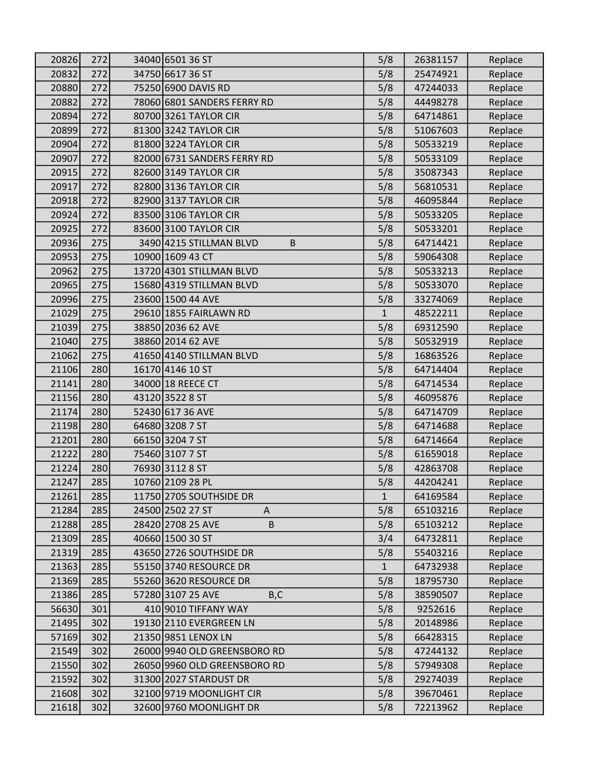| | | | | | | |
|---|---|---|---|---|---|---|
| 20826 | 272 | 34040 | 6501 36 ST | 5/8 | 26381157 | Replace |
| 20832 | 272 | 34750 | 6617 36 ST | 5/8 | 25474921 | Replace |
| 20880 | 272 | 75250 | 6900 DAVIS RD | 5/8 | 47244033 | Replace |
| 20882 | 272 | 78060 | 6801 SANDERS FERRY RD | 5/8 | 44498278 | Replace |
| 20894 | 272 | 80700 | 3261 TAYLOR CIR | 5/8 | 64714861 | Replace |
| 20899 | 272 | 81300 | 3242 TAYLOR CIR | 5/8 | 51067603 | Replace |
| 20904 | 272 | 81800 | 3224 TAYLOR CIR | 5/8 | 50533219 | Replace |
| 20907 | 272 | 82000 | 6731 SANDERS FERRY RD | 5/8 | 50533109 | Replace |
| 20915 | 272 | 82600 | 3149 TAYLOR CIR | 5/8 | 35087343 | Replace |
| 20917 | 272 | 82800 | 3136 TAYLOR CIR | 5/8 | 56810531 | Replace |
| 20918 | 272 | 82900 | 3137 TAYLOR CIR | 5/8 | 46095844 | Replace |
| 20924 | 272 | 83500 | 3106 TAYLOR CIR | 5/8 | 50533205 | Replace |
| 20925 | 272 | 83600 | 3100 TAYLOR CIR | 5/8 | 50533201 | Replace |
| 20936 | 275 | 3490 | 4215 STILLMAN BLVD B | 5/8 | 64714421 | Replace |
| 20953 | 275 | 10900 | 1609 43 CT | 5/8 | 59064308 | Replace |
| 20962 | 275 | 13720 | 4301 STILLMAN BLVD | 5/8 | 50533213 | Replace |
| 20965 | 275 | 15680 | 4319 STILLMAN BLVD | 5/8 | 50533070 | Replace |
| 20996 | 275 | 23600 | 1500 44 AVE | 5/8 | 33274069 | Replace |
| 21029 | 275 | 29610 | 1855 FAIRLAWN RD | 1 | 48522211 | Replace |
| 21039 | 275 | 38850 | 2036 62 AVE | 5/8 | 69312590 | Replace |
| 21040 | 275 | 38860 | 2014 62 AVE | 5/8 | 50532919 | Replace |
| 21062 | 275 | 41650 | 4140 STILLMAN BLVD | 5/8 | 16863526 | Replace |
| 21106 | 280 | 16170 | 4146 10 ST | 5/8 | 64714404 | Replace |
| 21141 | 280 | 34000 | 18 REECE CT | 5/8 | 64714534 | Replace |
| 21156 | 280 | 43120 | 3522 8 ST | 5/8 | 46095876 | Replace |
| 21174 | 280 | 52430 | 617 36 AVE | 5/8 | 64714709 | Replace |
| 21198 | 280 | 64680 | 3208 7 ST | 5/8 | 64714688 | Replace |
| 21201 | 280 | 66150 | 3204 7 ST | 5/8 | 64714664 | Replace |
| 21222 | 280 | 75460 | 3107 7 ST | 5/8 | 61659018 | Replace |
| 21224 | 280 | 76930 | 3112 8 ST | 5/8 | 42863708 | Replace |
| 21247 | 285 | 10760 | 2109 28 PL | 5/8 | 44204241 | Replace |
| 21261 | 285 | 11750 | 2705 SOUTHSIDE DR | 1 | 64169584 | Replace |
| 21284 | 285 | 24500 | 2502 27 ST A | 5/8 | 65103216 | Replace |
| 21288 | 285 | 28420 | 2708 25 AVE B | 5/8 | 65103212 | Replace |
| 21309 | 285 | 40660 | 1500 30 ST | 3/4 | 64732811 | Replace |
| 21319 | 285 | 43650 | 2726 SOUTHSIDE DR | 5/8 | 55403216 | Replace |
| 21363 | 285 | 55150 | 3740 RESOURCE DR | 1 | 64732938 | Replace |
| 21369 | 285 | 55260 | 3620 RESOURCE DR | 5/8 | 18795730 | Replace |
| 21386 | 285 | 57280 | 3107 25 AVE B,C | 5/8 | 38590507 | Replace |
| 56630 | 301 | 410 | 9010 TIFFANY WAY | 5/8 | 9252616 | Replace |
| 21495 | 302 | 19130 | 2110 EVERGREEN LN | 5/8 | 20148986 | Replace |
| 57169 | 302 | 21350 | 9851 LENOX LN | 5/8 | 66428315 | Replace |
| 21549 | 302 | 26000 | 9940 OLD GREENSBORO RD | 5/8 | 47244132 | Replace |
| 21550 | 302 | 26050 | 9960 OLD GREENSBORO RD | 5/8 | 57949308 | Replace |
| 21592 | 302 | 31300 | 2027 STARDUST DR | 5/8 | 29274039 | Replace |
| 21608 | 302 | 32100 | 9719 MOONLIGHT CIR | 5/8 | 39670461 | Replace |
| 21618 | 302 | 32600 | 9760 MOONLIGHT DR | 5/8 | 72213962 | Replace |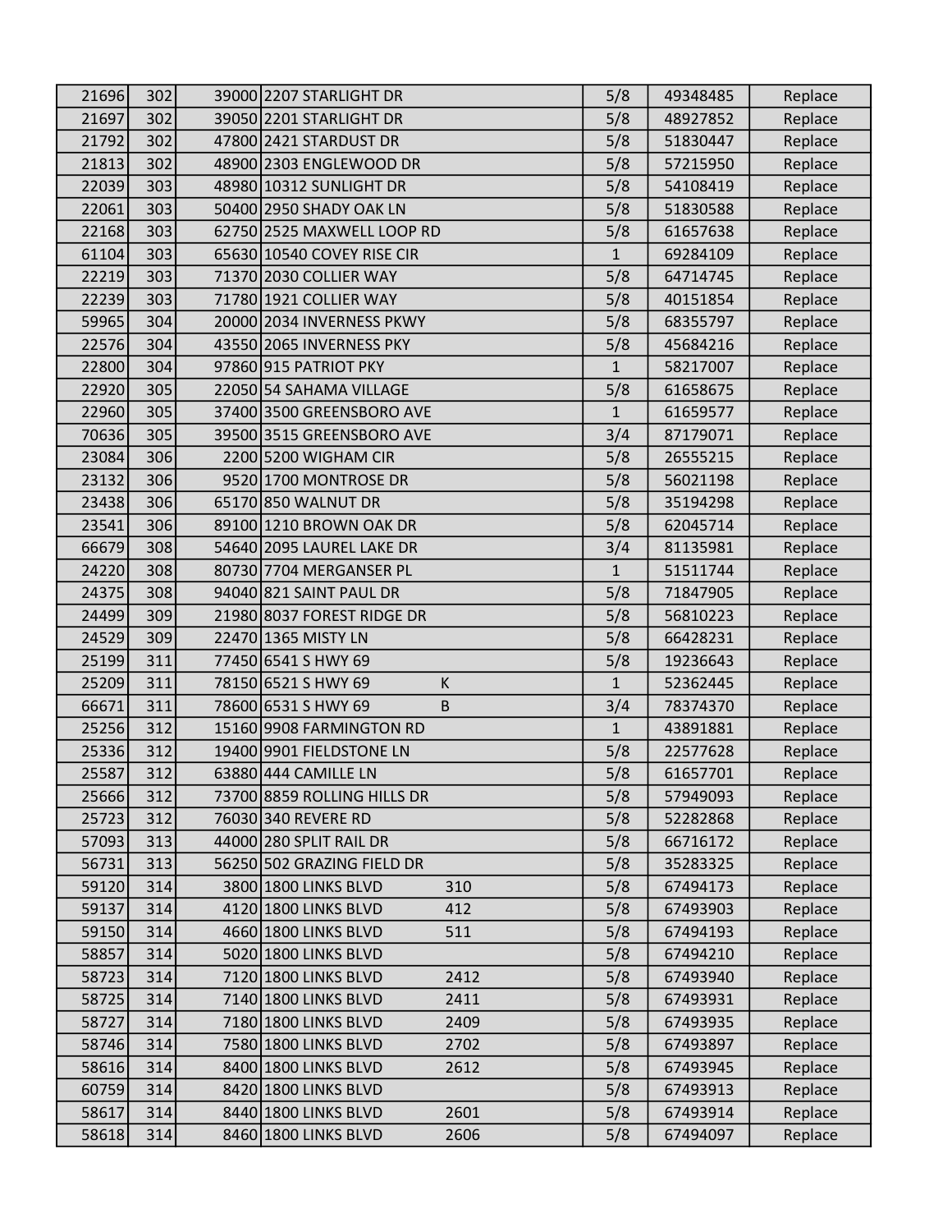| | | | | | | |
|---|---|---|---|---|---|---|
| 21696 | 302 | 39000 | 2207 STARLIGHT DR | 5/8 | 49348485 | Replace |
| 21697 | 302 | 39050 | 2201 STARLIGHT DR | 5/8 | 48927852 | Replace |
| 21792 | 302 | 47800 | 2421 STARDUST DR | 5/8 | 51830447 | Replace |
| 21813 | 302 | 48900 | 2303 ENGLEWOOD DR | 5/8 | 57215950 | Replace |
| 22039 | 303 | 48980 | 10312 SUNLIGHT DR | 5/8 | 54108419 | Replace |
| 22061 | 303 | 50400 | 2950 SHADY OAK LN | 5/8 | 51830588 | Replace |
| 22168 | 303 | 62750 | 2525 MAXWELL LOOP RD | 5/8 | 61657638 | Replace |
| 61104 | 303 | 65630 | 10540 COVEY RISE CIR | 1 | 69284109 | Replace |
| 22219 | 303 | 71370 | 2030 COLLIER WAY | 5/8 | 64714745 | Replace |
| 22239 | 303 | 71780 | 1921 COLLIER WAY | 5/8 | 40151854 | Replace |
| 59965 | 304 | 20000 | 2034 INVERNESS PKWY | 5/8 | 68355797 | Replace |
| 22576 | 304 | 43550 | 2065 INVERNESS PKY | 5/8 | 45684216 | Replace |
| 22800 | 304 | 97860 | 915 PATRIOT PKY | 1 | 58217007 | Replace |
| 22920 | 305 | 22050 | 54 SAHAMA VILLAGE | 5/8 | 61658675 | Replace |
| 22960 | 305 | 37400 | 3500 GREENSBORO AVE | 1 | 61659577 | Replace |
| 70636 | 305 | 39500 | 3515 GREENSBORO AVE | 3/4 | 87179071 | Replace |
| 23084 | 306 | 2200 | 5200 WIGHAM CIR | 5/8 | 26555215 | Replace |
| 23132 | 306 | 9520 | 1700 MONTROSE DR | 5/8 | 56021198 | Replace |
| 23438 | 306 | 65170 | 850 WALNUT DR | 5/8 | 35194298 | Replace |
| 23541 | 306 | 89100 | 1210 BROWN OAK DR | 5/8 | 62045714 | Replace |
| 66679 | 308 | 54640 | 2095 LAUREL LAKE DR | 3/4 | 81135981 | Replace |
| 24220 | 308 | 80730 | 7704 MERGANSER PL | 1 | 51511744 | Replace |
| 24375 | 308 | 94040 | 821 SAINT PAUL DR | 5/8 | 71847905 | Replace |
| 24499 | 309 | 21980 | 8037 FOREST RIDGE DR | 5/8 | 56810223 | Replace |
| 24529 | 309 | 22470 | 1365 MISTY LN | 5/8 | 66428231 | Replace |
| 25199 | 311 | 77450 | 6541 S HWY 69 | 5/8 | 19236643 | Replace |
| 25209 | 311 | 78150 | 6521 S HWY 69 K | 1 | 52362445 | Replace |
| 66671 | 311 | 78600 | 6531 S HWY 69 B | 3/4 | 78374370 | Replace |
| 25256 | 312 | 15160 | 9908 FARMINGTON RD | 1 | 43891881 | Replace |
| 25336 | 312 | 19400 | 9901 FIELDSTONE LN | 5/8 | 22577628 | Replace |
| 25587 | 312 | 63880 | 444 CAMILLE LN | 5/8 | 61657701 | Replace |
| 25666 | 312 | 73700 | 8859 ROLLING HILLS DR | 5/8 | 57949093 | Replace |
| 25723 | 312 | 76030 | 340 REVERE RD | 5/8 | 52282868 | Replace |
| 57093 | 313 | 44000 | 280 SPLIT RAIL DR | 5/8 | 66716172 | Replace |
| 56731 | 313 | 56250 | 502 GRAZING FIELD DR | 5/8 | 35283325 | Replace |
| 59120 | 314 | 3800 | 1800 LINKS BLVD 310 | 5/8 | 67494173 | Replace |
| 59137 | 314 | 4120 | 1800 LINKS BLVD 412 | 5/8 | 67493903 | Replace |
| 59150 | 314 | 4660 | 1800 LINKS BLVD 511 | 5/8 | 67494193 | Replace |
| 58857 | 314 | 5020 | 1800 LINKS BLVD | 5/8 | 67494210 | Replace |
| 58723 | 314 | 7120 | 1800 LINKS BLVD 2412 | 5/8 | 67493940 | Replace |
| 58725 | 314 | 7140 | 1800 LINKS BLVD 2411 | 5/8 | 67493931 | Replace |
| 58727 | 314 | 7180 | 1800 LINKS BLVD 2409 | 5/8 | 67493935 | Replace |
| 58746 | 314 | 7580 | 1800 LINKS BLVD 2702 | 5/8 | 67493897 | Replace |
| 58616 | 314 | 8400 | 1800 LINKS BLVD 2612 | 5/8 | 67493945 | Replace |
| 60759 | 314 | 8420 | 1800 LINKS BLVD | 5/8 | 67493913 | Replace |
| 58617 | 314 | 8440 | 1800 LINKS BLVD 2601 | 5/8 | 67493914 | Replace |
| 58618 | 314 | 8460 | 1800 LINKS BLVD 2606 | 5/8 | 67494097 | Replace |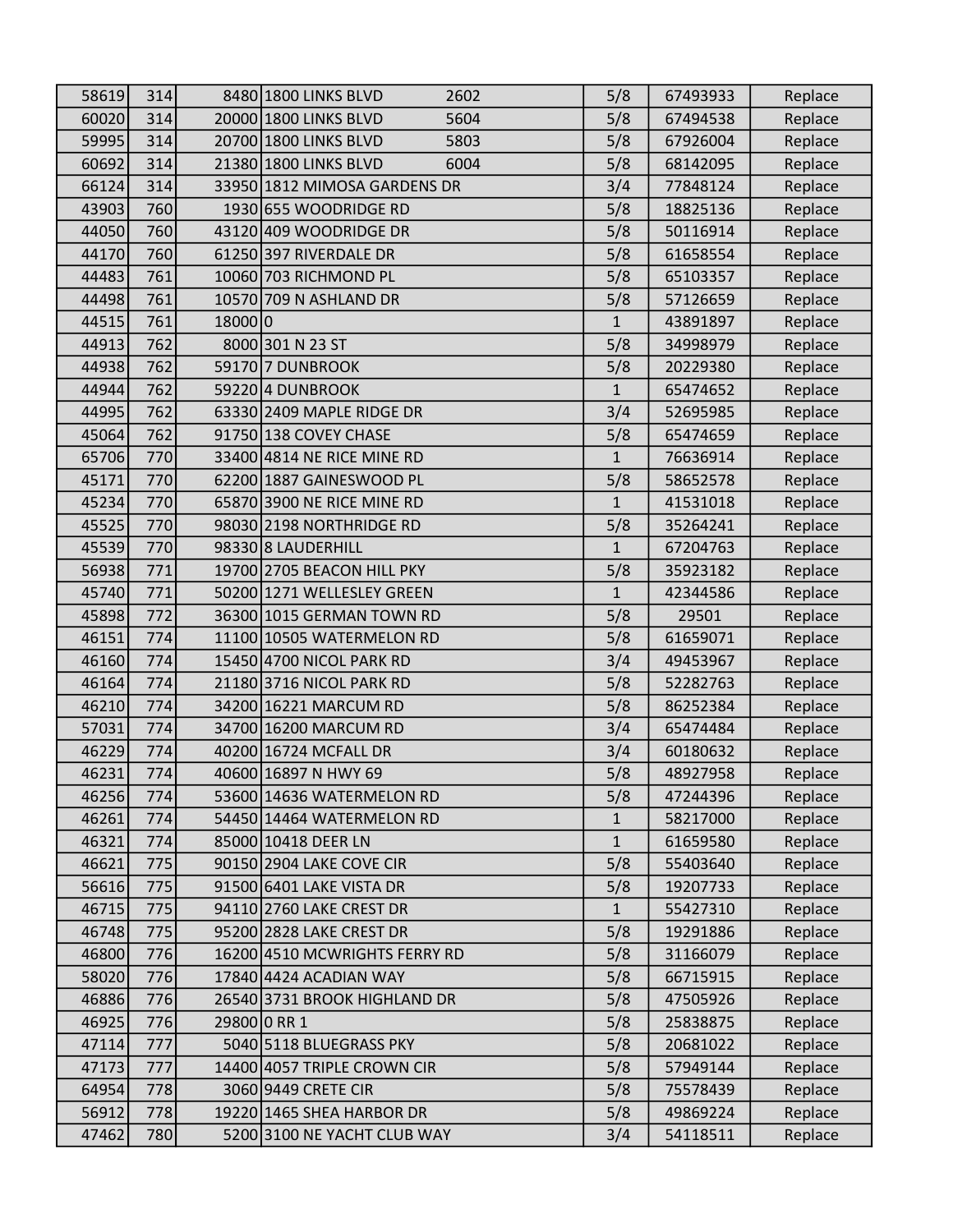| | | | | | | |
|---|---|---|---|---|---|---|
| 58619 | 314 | 8480 | 1800 LINKS BLVD 2602 | 5/8 | 67493933 | Replace |
| 60020 | 314 | 20000 | 1800 LINKS BLVD 5604 | 5/8 | 67494538 | Replace |
| 59995 | 314 | 20700 | 1800 LINKS BLVD 5803 | 5/8 | 67926004 | Replace |
| 60692 | 314 | 21380 | 1800 LINKS BLVD 6004 | 5/8 | 68142095 | Replace |
| 66124 | 314 | 33950 | 1812 MIMOSA GARDENS DR | 3/4 | 77848124 | Replace |
| 43903 | 760 | 1930 | 655 WOODRIDGE RD | 5/8 | 18825136 | Replace |
| 44050 | 760 | 43120 | 409 WOODRIDGE DR | 5/8 | 50116914 | Replace |
| 44170 | 760 | 61250 | 397 RIVERDALE DR | 5/8 | 61658554 | Replace |
| 44483 | 761 | 10060 | 703 RICHMOND PL | 5/8 | 65103357 | Replace |
| 44498 | 761 | 10570 | 709 N ASHLAND DR | 5/8 | 57126659 | Replace |
| 44515 | 761 | 18000 | 0 | 1 | 43891897 | Replace |
| 44913 | 762 | 8000 | 301 N 23 ST | 5/8 | 34998979 | Replace |
| 44938 | 762 | 59170 | 7 DUNBROOK | 5/8 | 20229380 | Replace |
| 44944 | 762 | 59220 | 4 DUNBROOK | 1 | 65474652 | Replace |
| 44995 | 762 | 63330 | 2409 MAPLE RIDGE DR | 3/4 | 52695985 | Replace |
| 45064 | 762 | 91750 | 138 COVEY CHASE | 5/8 | 65474659 | Replace |
| 65706 | 770 | 33400 | 4814 NE RICE MINE RD | 1 | 76636914 | Replace |
| 45171 | 770 | 62200 | 1887 GAINESWOOD PL | 5/8 | 58652578 | Replace |
| 45234 | 770 | 65870 | 3900 NE RICE MINE RD | 1 | 41531018 | Replace |
| 45525 | 770 | 98030 | 2198 NORTHRIDGE RD | 5/8 | 35264241 | Replace |
| 45539 | 770 | 98330 | 8 LAUDERHILL | 1 | 67204763 | Replace |
| 56938 | 771 | 19700 | 2705 BEACON HILL PKY | 5/8 | 35923182 | Replace |
| 45740 | 771 | 50200 | 1271 WELLESLEY GREEN | 1 | 42344586 | Replace |
| 45898 | 772 | 36300 | 1015 GERMAN TOWN RD | 5/8 | 29501 | Replace |
| 46151 | 774 | 11100 | 10505 WATERMELON RD | 5/8 | 61659071 | Replace |
| 46160 | 774 | 15450 | 4700 NICOL PARK RD | 3/4 | 49453967 | Replace |
| 46164 | 774 | 21180 | 3716 NICOL PARK RD | 5/8 | 52282763 | Replace |
| 46210 | 774 | 34200 | 16221 MARCUM RD | 5/8 | 86252384 | Replace |
| 57031 | 774 | 34700 | 16200 MARCUM RD | 3/4 | 65474484 | Replace |
| 46229 | 774 | 40200 | 16724 MCFALL DR | 3/4 | 60180632 | Replace |
| 46231 | 774 | 40600 | 16897 N HWY 69 | 5/8 | 48927958 | Replace |
| 46256 | 774 | 53600 | 14636 WATERMELON RD | 5/8 | 47244396 | Replace |
| 46261 | 774 | 54450 | 14464 WATERMELON RD | 1 | 58217000 | Replace |
| 46321 | 774 | 85000 | 10418 DEER LN | 1 | 61659580 | Replace |
| 46621 | 775 | 90150 | 2904 LAKE COVE CIR | 5/8 | 55403640 | Replace |
| 56616 | 775 | 91500 | 6401 LAKE VISTA DR | 5/8 | 19207733 | Replace |
| 46715 | 775 | 94110 | 2760 LAKE CREST DR | 1 | 55427310 | Replace |
| 46748 | 775 | 95200 | 2828 LAKE CREST DR | 5/8 | 19291886 | Replace |
| 46800 | 776 | 16200 | 4510 MCWRIGHTS FERRY RD | 5/8 | 31166079 | Replace |
| 58020 | 776 | 17840 | 4424 ACADIAN WAY | 5/8 | 66715915 | Replace |
| 46886 | 776 | 26540 | 3731 BROOK HIGHLAND DR | 5/8 | 47505926 | Replace |
| 46925 | 776 | 29800 | 0 RR 1 | 5/8 | 25838875 | Replace |
| 47114 | 777 | 5040 | 5118 BLUEGRASS PKY | 5/8 | 20681022 | Replace |
| 47173 | 777 | 14400 | 4057 TRIPLE CROWN CIR | 5/8 | 57949144 | Replace |
| 64954 | 778 | 3060 | 9449 CRETE CIR | 5/8 | 75578439 | Replace |
| 56912 | 778 | 19220 | 1465 SHEA HARBOR DR | 5/8 | 49869224 | Replace |
| 47462 | 780 | 5200 | 3100 NE YACHT CLUB WAY | 3/4 | 54118511 | Replace |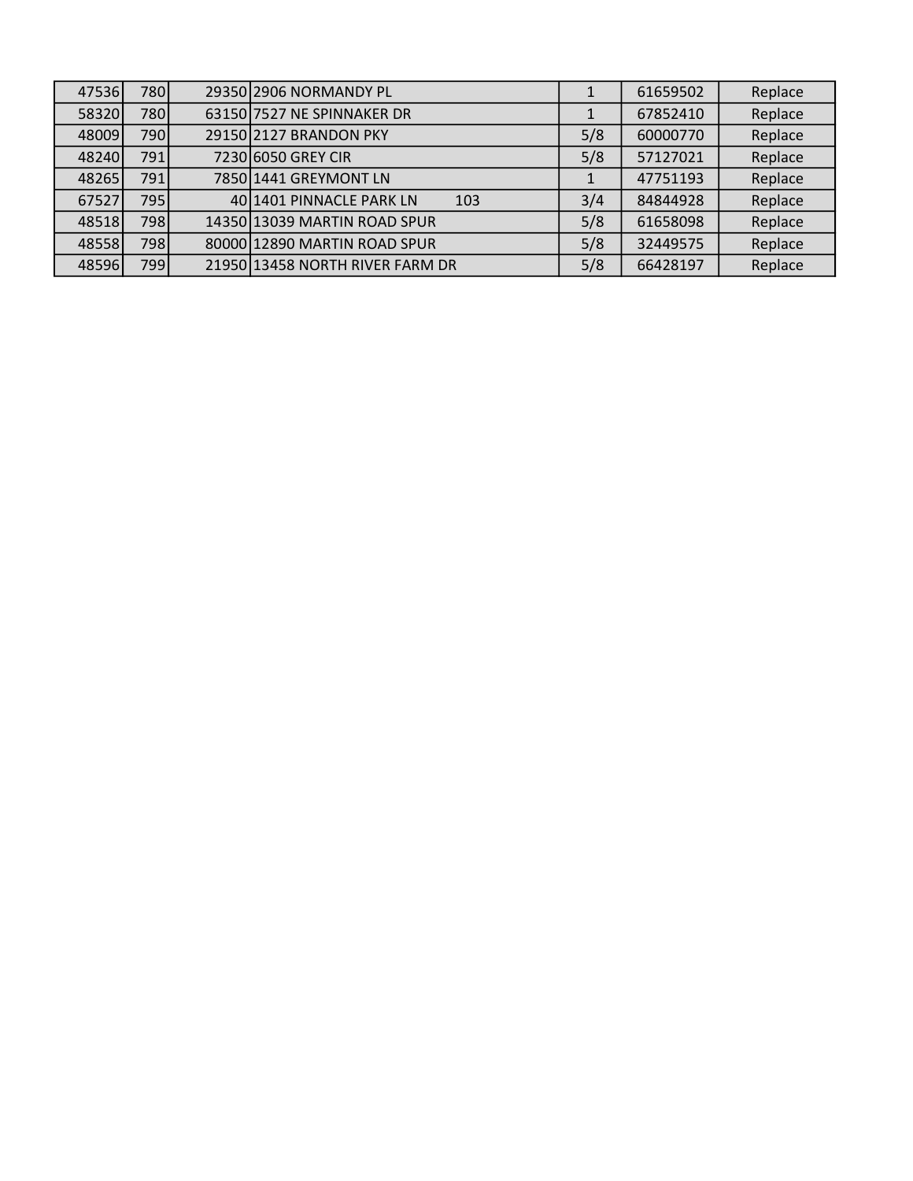| | | | | | | |
|---|---|---|---|---|---|---|
| 47536 | 780 | 29350 | 2906 NORMANDY PL | 1 | 61659502 | Replace |
| 58320 | 780 | 63150 | 7527 NE SPINNAKER DR | 1 | 67852410 | Replace |
| 48009 | 790 | 29150 | 2127 BRANDON PKY | 5/8 | 60000770 | Replace |
| 48240 | 791 | 7230 | 6050 GREY CIR | 5/8 | 57127021 | Replace |
| 48265 | 791 | 7850 | 1441 GREYMONT LN | 1 | 47751193 | Replace |
| 67527 | 795 | 40 | 1401 PINNACLE PARK LN 103 | 3/4 | 84844928 | Replace |
| 48518 | 798 | 14350 | 13039 MARTIN ROAD SPUR | 5/8 | 61658098 | Replace |
| 48558 | 798 | 80000 | 12890 MARTIN ROAD SPUR | 5/8 | 32449575 | Replace |
| 48596 | 799 | 21950 | 13458 NORTH RIVER FARM DR | 5/8 | 66428197 | Replace |